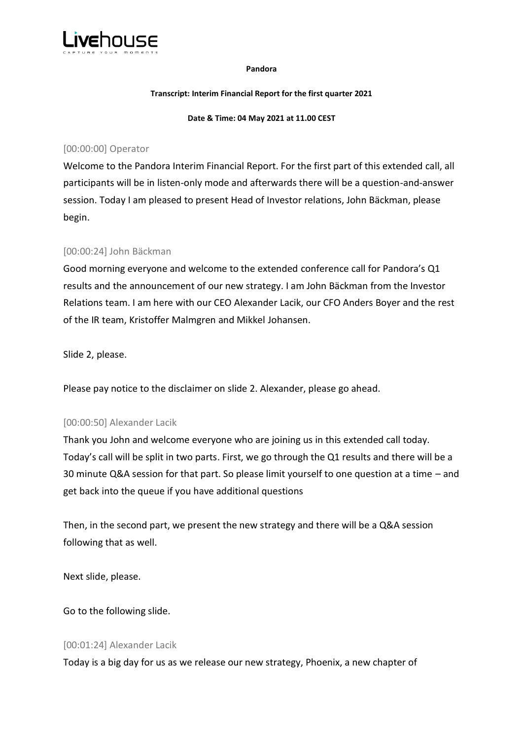**Pandora**

**Transcript: Interim Financial Report for the first quarter 2021**

**Date & Time: 04 May 2021 at 11.00 CEST**

[00:00:00] Operator

Welcome to the Pandora Interim Financial Report. For the first part of this extended call, all participants will be in listen-only mode and afterwards there will be a question-and-answer session. Today I am pleased to present Head of Investor relations, John Bäckman, please begin.

[00:00:24] John Bäckman

Good morning everyone and welcome to the extended conference call for Pandora's Q1 results and the announcement of our new strategy. I am John Bäckman from the Investor Relations team. I am here with our CEO Alexander Lacik, our CFO Anders Boyer and the rest of the IR team, Kristoffer Malmgren and Mikkel Johansen.

Slide 2, please.

Please pay notice to the disclaimer on slide 2. Alexander, please go ahead.

[00:00:50] Alexander Lacik

Thank you John and welcome everyone who are joining us in this extended call today. Today's call will be split in two parts. First, we go through the Q1 results and there will be a 30 minute Q&A session for that part. So please limit yourself to one question at a time – and get back into the queue if you have additional questions

Then, in the second part, we present the new strategy and there will be a Q&A session following that as well.

Next slide, please.

Go to the following slide.

[00:01:24] Alexander Lacik

Today is a big day for us as we release our new strategy, Phoenix, a new chapter of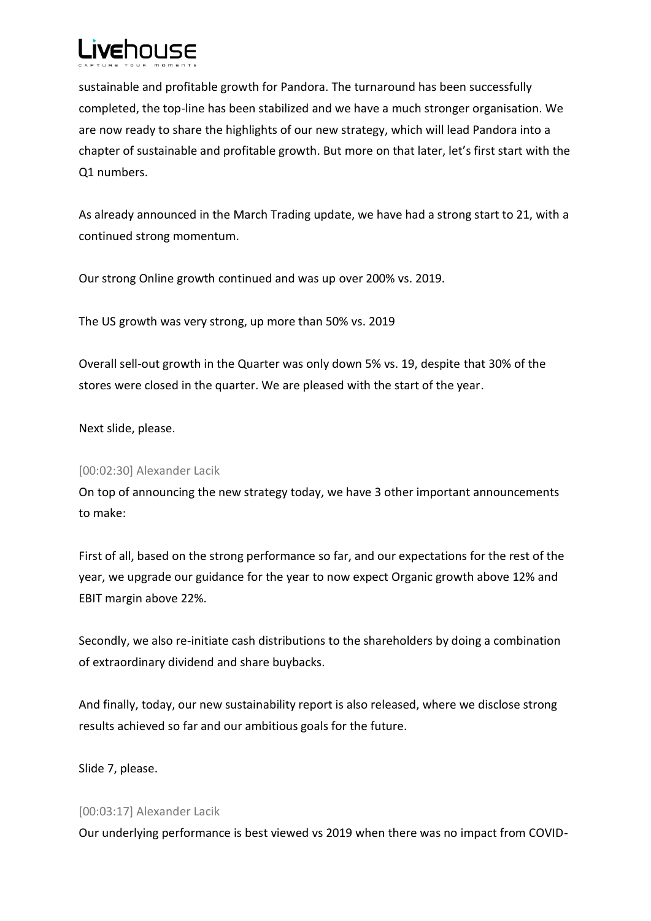sustainable and profitable growth for Pandora. The turnaround has been successfully completed, the top-line has been stabilized and we have a much stronger organisation. We are now ready to share the highlights of our new strategy, which will lead Pandora into a chapter of sustainable and profitable growth. But more on that later, let's first start with the Q1 numbers.

As already announced in the March Trading update, we have had a strong start to 21, with a continued strong momentum.

Our strong Online growth continued and was up over 200% vs. 2019.

The US growth was very strong, up more than 50% vs. 2019

Overall sell-out growth in the Quarter was only down 5% vs. 19, despite that 30% of the stores were closed in the quarter. We are pleased with the start of the year.

Next slide, please.

[00:02:30] Alexander Lacik

On top of announcing the new strategy today, we have 3 other important announcements to make:

First of all, based on the strong performance so far, and our expectations for the rest of the year, we upgrade our guidance for the year to now expect Organic growth above 12% and EBIT margin above 22%.

Secondly, we also re-initiate cash distributions to the shareholders by doing a combination of extraordinary dividend and share buybacks.

And finally, today, our new sustainability report is also released, where we disclose strong results achieved so far and our ambitious goals for the future.

Slide 7, please.

[00:03:17] Alexander Lacik

Our underlying performance is best viewed vs 2019 when there was no impact from COVID-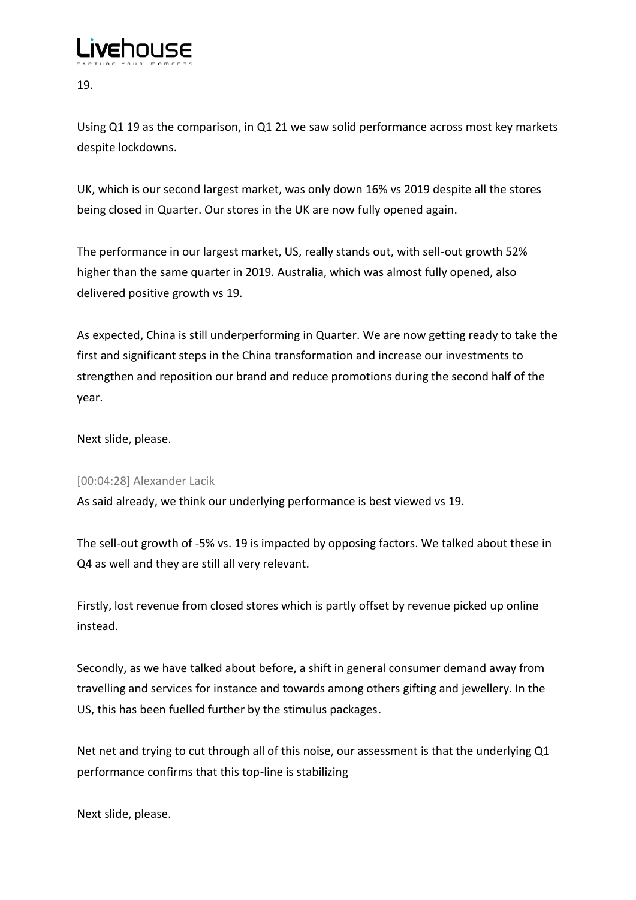19.

Using Q1 19 as the comparison, in Q1 21 we saw solid performance across most key markets despite lockdowns.

UK, which is our second largest market, was only down 16% vs 2019 despite all the stores being closed in Quarter. Our stores in the UK are now fully opened again.

The performance in our largest market, US, really stands out, with sell-out growth 52% higher than the same quarter in 2019. Australia, which was almost fully opened, also delivered positive growth vs 19.

As expected, China is still underperforming in Quarter. We are now getting ready to take the first and significant steps in the China transformation and increase our investments to strengthen and reposition our brand and reduce promotions during the second half of the year.

Next slide, please.

[00:04:28] Alexander Lacik

As said already, we think our underlying performance is best viewed vs 19.

The sell-out growth of -5% vs. 19 is impacted by opposing factors. We talked about these in Q4 as well and they are still all very relevant.

Firstly, lost revenue from closed stores which is partly offset by revenue picked up online instead.

Secondly, as we have talked about before, a shift in general consumer demand away from travelling and services for instance and towards among others gifting and jewellery. In the US, this has been fuelled further by the stimulus packages.

Net net and trying to cut through all of this noise, our assessment is that the underlying Q1 performance confirms that this top-line is stabilizing

Next slide, please.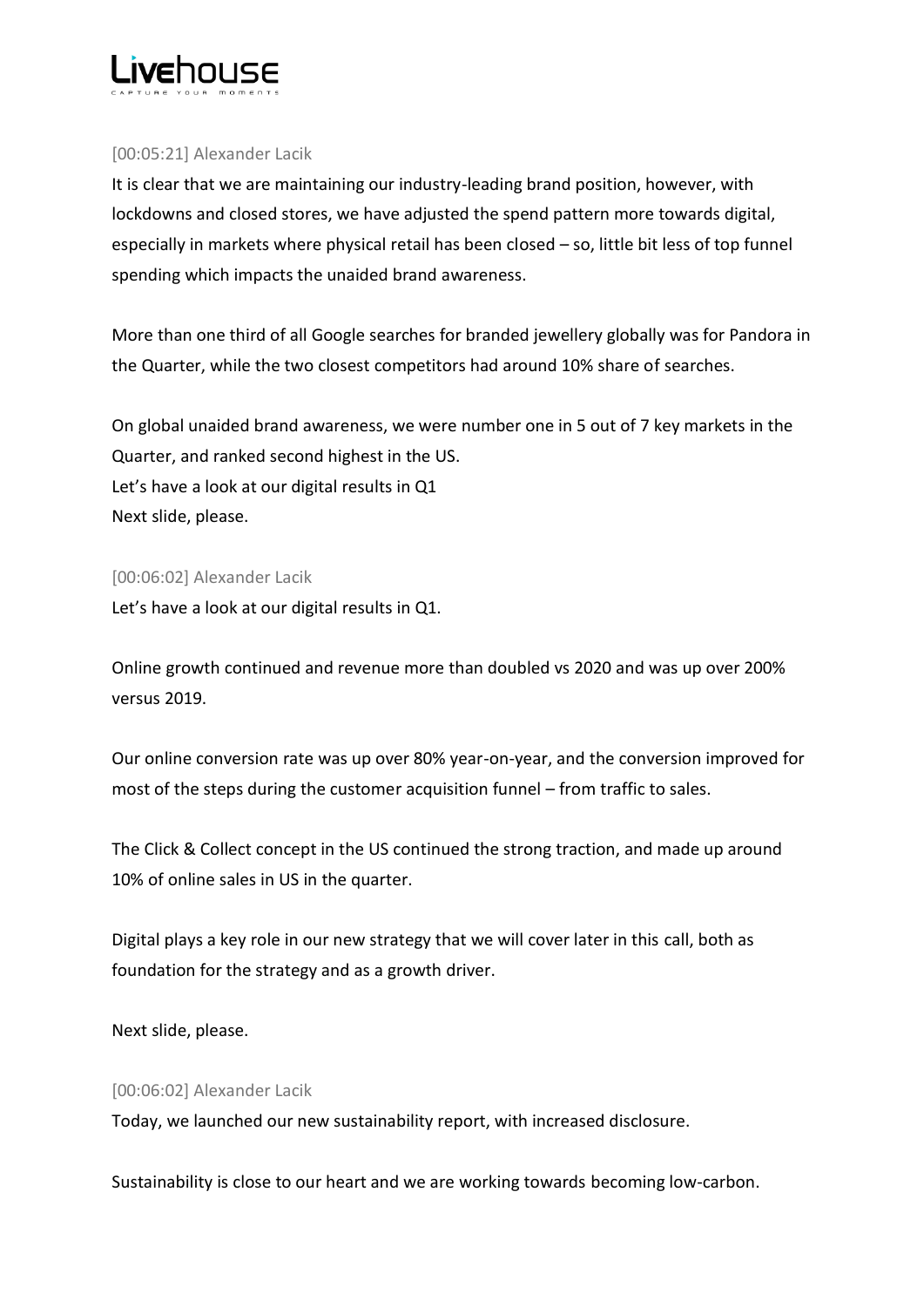[00:05:21] Alexander Lacik

It is clear that we are maintaining our industry-leading brand position, however, with lockdowns and closed stores, we have adjusted the spend pattern more towards digital, especially in markets where physical retail has been closed – so, little bit less of top funnel spending which impacts the unaided brand awareness.

More than one third of all Google searches for branded jewellery globally was for Pandora in the Quarter, while the two closest competitors had around 10% share of searches.

On global unaided brand awareness, we were number one in 5 out of 7 key markets in the Quarter, and ranked second highest in the US.
Let's have a look at our digital results in Q1
Next slide, please.

[00:06:02] Alexander Lacik

Let's have a look at our digital results in Q1.

Online growth continued and revenue more than doubled vs 2020 and was up over 200% versus 2019.

Our online conversion rate was up over 80% year-on-year, and the conversion improved for most of the steps during the customer acquisition funnel – from traffic to sales.

The Click & Collect concept in the US continued the strong traction, and made up around 10% of online sales in US in the quarter.

Digital plays a key role in our new strategy that we will cover later in this call, both as foundation for the strategy and as a growth driver.

Next slide, please.

[00:06:02] Alexander Lacik

Today, we launched our new sustainability report, with increased disclosure.

Sustainability is close to our heart and we are working towards becoming low-carbon.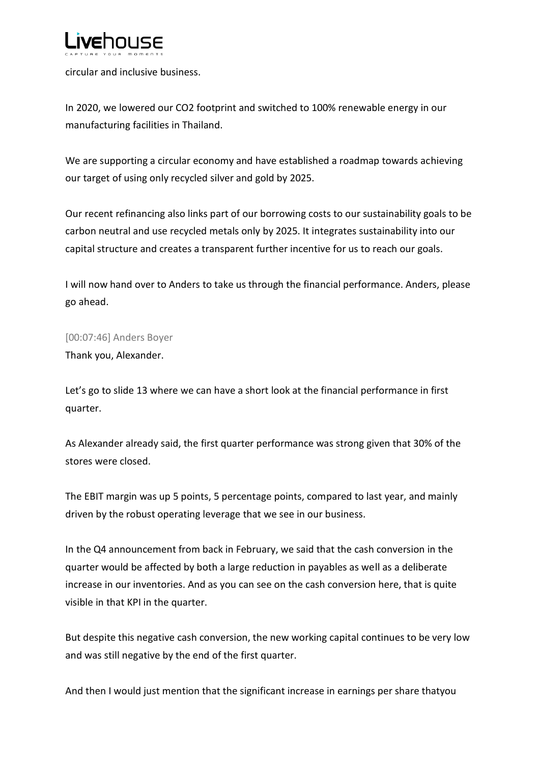circular and inclusive business.

In 2020, we lowered our $CO_2$ footprint and switched to 100% renewable energy in our manufacturing facilities in Thailand.

We are supporting a circular economy and have established a roadmap towards achieving our target of using only recycled silver and gold by 2025.

Our recent refinancing also links part of our borrowing costs to our sustainability goals to be carbon neutral and use recycled metals only by 2025. It integrates sustainability into our capital structure and creates a transparent further incentive for us to reach our goals.

I will now hand over to Anders to take us through the financial performance. Anders, please go ahead.

[00:07:46] Anders Boyer

Thank you, Alexander.

Let's go to slide 13 where we can have a short look at the financial performance in first quarter.

As Alexander already said, the first quarter performance was strong given that 30% of the stores were closed.

The EBIT margin was up 5 points, 5 percentage points, compared to last year, and mainly driven by the robust operating leverage that we see in our business.

In the Q4 announcement from back in February, we said that the cash conversion in the quarter would be affected by both a large reduction in payables as well as a deliberate increase in our inventories. And as you can see on the cash conversion here, that is quite visible in that KPI in the quarter.

But despite this negative cash conversion, the new working capital continues to be very low and was still negative by the end of the first quarter.

And then I would just mention that the significant increase in earnings per share thatyou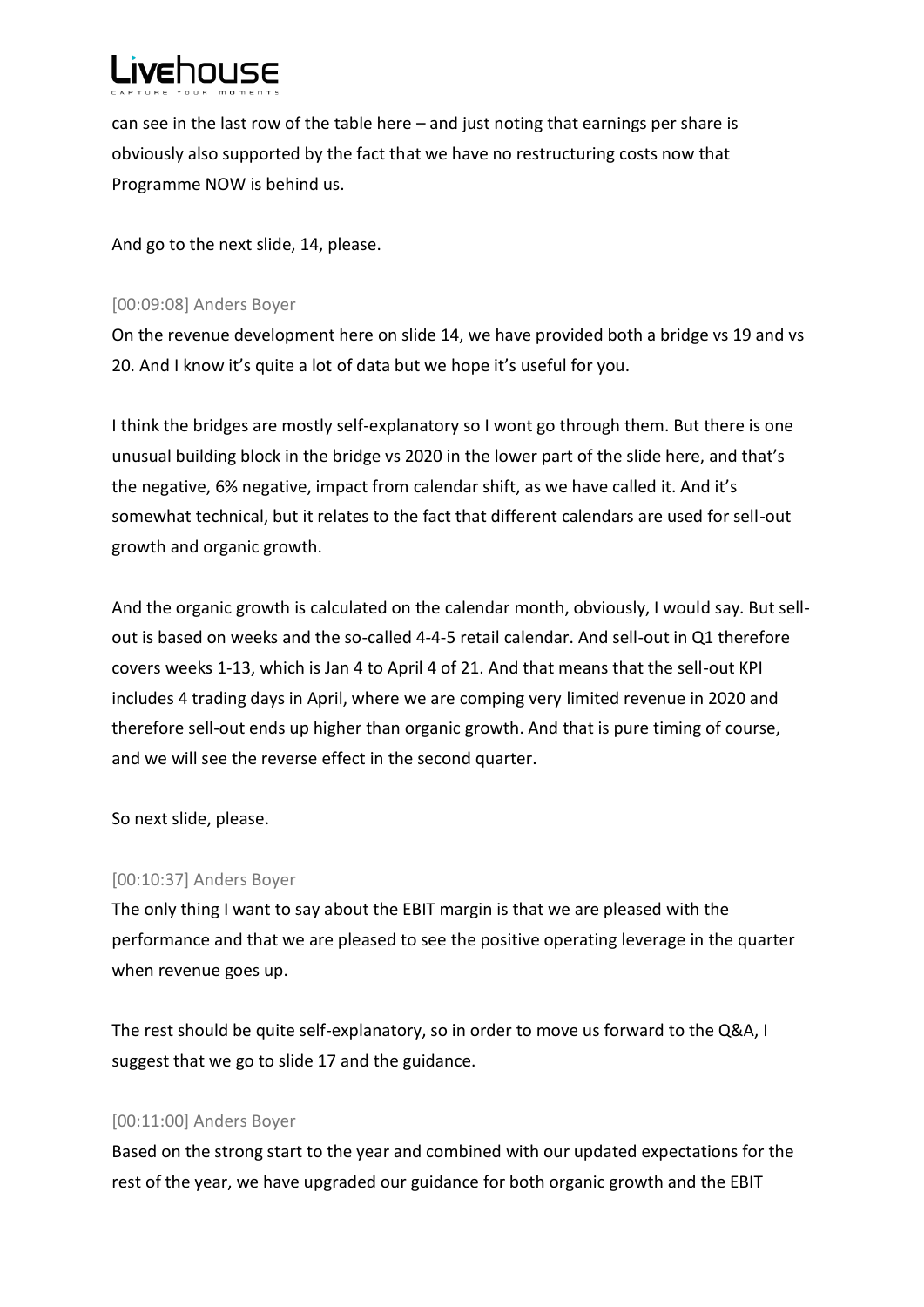can see in the last row of the table here – and just noting that earnings per share is obviously also supported by the fact that we have no restructuring costs now that Programme NOW is behind us.

And go to the next slide, 14, please.

[00:09:08] Anders Boyer

On the revenue development here on slide 14, we have provided both a bridge vs 19 and vs 20. And I know it's quite a lot of data but we hope it's useful for you.

I think the bridges are mostly self-explanatory so I wont go through them. But there is one unusual building block in the bridge vs 2020 in the lower part of the slide here, and that's the negative, 6% negative, impact from calendar shift, as we have called it. And it's somewhat technical, but it relates to the fact that different calendars are used for sell-out growth and organic growth.

And the organic growth is calculated on the calendar month, obviously, I would say. But sell-out is based on weeks and the so-called 4-4-5 retail calendar. And sell-out in Q1 therefore covers weeks 1-13, which is Jan 4 to April 4 of 21. And that means that the sell-out KPI includes 4 trading days in April, where we are comping very limited revenue in 2020 and therefore sell-out ends up higher than organic growth. And that is pure timing of course, and we will see the reverse effect in the second quarter.

So next slide, please.

[00:10:37] Anders Boyer

The only thing I want to say about the EBIT margin is that we are pleased with the performance and that we are pleased to see the positive operating leverage in the quarter when revenue goes up.

The rest should be quite self-explanatory, so in order to move us forward to the Q&A, I suggest that we go to slide 17 and the guidance.

[00:11:00] Anders Boyer

Based on the strong start to the year and combined with our updated expectations for the rest of the year, we have upgraded our guidance for both organic growth and the EBIT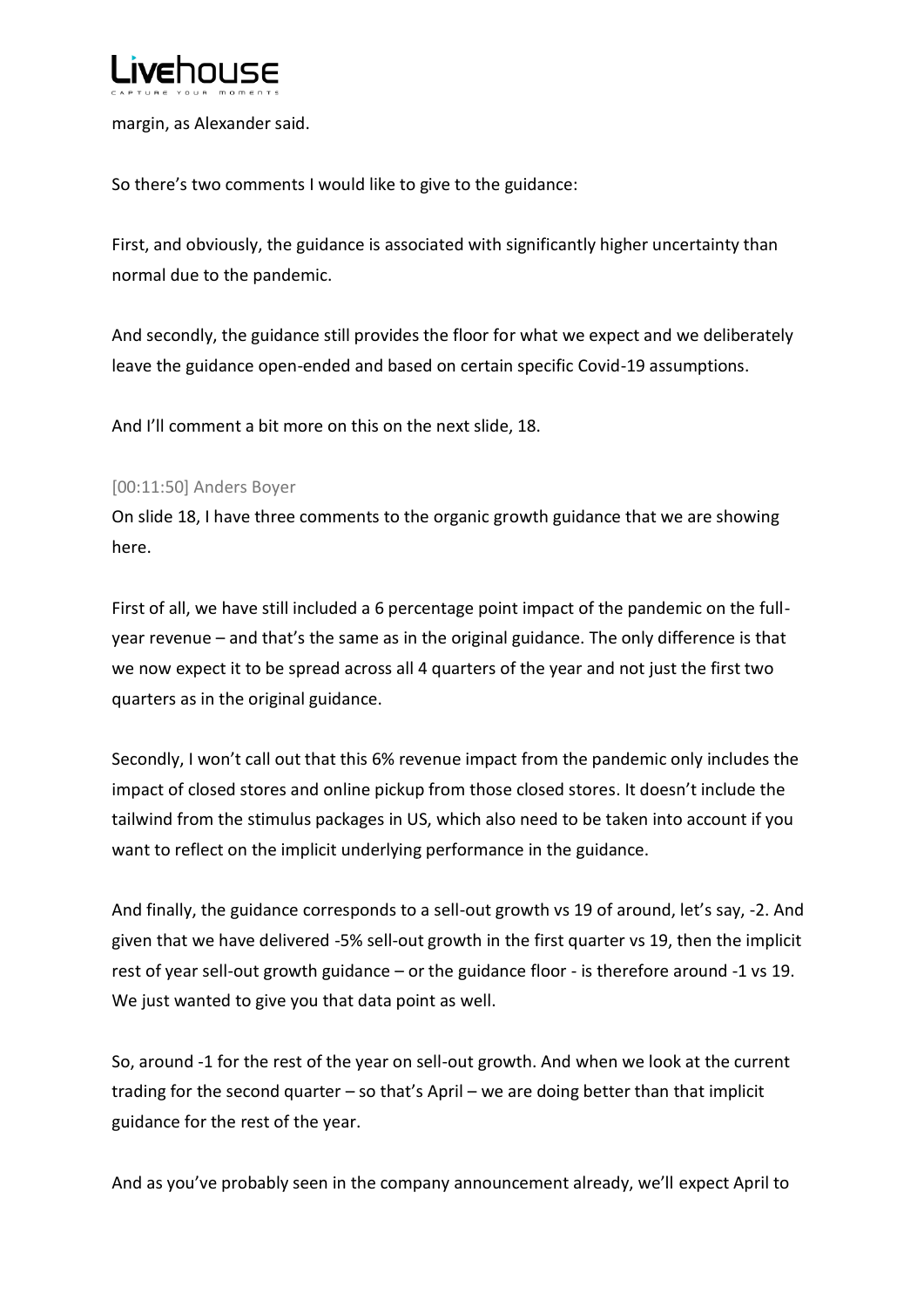margin, as Alexander said.

So there's two comments I would like to give to the guidance:

First, and obviously, the guidance is associated with significantly higher uncertainty than normal due to the pandemic.

And secondly, the guidance still provides the floor for what we expect and we deliberately leave the guidance open-ended and based on certain specific Covid-19 assumptions.

And I'll comment a bit more on this on the next slide, 18.

[00:11:50] Anders Boyer

On slide 18, I have three comments to the organic growth guidance that we are showing here.

First of all, we have still included a 6 percentage point impact of the pandemic on the full-year revenue – and that's the same as in the original guidance. The only difference is that we now expect it to be spread across all 4 quarters of the year and not just the first two quarters as in the original guidance.

Secondly, I won't call out that this 6% revenue impact from the pandemic only includes the impact of closed stores and online pickup from those closed stores. It doesn't include the tailwind from the stimulus packages in US, which also need to be taken into account if you want to reflect on the implicit underlying performance in the guidance.

And finally, the guidance corresponds to a sell-out growth vs 19 of around, let's say, -2. And given that we have delivered -5% sell-out growth in the first quarter vs 19, then the implicit rest of year sell-out growth guidance – or the guidance floor - is therefore around -1 vs 19. We just wanted to give you that data point as well.

So, around -1 for the rest of the year on sell-out growth. And when we look at the current trading for the second quarter – so that's April – we are doing better than that implicit guidance for the rest of the year.

And as you've probably seen in the company announcement already, we'll expect April to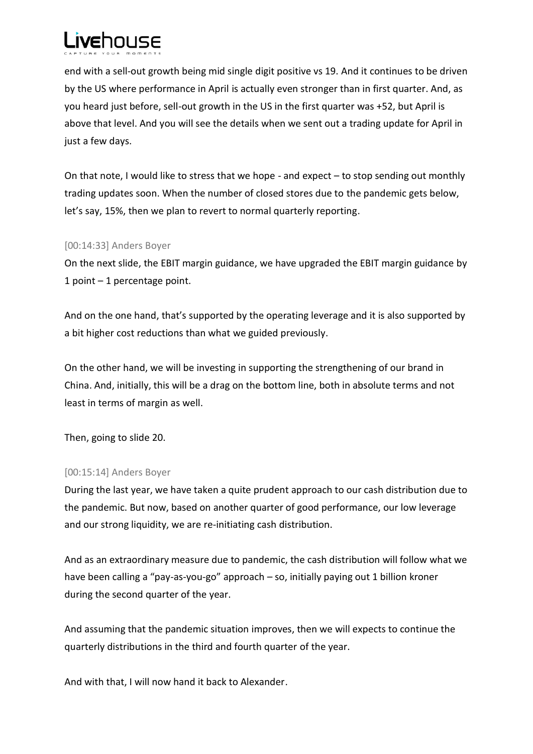end with a sell-out growth being mid single digit positive vs 19. And it continues to be driven by the US where performance in April is actually even stronger than in first quarter. And, as you heard just before, sell-out growth in the US in the first quarter was +52, but April is above that level. And you will see the details when we sent out a trading update for April in just a few days.

On that note, I would like to stress that we hope - and expect – to stop sending out monthly trading updates soon. When the number of closed stores due to the pandemic gets below, let's say, 15%, then we plan to revert to normal quarterly reporting.

[00:14:33] Anders Boyer

On the next slide, the EBIT margin guidance, we have upgraded the EBIT margin guidance by 1 point – 1 percentage point.

And on the one hand, that's supported by the operating leverage and it is also supported by a bit higher cost reductions than what we guided previously.

On the other hand, we will be investing in supporting the strengthening of our brand in China. And, initially, this will be a drag on the bottom line, both in absolute terms and not least in terms of margin as well.

Then, going to slide 20.

[00:15:14] Anders Boyer

During the last year, we have taken a quite prudent approach to our cash distribution due to the pandemic. But now, based on another quarter of good performance, our low leverage and our strong liquidity, we are re-initiating cash distribution.

And as an extraordinary measure due to pandemic, the cash distribution will follow what we have been calling a "pay-as-you-go" approach – so, initially paying out 1 billion kroner during the second quarter of the year.

And assuming that the pandemic situation improves, then we will expects to continue the quarterly distributions in the third and fourth quarter of the year.

And with that, I will now hand it back to Alexander.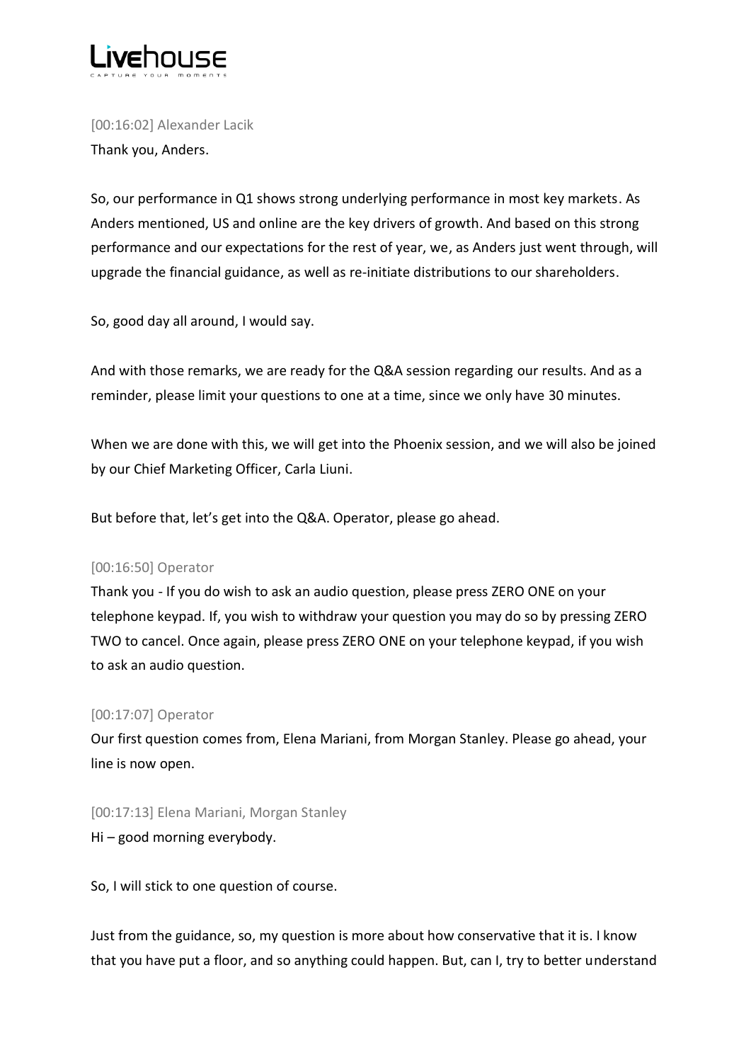[00:16:02] Alexander Lacik

Thank you, Anders.

So, our performance in Q1 shows strong underlying performance in most key markets. As Anders mentioned, US and online are the key drivers of growth. And based on this strong performance and our expectations for the rest of year, we, as Anders just went through, will upgrade the financial guidance, as well as re-initiate distributions to our shareholders.

So, good day all around, I would say.

And with those remarks, we are ready for the Q&A session regarding our results. And as a reminder, please limit your questions to one at a time, since we only have 30 minutes.

When we are done with this, we will get into the Phoenix session, and we will also be joined by our Chief Marketing Officer, Carla Liuni.

But before that, let's get into the Q&A. Operator, please go ahead.

[00:16:50] Operator

Thank you - If you do wish to ask an audio question, please press ZERO ONE on your telephone keypad. If, you wish to withdraw your question you may do so by pressing ZERO TWO to cancel. Once again, please press ZERO ONE on your telephone keypad, if you wish to ask an audio question.

[00:17:07] Operator

Our first question comes from, Elena Mariani, from Morgan Stanley. Please go ahead, your line is now open.

[00:17:13] Elena Mariani, Morgan Stanley

Hi – good morning everybody.

So, I will stick to one question of course.

Just from the guidance, so, my question is more about how conservative that it is. I know that you have put a floor, and so anything could happen. But, can I, try to better understand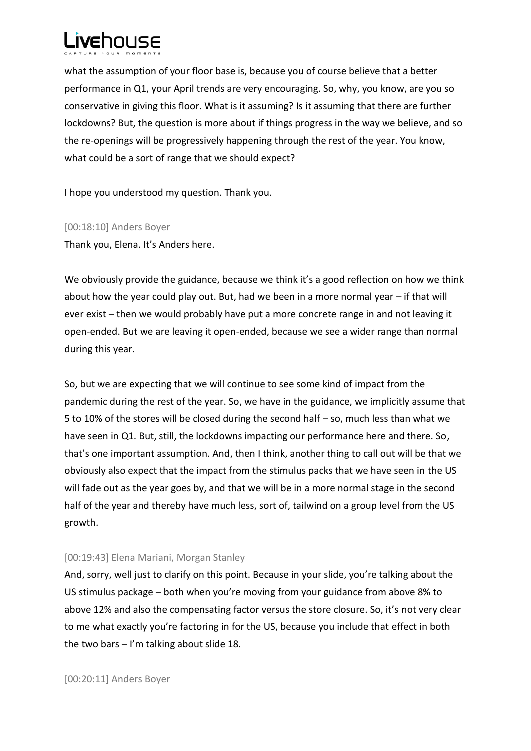what the assumption of your floor base is, because you of course believe that a better performance in Q1, your April trends are very encouraging. So, why, you know, are you so conservative in giving this floor. What is it assuming? Is it assuming that there are further lockdowns? But, the question is more about if things progress in the way we believe, and so the re-openings will be progressively happening through the rest of the year. You know, what could be a sort of range that we should expect?

I hope you understood my question. Thank you.

[00:18:10] Anders Boyer

Thank you, Elena. It's Anders here.

We obviously provide the guidance, because we think it's a good reflection on how we think about how the year could play out. But, had we been in a more normal year – if that will ever exist – then we would probably have put a more concrete range in and not leaving it open-ended. But we are leaving it open-ended, because we see a wider range than normal during this year.

So, but we are expecting that we will continue to see some kind of impact from the pandemic during the rest of the year. So, we have in the guidance, we implicitly assume that 5 to 10% of the stores will be closed during the second half – so, much less than what we have seen in Q1. But, still, the lockdowns impacting our performance here and there. So, that's one important assumption. And, then I think, another thing to call out will be that we obviously also expect that the impact from the stimulus packs that we have seen in the US will fade out as the year goes by, and that we will be in a more normal stage in the second half of the year and thereby have much less, sort of, tailwind on a group level from the US growth.

[00:19:43] Elena Mariani, Morgan Stanley

And, sorry, well just to clarify on this point. Because in your slide, you're talking about the US stimulus package – both when you're moving from your guidance from above 8% to above 12% and also the compensating factor versus the store closure. So, it's not very clear to me what exactly you're factoring in for the US, because you include that effect in both the two bars – I'm talking about slide 18.

[00:20:11] Anders Boyer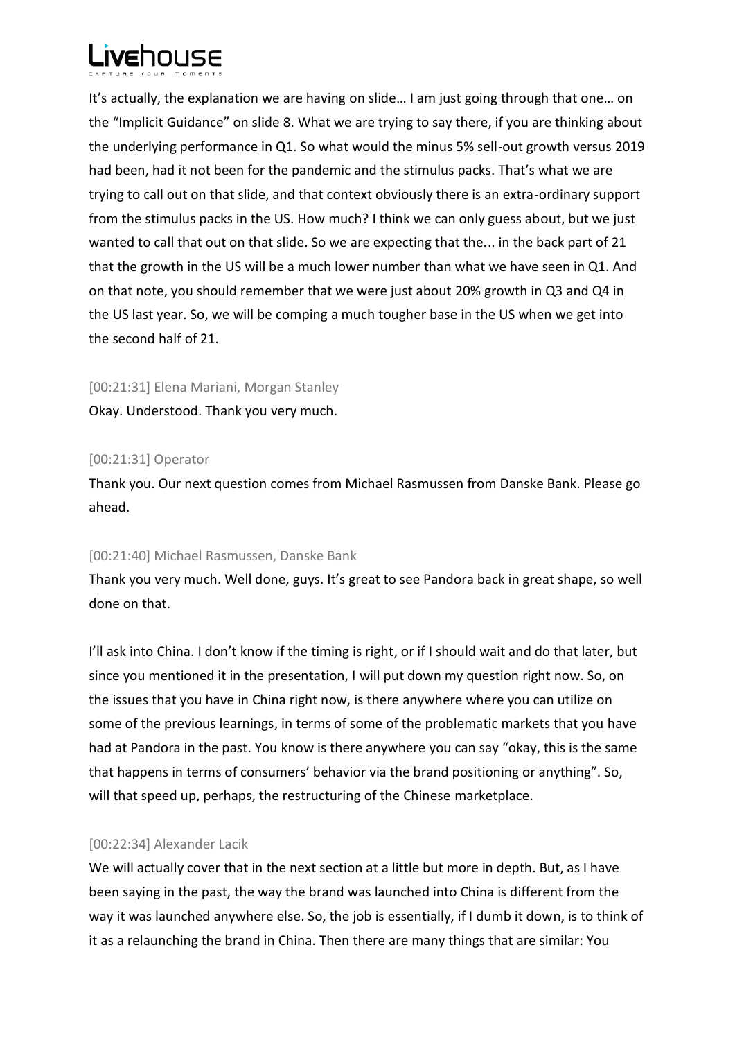It's actually, the explanation we are having on slide… I am just going through that one… on the "Implicit Guidance" on slide 8. What we are trying to say there, if you are thinking about the underlying performance in Q1. So what would the minus 5% sell-out growth versus 2019 had been, had it not been for the pandemic and the stimulus packs. That's what we are trying to call out on that slide, and that context obviously there is an extra-ordinary support from the stimulus packs in the US. How much? I think we can only guess about, but we just wanted to call that out on that slide. So we are expecting that the... in the back part of 21 that the growth in the US will be a much lower number than what we have seen in Q1. And on that note, you should remember that we were just about 20% growth in Q3 and Q4 in the US last year. So, we will be comping a much tougher base in the US when we get into the second half of 21.

[00:21:31] Elena Mariani, Morgan Stanley

Okay. Understood. Thank you very much.

[00:21:31] Operator

Thank you. Our next question comes from Michael Rasmussen from Danske Bank. Please go ahead.

[00:21:40] Michael Rasmussen, Danske Bank

Thank you very much. Well done, guys. It's great to see Pandora back in great shape, so well done on that.

I'll ask into China. I don't know if the timing is right, or if I should wait and do that later, but since you mentioned it in the presentation, I will put down my question right now. So, on the issues that you have in China right now, is there anywhere where you can utilize on some of the previous learnings, in terms of some of the problematic markets that you have had at Pandora in the past. You know is there anywhere you can say "okay, this is the same that happens in terms of consumers' behavior via the brand positioning or anything". So, will that speed up, perhaps, the restructuring of the Chinese marketplace.

[00:22:34] Alexander Lacik

We will actually cover that in the next section at a little but more in depth. But, as I have been saying in the past, the way the brand was launched into China is different from the way it was launched anywhere else. So, the job is essentially, if I dumb it down, is to think of it as a relaunching the brand in China. Then there are many things that are similar: You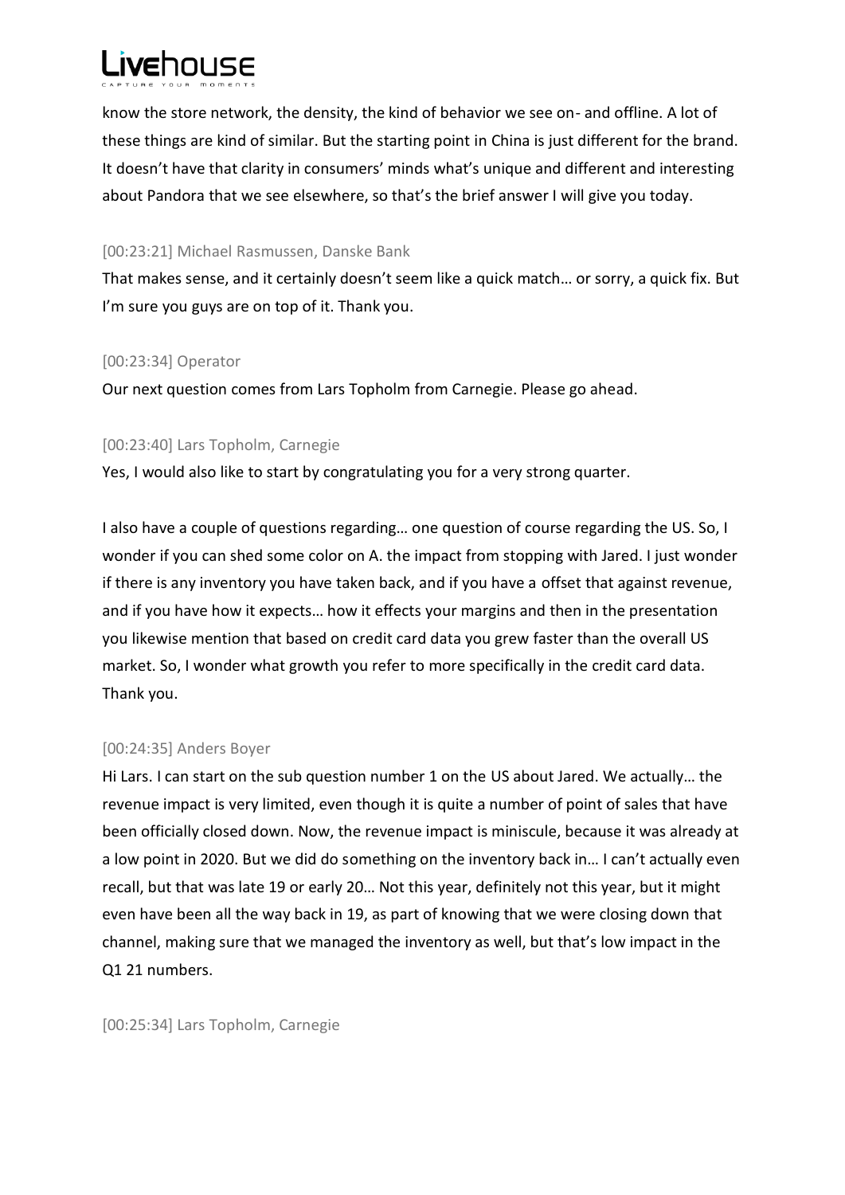know the store network, the density, the kind of behavior we see on- and offline. A lot of these things are kind of similar. But the starting point in China is just different for the brand. It doesn't have that clarity in consumers' minds what's unique and different and interesting about Pandora that we see elsewhere, so that's the brief answer I will give you today.

[00:23:21] Michael Rasmussen, Danske Bank

That makes sense, and it certainly doesn't seem like a quick match… or sorry, a quick fix. But I'm sure you guys are on top of it. Thank you.

[00:23:34] Operator

Our next question comes from Lars Topholm from Carnegie. Please go ahead.

[00:23:40] Lars Topholm, Carnegie

Yes, I would also like to start by congratulating you for a very strong quarter.

I also have a couple of questions regarding… one question of course regarding the US. So, I wonder if you can shed some color on A. the impact from stopping with Jared. I just wonder if there is any inventory you have taken back, and if you have a offset that against revenue, and if you have how it expects… how it effects your margins and then in the presentation you likewise mention that based on credit card data you grew faster than the overall US market. So, I wonder what growth you refer to more specifically in the credit card data. Thank you.

[00:24:35] Anders Boyer

Hi Lars. I can start on the sub question number 1 on the US about Jared. We actually… the revenue impact is very limited, even though it is quite a number of point of sales that have been officially closed down. Now, the revenue impact is miniscule, because it was already at a low point in 2020. But we did do something on the inventory back in… I can't actually even recall, but that was late 19 or early 20… Not this year, definitely not this year, but it might even have been all the way back in 19, as part of knowing that we were closing down that channel, making sure that we managed the inventory as well, but that's low impact in the Q1 21 numbers.

[00:25:34] Lars Topholm, Carnegie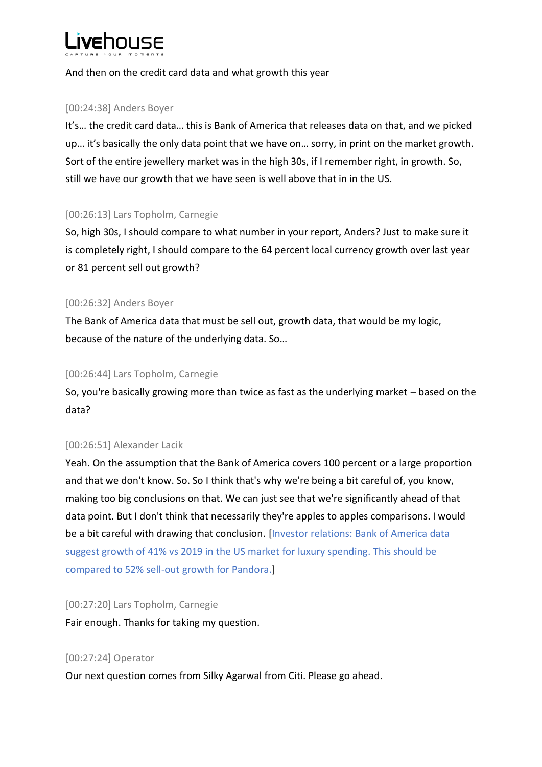And then on the credit card data and what growth this year

[00:24:38] Anders Boyer

It's… the credit card data… this is Bank of America that releases data on that, and we picked up… it's basically the only data point that we have on… sorry, in print on the market growth. Sort of the entire jewellery market was in the high 30s, if I remember right, in growth. So, still we have our growth that we have seen is well above that in in the US.

[00:26:13] Lars Topholm, Carnegie

So, high 30s, I should compare to what number in your report, Anders? Just to make sure it is completely right, I should compare to the 64 percent local currency growth over last year or 81 percent sell out growth?

[00:26:32] Anders Boyer

The Bank of America data that must be sell out, growth data, that would be my logic, because of the nature of the underlying data. So…

[00:26:44] Lars Topholm, Carnegie

So, you're basically growing more than twice as fast as the underlying market – based on the data?

[00:26:51] Alexander Lacik

Yeah. On the assumption that the Bank of America covers 100 percent or a large proportion and that we don't know. So. So I think that's why we're being a bit careful of, you know, making too big conclusions on that. We can just see that we're significantly ahead of that data point. But I don't think that necessarily they're apples to apples comparisons. I would be a bit careful with drawing that conclusion. [Investor relations: Bank of America data suggest growth of 41% vs 2019 in the US market for luxury spending. This should be compared to 52% sell-out growth for Pandora.]

[00:27:20] Lars Topholm, Carnegie

Fair enough. Thanks for taking my question.

[00:27:24] Operator

Our next question comes from Silky Agarwal from Citi. Please go ahead.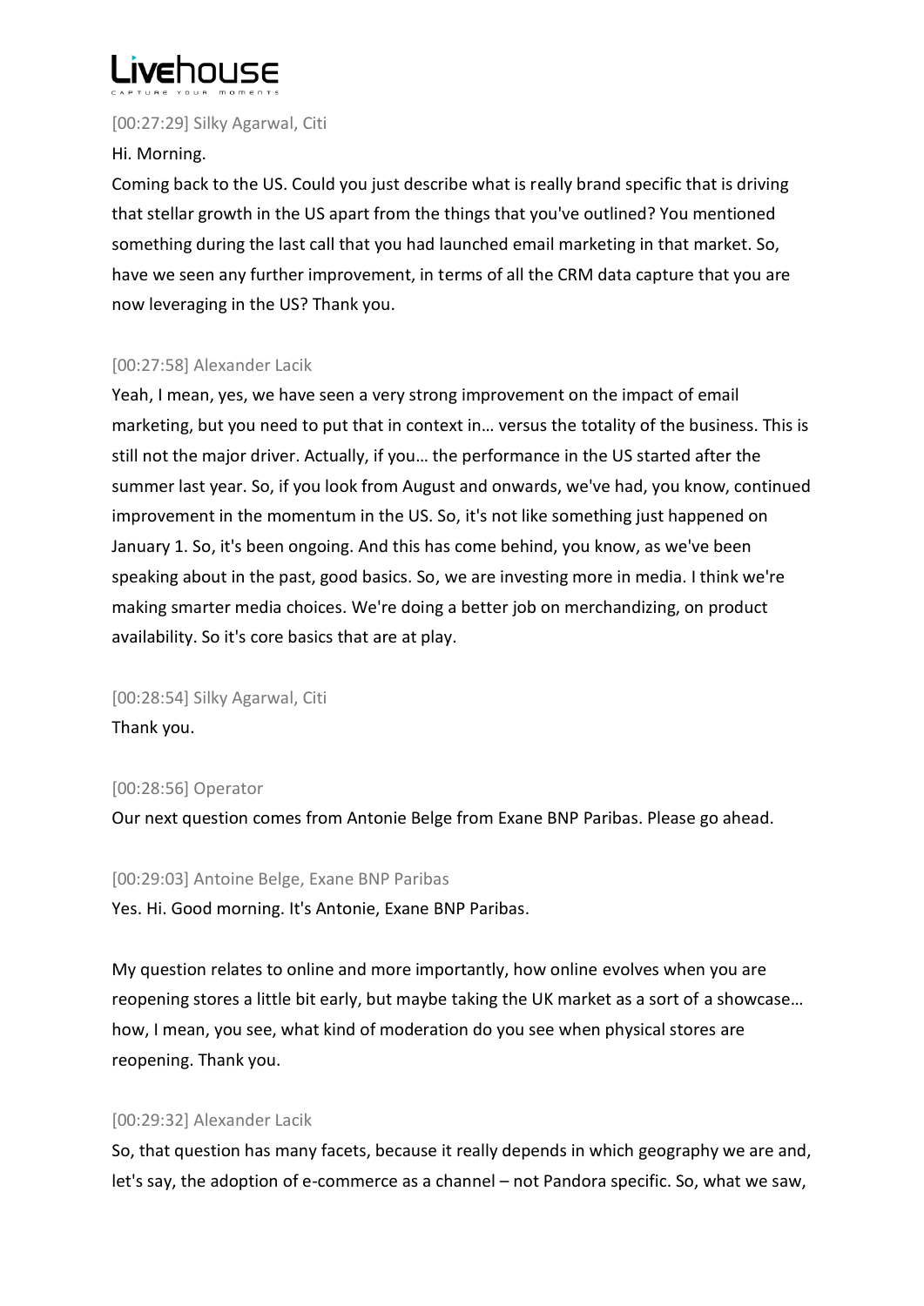[00:27:29] Silky Agarwal, Citi

Hi. Morning.

Coming back to the US. Could you just describe what is really brand specific that is driving that stellar growth in the US apart from the things that you've outlined? You mentioned something during the last call that you had launched email marketing in that market. So, have we seen any further improvement, in terms of all the CRM data capture that you are now leveraging in the US? Thank you.

[00:27:58] Alexander Lacik

Yeah, I mean, yes, we have seen a very strong improvement on the impact of email marketing, but you need to put that in context in… versus the totality of the business. This is still not the major driver. Actually, if you… the performance in the US started after the summer last year. So, if you look from August and onwards, we've had, you know, continued improvement in the momentum in the US. So, it's not like something just happened on January 1. So, it's been ongoing. And this has come behind, you know, as we've been speaking about in the past, good basics. So, we are investing more in media. I think we're making smarter media choices. We're doing a better job on merchandizing, on product availability. So it's core basics that are at play.

[00:28:54] Silky Agarwal, Citi

Thank you.

[00:28:56] Operator

Our next question comes from Antonie Belge from Exane BNP Paribas. Please go ahead.

[00:29:03] Antoine Belge, Exane BNP Paribas

Yes. Hi. Good morning. It's Antonie, Exane BNP Paribas.

My question relates to online and more importantly, how online evolves when you are reopening stores a little bit early, but maybe taking the UK market as a sort of a showcase… how, I mean, you see, what kind of moderation do you see when physical stores are reopening. Thank you.

[00:29:32] Alexander Lacik

So, that question has many facets, because it really depends in which geography we are and, let's say, the adoption of e-commerce as a channel – not Pandora specific. So, what we saw,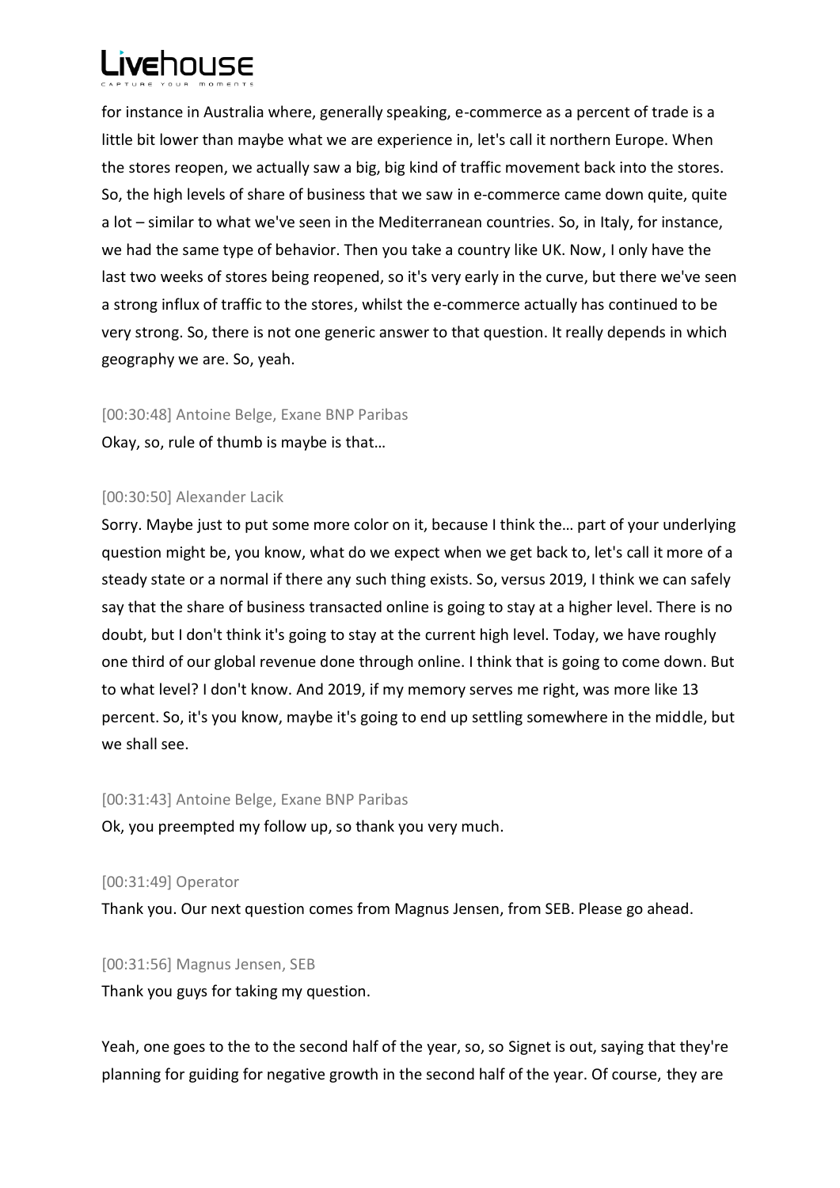for instance in Australia where, generally speaking, e-commerce as a percent of trade is a little bit lower than maybe what we are experience in, let's call it northern Europe. When the stores reopen, we actually saw a big, big kind of traffic movement back into the stores. So, the high levels of share of business that we saw in e-commerce came down quite, quite a lot – similar to what we've seen in the Mediterranean countries. So, in Italy, for instance, we had the same type of behavior. Then you take a country like UK. Now, I only have the last two weeks of stores being reopened, so it's very early in the curve, but there we've seen a strong influx of traffic to the stores, whilst the e-commerce actually has continued to be very strong. So, there is not one generic answer to that question. It really depends in which geography we are. So, yeah.

[00:30:48] Antoine Belge, Exane BNP Paribas

Okay, so, rule of thumb is maybe is that…

[00:30:50] Alexander Lacik

Sorry. Maybe just to put some more color on it, because I think the… part of your underlying question might be, you know, what do we expect when we get back to, let's call it more of a steady state or a normal if there any such thing exists. So, versus 2019, I think we can safely say that the share of business transacted online is going to stay at a higher level. There is no doubt, but I don't think it's going to stay at the current high level. Today, we have roughly one third of our global revenue done through online. I think that is going to come down. But to what level? I don't know. And 2019, if my memory serves me right, was more like 13 percent. So, it's you know, maybe it's going to end up settling somewhere in the middle, but we shall see.

[00:31:43] Antoine Belge, Exane BNP Paribas

Ok, you preempted my follow up, so thank you very much.

[00:31:49] Operator

Thank you. Our next question comes from Magnus Jensen, from SEB. Please go ahead.

[00:31:56] Magnus Jensen, SEB

Thank you guys for taking my question.

Yeah, one goes to the to the second half of the year, so, so Signet is out, saying that they're planning for guiding for negative growth in the second half of the year. Of course, they are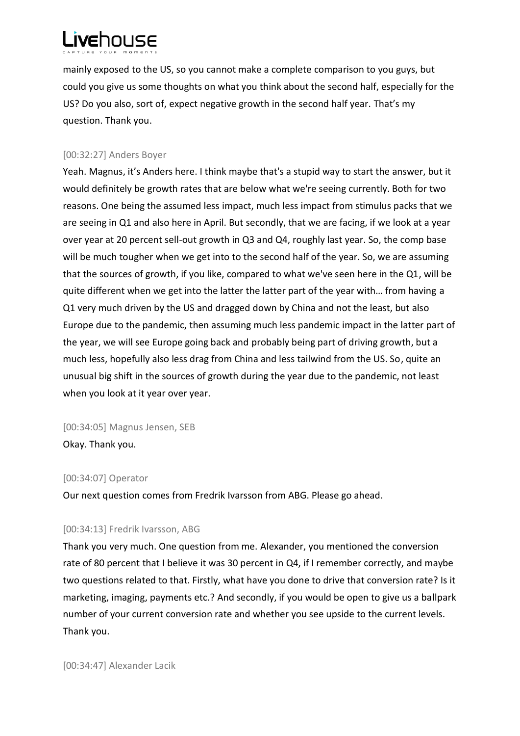mainly exposed to the US, so you cannot make a complete comparison to you guys, but could you give us some thoughts on what you think about the second half, especially for the US? Do you also, sort of, expect negative growth in the second half year. That's my question. Thank you.

[00:32:27] Anders Boyer

Yeah. Magnus, it's Anders here. I think maybe that's a stupid way to start the answer, but it would definitely be growth rates that are below what we're seeing currently. Both for two reasons. One being the assumed less impact, much less impact from stimulus packs that we are seeing in Q1 and also here in April. But secondly, that we are facing, if we look at a year over year at 20 percent sell-out growth in Q3 and Q4, roughly last year. So, the comp base will be much tougher when we get into to the second half of the year. So, we are assuming that the sources of growth, if you like, compared to what we've seen here in the Q1, will be quite different when we get into the latter the latter part of the year with… from having a Q1 very much driven by the US and dragged down by China and not the least, but also Europe due to the pandemic, then assuming much less pandemic impact in the latter part of the year, we will see Europe going back and probably being part of driving growth, but a much less, hopefully also less drag from China and less tailwind from the US. So, quite an unusual big shift in the sources of growth during the year due to the pandemic, not least when you look at it year over year.

[00:34:05] Magnus Jensen, SEB

Okay. Thank you.

[00:34:07] Operator

Our next question comes from Fredrik Ivarsson from ABG. Please go ahead.

[00:34:13] Fredrik Ivarsson, ABG

Thank you very much. One question from me. Alexander, you mentioned the conversion rate of 80 percent that I believe it was 30 percent in Q4, if I remember correctly, and maybe two questions related to that. Firstly, what have you done to drive that conversion rate? Is it marketing, imaging, payments etc.? And secondly, if you would be open to give us a ballpark number of your current conversion rate and whether you see upside to the current levels. Thank you.

[00:34:47] Alexander Lacik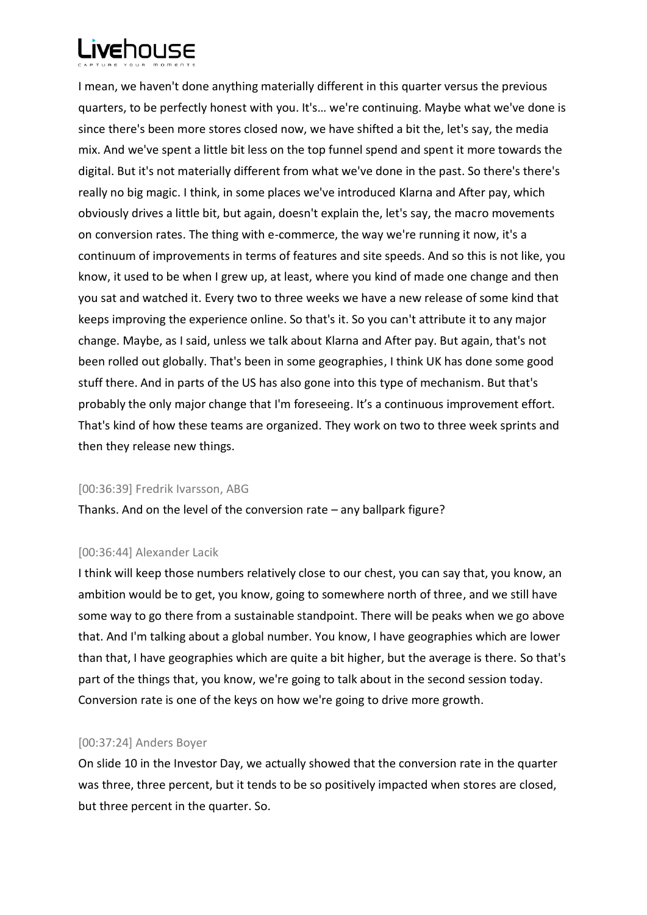I mean, we haven't done anything materially different in this quarter versus the previous quarters, to be perfectly honest with you. It's… we're continuing. Maybe what we've done is since there's been more stores closed now, we have shifted a bit the, let's say, the media mix. And we've spent a little bit less on the top funnel spend and spent it more towards the digital. But it's not materially different from what we've done in the past. So there's there's really no big magic. I think, in some places we've introduced Klarna and After pay, which obviously drives a little bit, but again, doesn't explain the, let's say, the macro movements on conversion rates. The thing with e-commerce, the way we're running it now, it's a continuum of improvements in terms of features and site speeds. And so this is not like, you know, it used to be when I grew up, at least, where you kind of made one change and then you sat and watched it. Every two to three weeks we have a new release of some kind that keeps improving the experience online. So that's it. So you can't attribute it to any major change. Maybe, as I said, unless we talk about Klarna and After pay. But again, that's not been rolled out globally. That's been in some geographies, I think UK has done some good stuff there. And in parts of the US has also gone into this type of mechanism. But that's probably the only major change that I'm foreseeing. It's a continuous improvement effort. That's kind of how these teams are organized. They work on two to three week sprints and then they release new things.

[00:36:39] Fredrik Ivarsson, ABG

Thanks. And on the level of the conversion rate – any ballpark figure?

[00:36:44] Alexander Lacik

I think will keep those numbers relatively close to our chest, you can say that, you know, an ambition would be to get, you know, going to somewhere north of three, and we still have some way to go there from a sustainable standpoint. There will be peaks when we go above that. And I'm talking about a global number. You know, I have geographies which are lower than that, I have geographies which are quite a bit higher, but the average is there. So that's part of the things that, you know, we're going to talk about in the second session today. Conversion rate is one of the keys on how we're going to drive more growth.

[00:37:24] Anders Boyer

On slide 10 in the Investor Day, we actually showed that the conversion rate in the quarter was three, three percent, but it tends to be so positively impacted when stores are closed, but three percent in the quarter. So.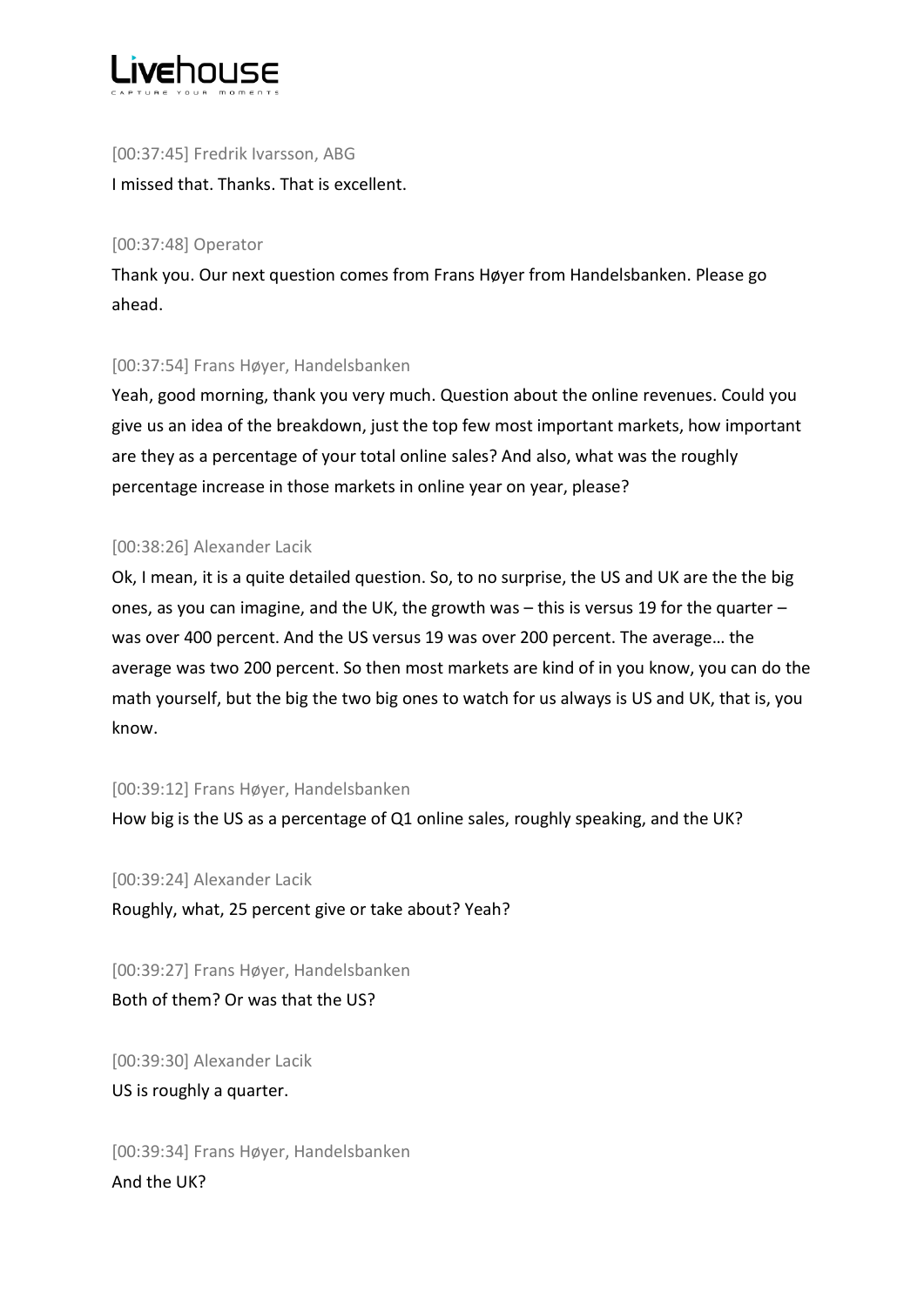[00:37:45] Fredrik Ivarsson, ABG

I missed that. Thanks. That is excellent.

[00:37:48] Operator

Thank you. Our next question comes from Frans Høyer from Handelsbanken. Please go ahead.

[00:37:54] Frans Høyer, Handelsbanken

Yeah, good morning, thank you very much. Question about the online revenues. Could you give us an idea of the breakdown, just the top few most important markets, how important are they as a percentage of your total online sales? And also, what was the roughly percentage increase in those markets in online year on year, please?

[00:38:26] Alexander Lacik

Ok, I mean, it is a quite detailed question. So, to no surprise, the US and UK are the the big ones, as you can imagine, and the UK, the growth was – this is versus 19 for the quarter – was over 400 percent. And the US versus 19 was over 200 percent. The average… the average was two 200 percent. So then most markets are kind of in you know, you can do the math yourself, but the big the two big ones to watch for us always is US and UK, that is, you know.

[00:39:12] Frans Høyer, Handelsbanken

How big is the US as a percentage of Q1 online sales, roughly speaking, and the UK?

[00:39:24] Alexander Lacik

Roughly, what, 25 percent give or take about? Yeah?

[00:39:27] Frans Høyer, Handelsbanken

Both of them? Or was that the US?

[00:39:30] Alexander Lacik

US is roughly a quarter.

[00:39:34] Frans Høyer, Handelsbanken

And the UK?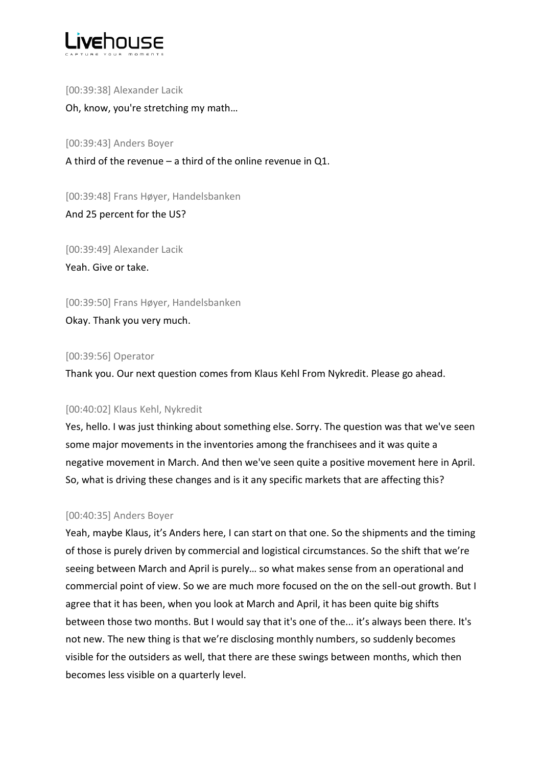[00:39:38] Alexander Lacik

Oh, know, you're stretching my math…

[00:39:43] Anders Boyer

A third of the revenue – a third of the online revenue in Q1.

[00:39:48] Frans Høyer, Handelsbanken

And 25 percent for the US?

[00:39:49] Alexander Lacik

Yeah. Give or take.

[00:39:50] Frans Høyer, Handelsbanken

Okay. Thank you very much.

[00:39:56] Operator

Thank you. Our next question comes from Klaus Kehl From Nykredit. Please go ahead.

[00:40:02] Klaus Kehl, Nykredit

Yes, hello. I was just thinking about something else. Sorry. The question was that we've seen some major movements in the inventories among the franchisees and it was quite a negative movement in March. And then we've seen quite a positive movement here in April. So, what is driving these changes and is it any specific markets that are affecting this?

[00:40:35] Anders Boyer

Yeah, maybe Klaus, it's Anders here, I can start on that one. So the shipments and the timing of those is purely driven by commercial and logistical circumstances. So the shift that we're seeing between March and April is purely… so what makes sense from an operational and commercial point of view. So we are much more focused on the on the sell-out growth. But I agree that it has been, when you look at March and April, it has been quite big shifts between those two months. But I would say that it's one of the... it's always been there. It's not new. The new thing is that we're disclosing monthly numbers, so suddenly becomes visible for the outsiders as well, that there are these swings between months, which then becomes less visible on a quarterly level.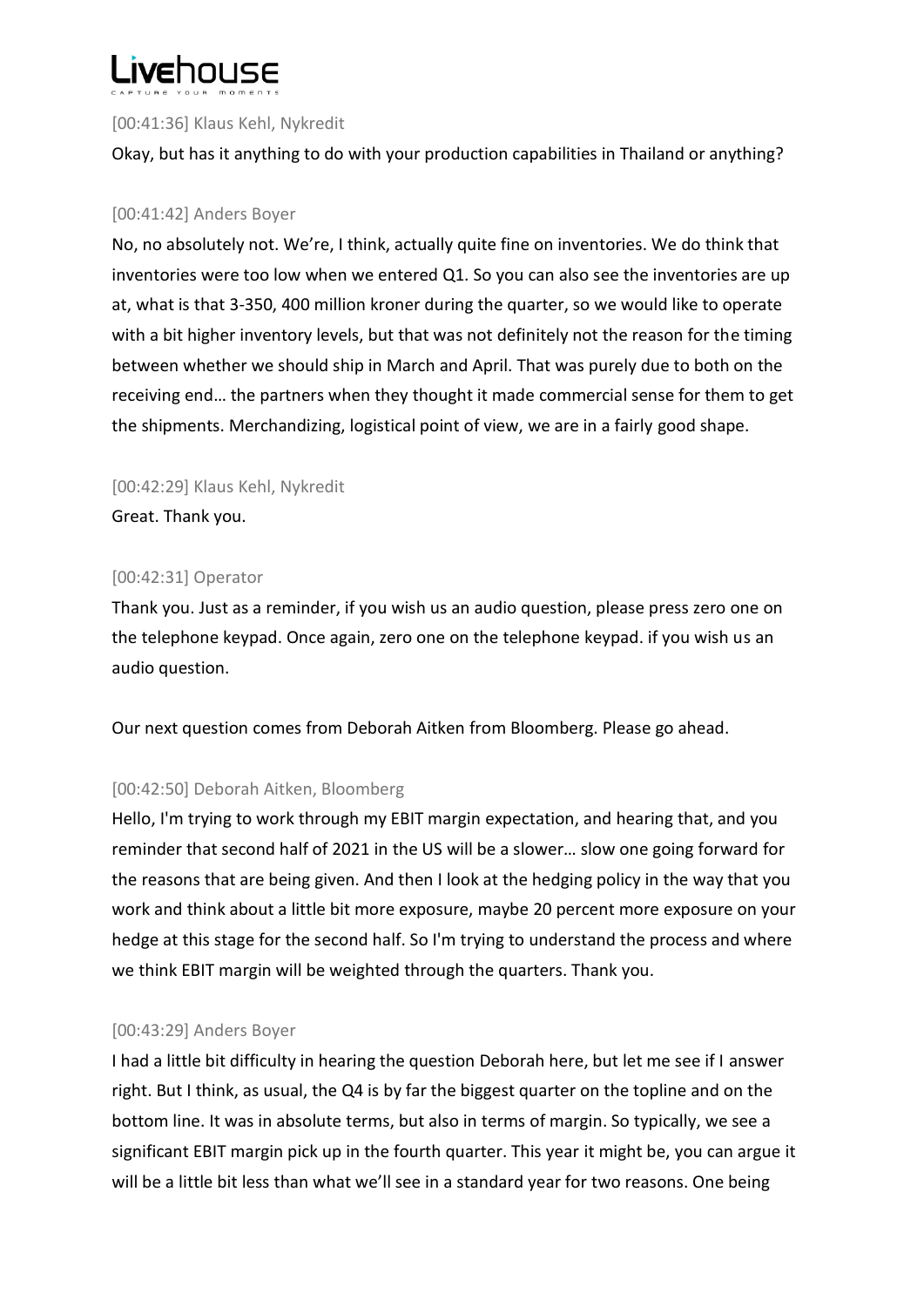[00:41:36] Klaus Kehl, Nykredit

Okay, but has it anything to do with your production capabilities in Thailand or anything?

[00:41:42] Anders Boyer

No, no absolutely not. We're, I think, actually quite fine on inventories. We do think that inventories were too low when we entered Q1. So you can also see the inventories are up at, what is that 3-350, 400 million kroner during the quarter, so we would like to operate with a bit higher inventory levels, but that was not definitely not the reason for the timing between whether we should ship in March and April. That was purely due to both on the receiving end… the partners when they thought it made commercial sense for them to get the shipments. Merchandizing, logistical point of view, we are in a fairly good shape.

[00:42:29] Klaus Kehl, Nykredit

Great. Thank you.

[00:42:31] Operator

Thank you. Just as a reminder, if you wish us an audio question, please press zero one on the telephone keypad. Once again, zero one on the telephone keypad. if you wish us an audio question.

Our next question comes from Deborah Aitken from Bloomberg. Please go ahead.

[00:42:50] Deborah Aitken, Bloomberg

Hello, I'm trying to work through my EBIT margin expectation, and hearing that, and you reminder that second half of 2021 in the US will be a slower… slow one going forward for the reasons that are being given. And then I look at the hedging policy in the way that you work and think about a little bit more exposure, maybe 20 percent more exposure on your hedge at this stage for the second half. So I'm trying to understand the process and where we think EBIT margin will be weighted through the quarters. Thank you.

[00:43:29] Anders Boyer

I had a little bit difficulty in hearing the question Deborah here, but let me see if I answer right. But I think, as usual, the Q4 is by far the biggest quarter on the topline and on the bottom line. It was in absolute terms, but also in terms of margin. So typically, we see a significant EBIT margin pick up in the fourth quarter. This year it might be, you can argue it will be a little bit less than what we'll see in a standard year for two reasons. One being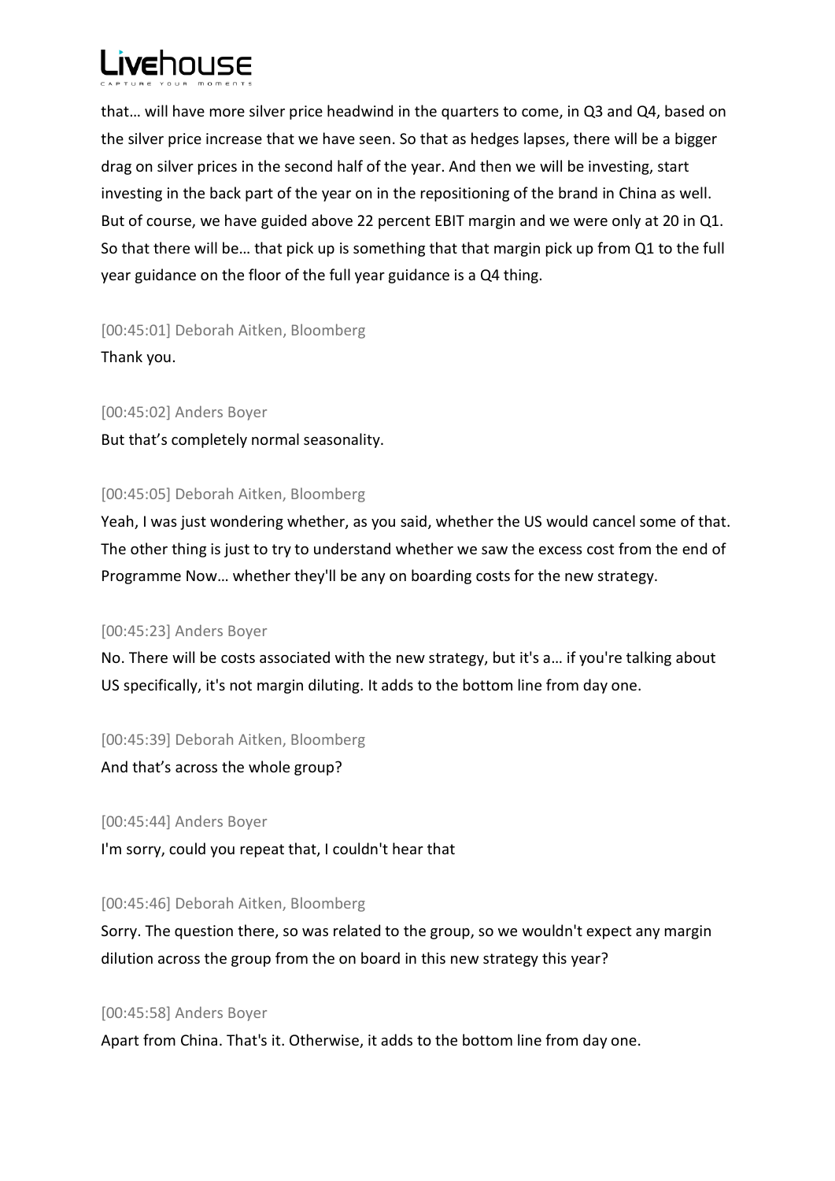that… will have more silver price headwind in the quarters to come, in Q3 and Q4, based on the silver price increase that we have seen. So that as hedges lapses, there will be a bigger drag on silver prices in the second half of the year. And then we will be investing, start investing in the back part of the year on in the repositioning of the brand in China as well. But of course, we have guided above 22 percent EBIT margin and we were only at 20 in Q1. So that there will be… that pick up is something that that margin pick up from Q1 to the full year guidance on the floor of the full year guidance is a Q4 thing.

[00:45:01] Deborah Aitken, Bloomberg

Thank you.

[00:45:02] Anders Boyer

But that's completely normal seasonality.

[00:45:05] Deborah Aitken, Bloomberg

Yeah, I was just wondering whether, as you said, whether the US would cancel some of that. The other thing is just to try to understand whether we saw the excess cost from the end of Programme Now… whether they'll be any on boarding costs for the new strategy.

[00:45:23] Anders Boyer

No. There will be costs associated with the new strategy, but it's a… if you're talking about US specifically, it's not margin diluting. It adds to the bottom line from day one.

[00:45:39] Deborah Aitken, Bloomberg

And that's across the whole group?

[00:45:44] Anders Boyer

I'm sorry, could you repeat that, I couldn't hear that

[00:45:46] Deborah Aitken, Bloomberg

Sorry. The question there, so was related to the group, so we wouldn't expect any margin dilution across the group from the on board in this new strategy this year?

[00:45:58] Anders Boyer

Apart from China. That's it. Otherwise, it adds to the bottom line from day one.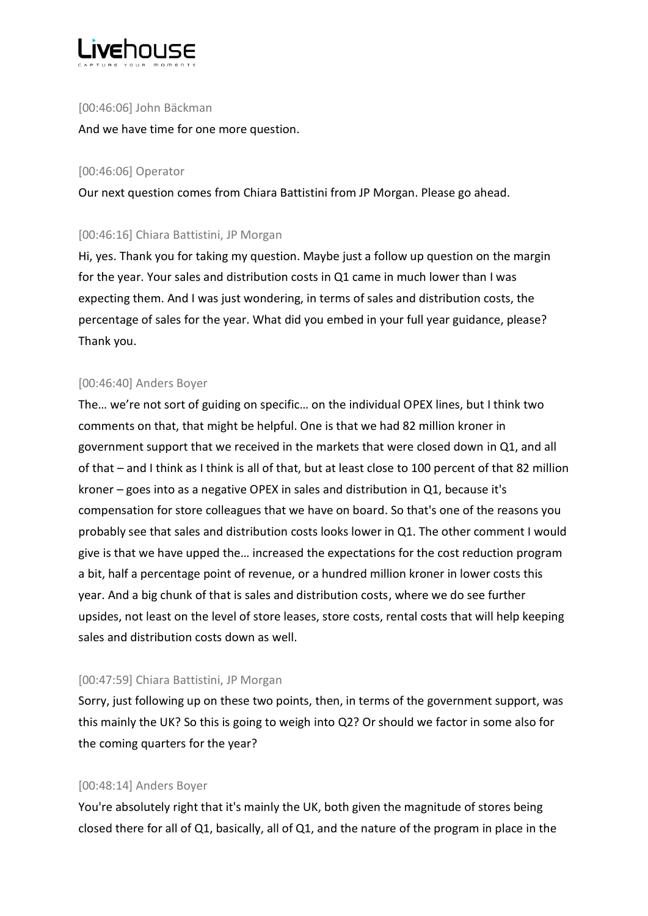[00:46:06] John Bäckman

And we have time for one more question.

[00:46:06] Operator

Our next question comes from Chiara Battistini from JP Morgan. Please go ahead.

[00:46:16] Chiara Battistini, JP Morgan

Hi, yes. Thank you for taking my question. Maybe just a follow up question on the margin for the year. Your sales and distribution costs in Q1 came in much lower than I was expecting them. And I was just wondering, in terms of sales and distribution costs, the percentage of sales for the year. What did you embed in your full year guidance, please? Thank you.

[00:46:40] Anders Boyer

The… we're not sort of guiding on specific… on the individual OPEX lines, but I think two comments on that, that might be helpful. One is that we had 82 million kroner in government support that we received in the markets that were closed down in Q1, and all of that – and I think as I think is all of that, but at least close to 100 percent of that 82 million kroner – goes into as a negative OPEX in sales and distribution in Q1, because it's compensation for store colleagues that we have on board. So that's one of the reasons you probably see that sales and distribution costs looks lower in Q1. The other comment I would give is that we have upped the… increased the expectations for the cost reduction program a bit, half a percentage point of revenue, or a hundred million kroner in lower costs this year. And a big chunk of that is sales and distribution costs, where we do see further upsides, not least on the level of store leases, store costs, rental costs that will help keeping sales and distribution costs down as well.

[00:47:59] Chiara Battistini, JP Morgan

Sorry, just following up on these two points, then, in terms of the government support, was this mainly the UK? So this is going to weigh into Q2? Or should we factor in some also for the coming quarters for the year?

[00:48:14] Anders Boyer

You're absolutely right that it's mainly the UK, both given the magnitude of stores being closed there for all of Q1, basically, all of Q1, and the nature of the program in place in the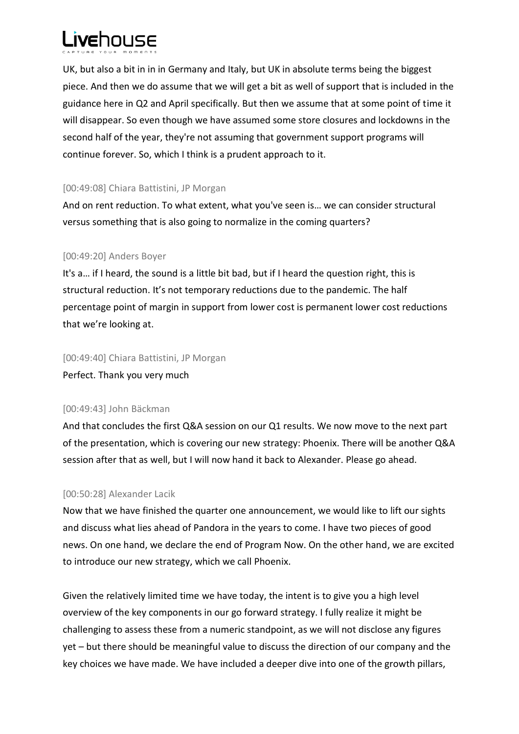UK, but also a bit in in in Germany and Italy, but UK in absolute terms being the biggest piece. And then we do assume that we will get a bit as well of support that is included in the guidance here in Q2 and April specifically. But then we assume that at some point of time it will disappear. So even though we have assumed some store closures and lockdowns in the second half of the year, they're not assuming that government support programs will continue forever. So, which I think is a prudent approach to it.

[00:49:08] Chiara Battistini, JP Morgan

And on rent reduction. To what extent, what you've seen is… we can consider structural versus something that is also going to normalize in the coming quarters?

[00:49:20] Anders Boyer

It's a… if I heard, the sound is a little bit bad, but if I heard the question right, this is structural reduction. It's not temporary reductions due to the pandemic. The half percentage point of margin in support from lower cost is permanent lower cost reductions that we're looking at.

[00:49:40] Chiara Battistini, JP Morgan

Perfect. Thank you very much

[00:49:43] John Bäckman

And that concludes the first Q&A session on our Q1 results. We now move to the next part of the presentation, which is covering our new strategy: Phoenix. There will be another Q&A session after that as well, but I will now hand it back to Alexander. Please go ahead.

[00:50:28] Alexander Lacik

Now that we have finished the quarter one announcement, we would like to lift our sights and discuss what lies ahead of Pandora in the years to come. I have two pieces of good news. On one hand, we declare the end of Program Now. On the other hand, we are excited to introduce our new strategy, which we call Phoenix.

Given the relatively limited time we have today, the intent is to give you a high level overview of the key components in our go forward strategy. I fully realize it might be challenging to assess these from a numeric standpoint, as we will not disclose any figures yet – but there should be meaningful value to discuss the direction of our company and the key choices we have made. We have included a deeper dive into one of the growth pillars,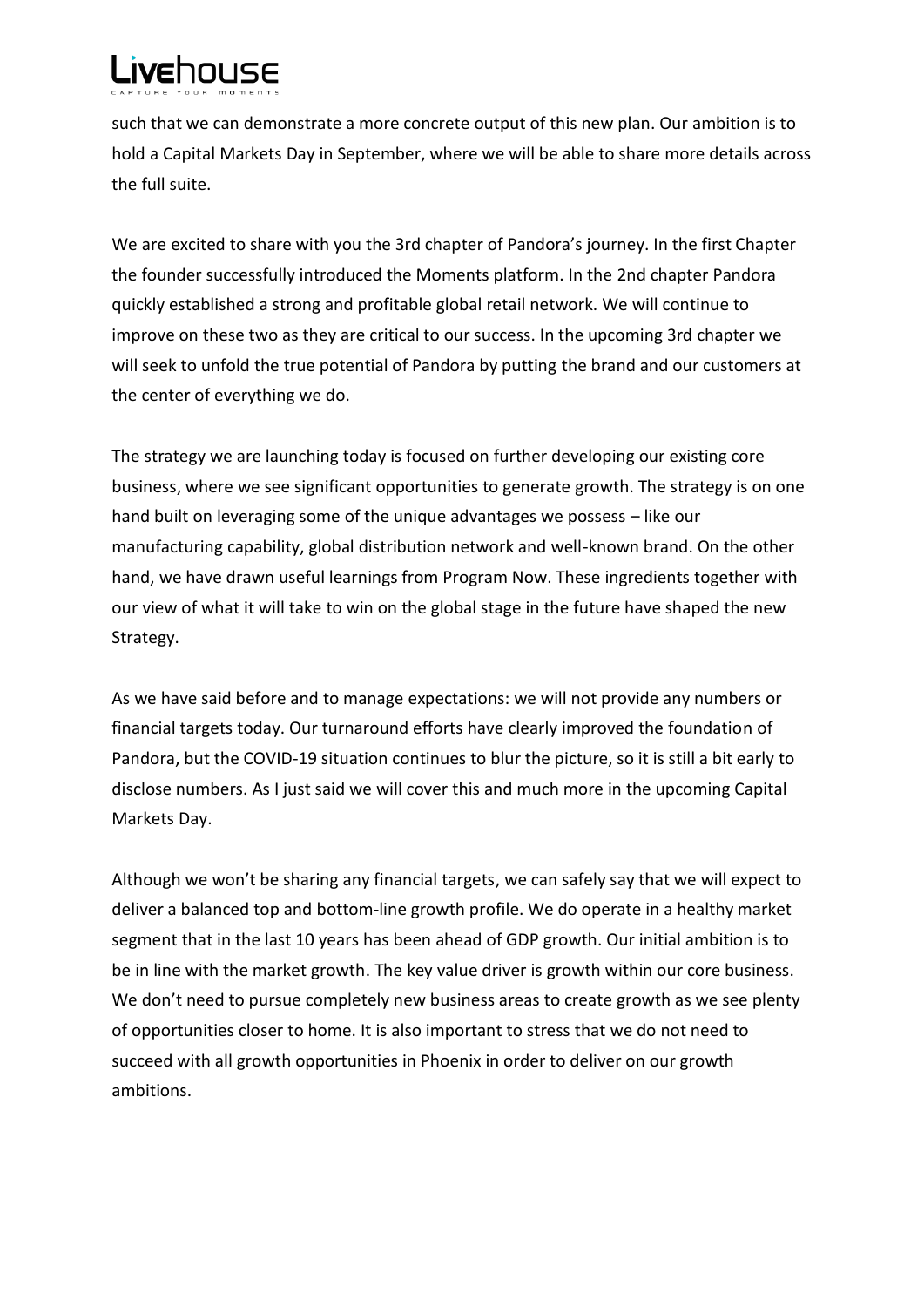such that we can demonstrate a more concrete output of this new plan. Our ambition is to hold a Capital Markets Day in September, where we will be able to share more details across the full suite.

We are excited to share with you the 3rd chapter of Pandora's journey. In the first Chapter the founder successfully introduced the Moments platform. In the 2nd chapter Pandora quickly established a strong and profitable global retail network. We will continue to improve on these two as they are critical to our success. In the upcoming 3rd chapter we will seek to unfold the true potential of Pandora by putting the brand and our customers at the center of everything we do.

The strategy we are launching today is focused on further developing our existing core business, where we see significant opportunities to generate growth. The strategy is on one hand built on leveraging some of the unique advantages we possess – like our manufacturing capability, global distribution network and well-known brand. On the other hand, we have drawn useful learnings from Program Now. These ingredients together with our view of what it will take to win on the global stage in the future have shaped the new Strategy.

As we have said before and to manage expectations: we will not provide any numbers or financial targets today. Our turnaround efforts have clearly improved the foundation of Pandora, but the COVID-19 situation continues to blur the picture, so it is still a bit early to disclose numbers. As I just said we will cover this and much more in the upcoming Capital Markets Day.

Although we won't be sharing any financial targets, we can safely say that we will expect to deliver a balanced top and bottom-line growth profile. We do operate in a healthy market segment that in the last 10 years has been ahead of GDP growth. Our initial ambition is to be in line with the market growth. The key value driver is growth within our core business. We don't need to pursue completely new business areas to create growth as we see plenty of opportunities closer to home. It is also important to stress that we do not need to succeed with all growth opportunities in Phoenix in order to deliver on our growth ambitions.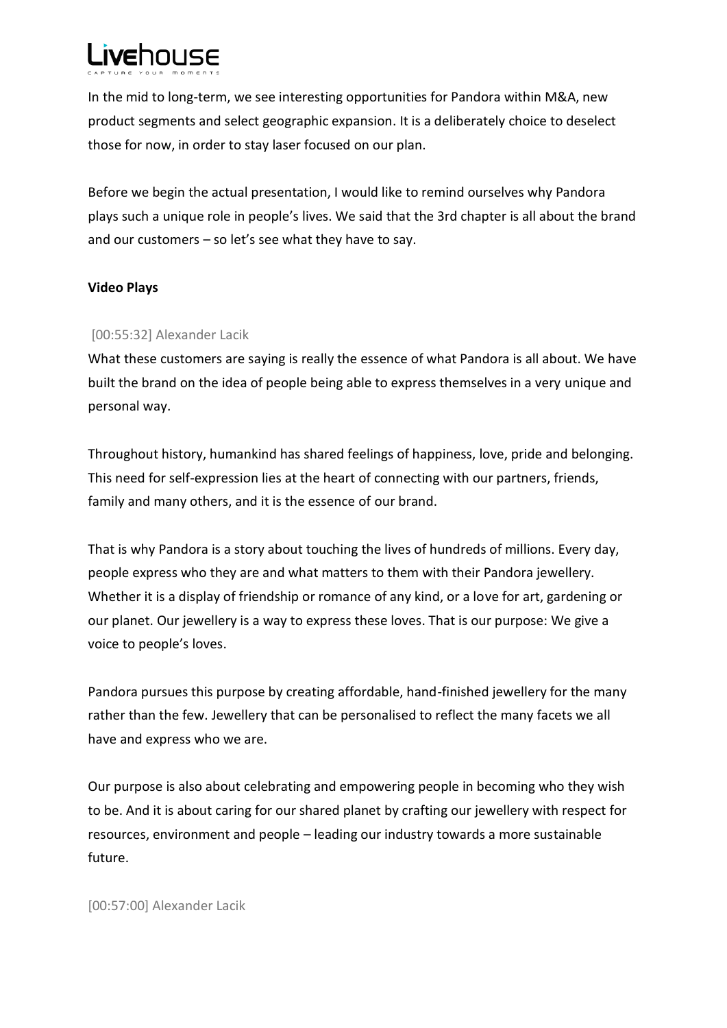In the mid to long-term, we see interesting opportunities for Pandora within M&A, new product segments and select geographic expansion. It is a deliberately choice to deselect those for now, in order to stay laser focused on our plan.

Before we begin the actual presentation, I would like to remind ourselves why Pandora plays such a unique role in people's lives. We said that the 3rd chapter is all about the brand and our customers – so let's see what they have to say.

**Video Plays**

[00:55:32] Alexander Lacik

What these customers are saying is really the essence of what Pandora is all about. We have built the brand on the idea of people being able to express themselves in a very unique and personal way.

Throughout history, humankind has shared feelings of happiness, love, pride and belonging. This need for self-expression lies at the heart of connecting with our partners, friends, family and many others, and it is the essence of our brand.

That is why Pandora is a story about touching the lives of hundreds of millions. Every day, people express who they are and what matters to them with their Pandora jewellery. Whether it is a display of friendship or romance of any kind, or a love for art, gardening or our planet. Our jewellery is a way to express these loves. That is our purpose: We give a voice to people's loves.

Pandora pursues this purpose by creating affordable, hand-finished jewellery for the many rather than the few. Jewellery that can be personalised to reflect the many facets we all have and express who we are.

Our purpose is also about celebrating and empowering people in becoming who they wish to be. And it is about caring for our shared planet by crafting our jewellery with respect for resources, environment and people – leading our industry towards a more sustainable future.

[00:57:00] Alexander Lacik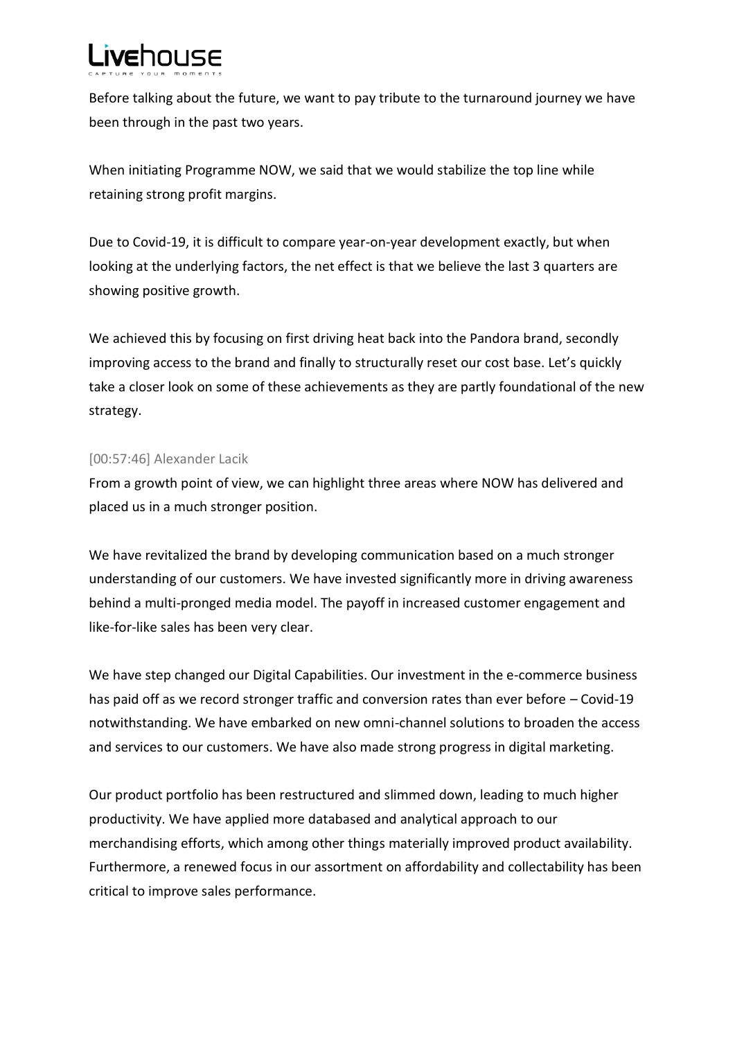Before talking about the future, we want to pay tribute to the turnaround journey we have been through in the past two years.

When initiating Programme NOW, we said that we would stabilize the top line while retaining strong profit margins.

Due to Covid-19, it is difficult to compare year-on-year development exactly, but when looking at the underlying factors, the net effect is that we believe the last 3 quarters are showing positive growth.

We achieved this by focusing on first driving heat back into the Pandora brand, secondly improving access to the brand and finally to structurally reset our cost base. Let's quickly take a closer look on some of these achievements as they are partly foundational of the new strategy.

[00:57:46] Alexander Lacik

From a growth point of view, we can highlight three areas where NOW has delivered and placed us in a much stronger position.

We have revitalized the brand by developing communication based on a much stronger understanding of our customers. We have invested significantly more in driving awareness behind a multi-pronged media model. The payoff in increased customer engagement and like-for-like sales has been very clear.

We have step changed our Digital Capabilities. Our investment in the e-commerce business has paid off as we record stronger traffic and conversion rates than ever before – Covid-19 notwithstanding. We have embarked on new omni-channel solutions to broaden the access and services to our customers. We have also made strong progress in digital marketing.

Our product portfolio has been restructured and slimmed down, leading to much higher productivity. We have applied more databased and analytical approach to our merchandising efforts, which among other things materially improved product availability. Furthermore, a renewed focus in our assortment on affordability and collectability has been critical to improve sales performance.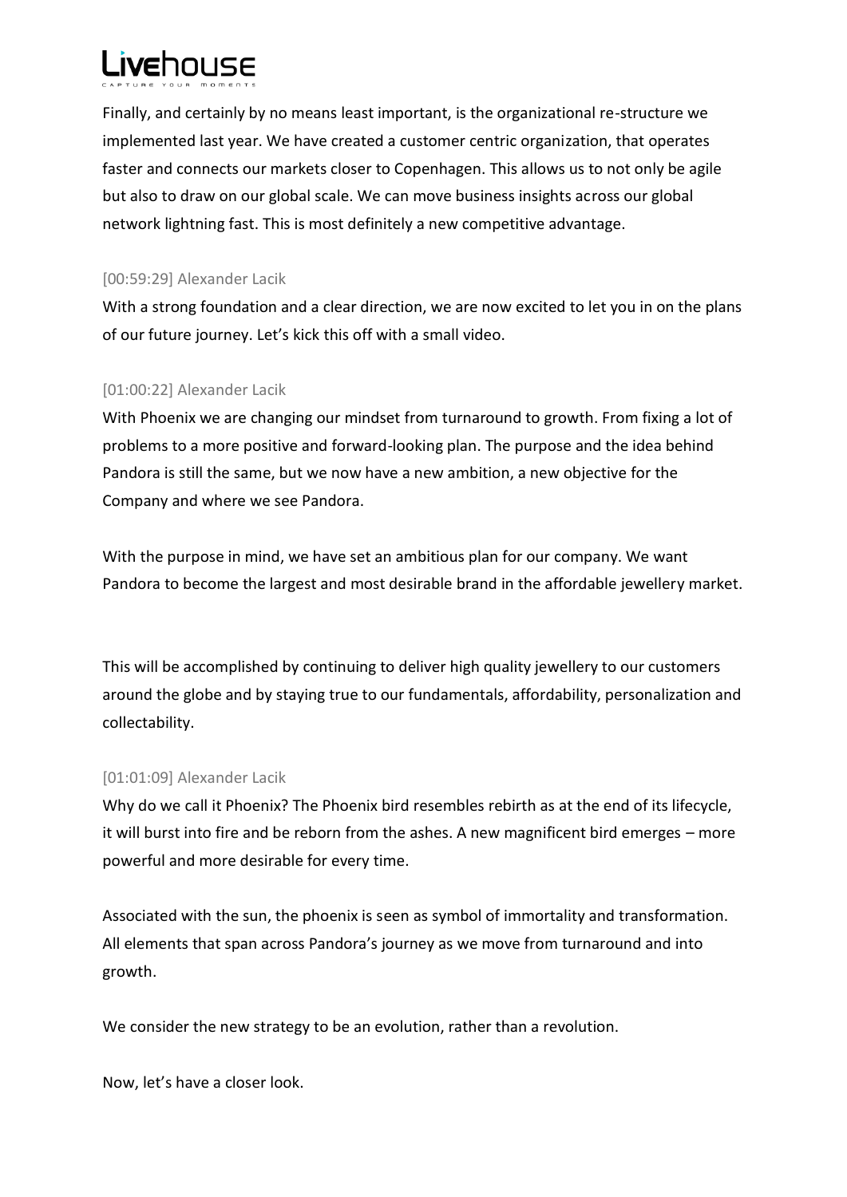Finally, and certainly by no means least important, is the organizational re-structure we implemented last year. We have created a customer centric organization, that operates faster and connects our markets closer to Copenhagen. This allows us to not only be agile but also to draw on our global scale. We can move business insights across our global network lightning fast. This is most definitely a new competitive advantage.

[00:59:29] Alexander Lacik

With a strong foundation and a clear direction, we are now excited to let you in on the plans of our future journey. Let's kick this off with a small video.

[01:00:22] Alexander Lacik

With Phoenix we are changing our mindset from turnaround to growth. From fixing a lot of problems to a more positive and forward-looking plan. The purpose and the idea behind Pandora is still the same, but we now have a new ambition, a new objective for the Company and where we see Pandora.

With the purpose in mind, we have set an ambitious plan for our company. We want Pandora to become the largest and most desirable brand in the affordable jewellery market.

This will be accomplished by continuing to deliver high quality jewellery to our customers around the globe and by staying true to our fundamentals, affordability, personalization and collectability.

[01:01:09] Alexander Lacik

Why do we call it Phoenix? The Phoenix bird resembles rebirth as at the end of its lifecycle, it will burst into fire and be reborn from the ashes. A new magnificent bird emerges – more powerful and more desirable for every time.

Associated with the sun, the phoenix is seen as symbol of immortality and transformation. All elements that span across Pandora's journey as we move from turnaround and into growth.

We consider the new strategy to be an evolution, rather than a revolution.

Now, let's have a closer look.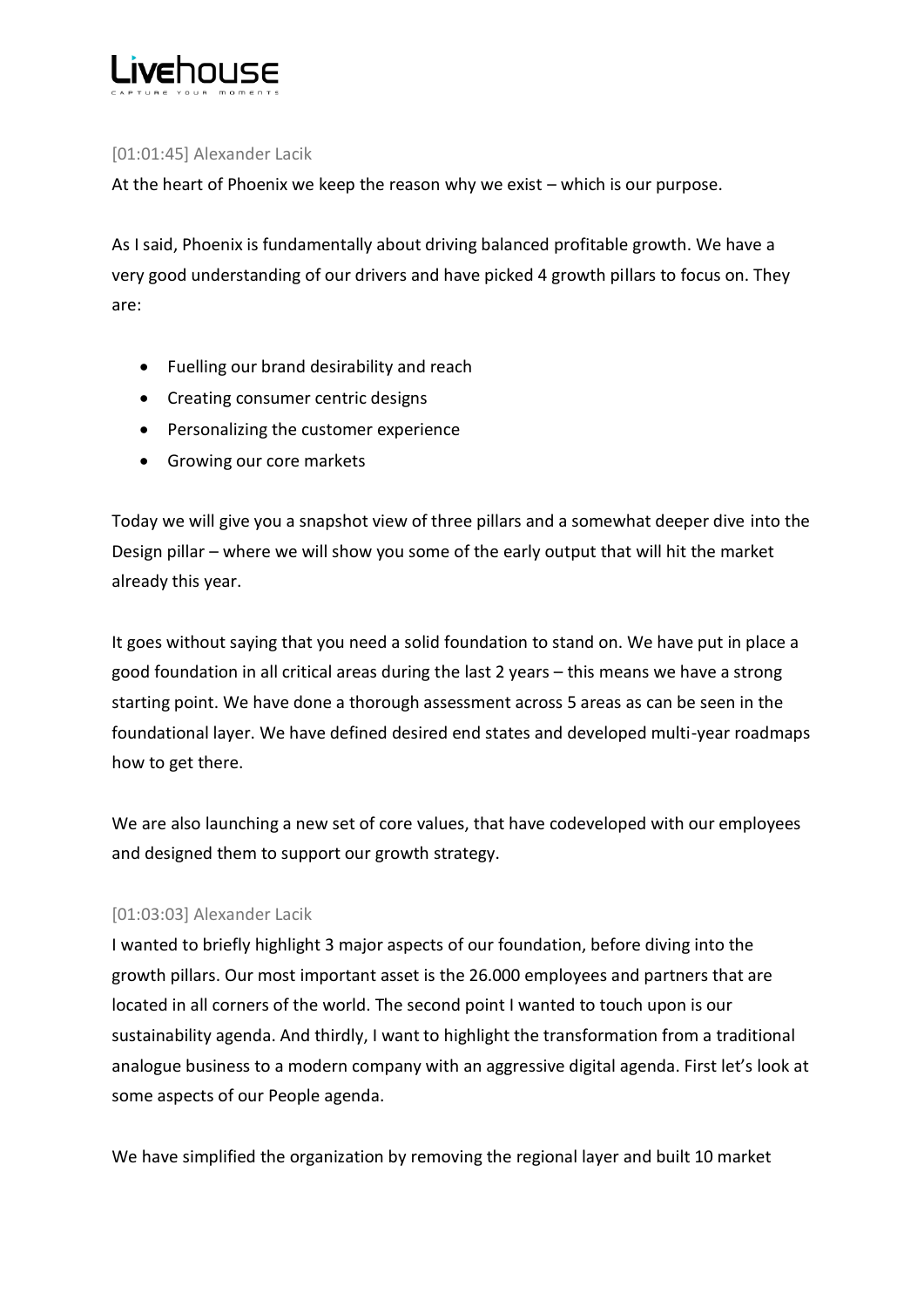[01:01:45] Alexander Lacik

At the heart of Phoenix we keep the reason why we exist – which is our purpose.

As I said, Phoenix is fundamentally about driving balanced profitable growth. We have a very good understanding of our drivers and have picked 4 growth pillars to focus on. They are:

- Fuelling our brand desirability and reach
- Creating consumer centric designs
- Personalizing the customer experience
- Growing our core markets

Today we will give you a snapshot view of three pillars and a somewhat deeper dive into the Design pillar – where we will show you some of the early output that will hit the market already this year.

It goes without saying that you need a solid foundation to stand on. We have put in place a good foundation in all critical areas during the last 2 years – this means we have a strong starting point. We have done a thorough assessment across 5 areas as can be seen in the foundational layer. We have defined desired end states and developed multi-year roadmaps how to get there.

We are also launching a new set of core values, that have codeveloped with our employees and designed them to support our growth strategy.

[01:03:03] Alexander Lacik

I wanted to briefly highlight 3 major aspects of our foundation, before diving into the growth pillars. Our most important asset is the 26.000 employees and partners that are located in all corners of the world. The second point I wanted to touch upon is our sustainability agenda. And thirdly, I want to highlight the transformation from a traditional analogue business to a modern company with an aggressive digital agenda. First let's look at some aspects of our People agenda.

We have simplified the organization by removing the regional layer and built 10 market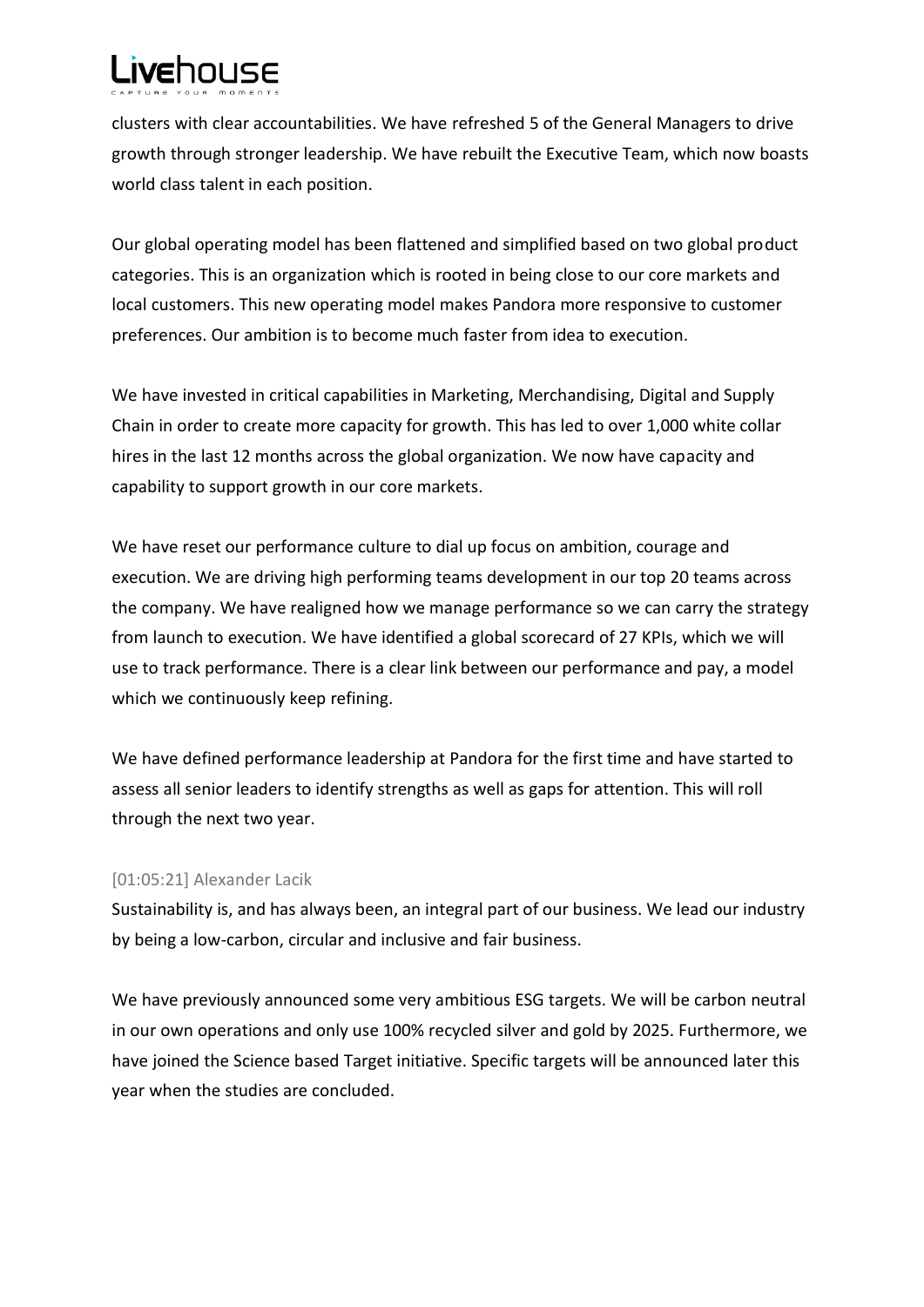clusters with clear accountabilities. We have refreshed 5 of the General Managers to drive growth through stronger leadership. We have rebuilt the Executive Team, which now boasts world class talent in each position.

Our global operating model has been flattened and simplified based on two global product categories. This is an organization which is rooted in being close to our core markets and local customers. This new operating model makes Pandora more responsive to customer preferences. Our ambition is to become much faster from idea to execution.

We have invested in critical capabilities in Marketing, Merchandising, Digital and Supply Chain in order to create more capacity for growth. This has led to over 1,000 white collar hires in the last 12 months across the global organization. We now have capacity and capability to support growth in our core markets.

We have reset our performance culture to dial up focus on ambition, courage and execution. We are driving high performing teams development in our top 20 teams across the company. We have realigned how we manage performance so we can carry the strategy from launch to execution. We have identified a global scorecard of 27 KPIs, which we will use to track performance. There is a clear link between our performance and pay, a model which we continuously keep refining.

We have defined performance leadership at Pandora for the first time and have started to assess all senior leaders to identify strengths as well as gaps for attention. This will roll through the next two year.

[01:05:21] Alexander Lacik

Sustainability is, and has always been, an integral part of our business. We lead our industry by being a low-carbon, circular and inclusive and fair business.

We have previously announced some very ambitious ESG targets. We will be carbon neutral in our own operations and only use 100% recycled silver and gold by 2025. Furthermore, we have joined the Science based Target initiative. Specific targets will be announced later this year when the studies are concluded.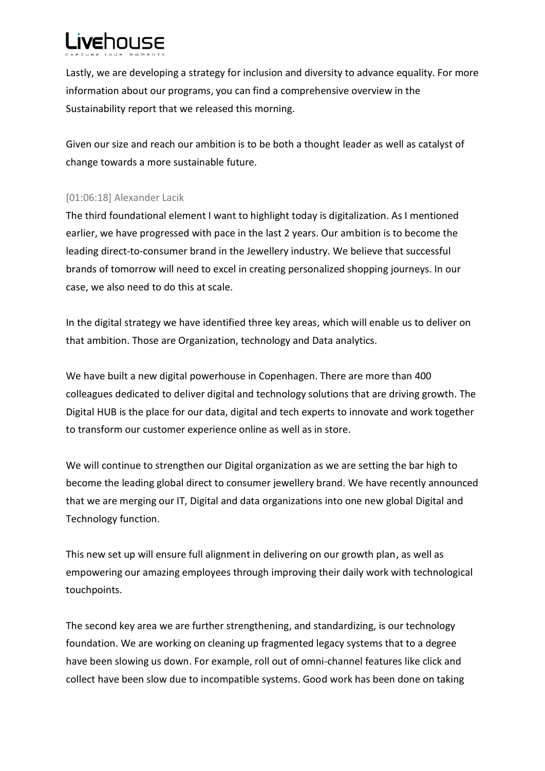Lastly, we are developing a strategy for inclusion and diversity to advance equality. For more information about our programs, you can find a comprehensive overview in the Sustainability report that we released this morning.

Given our size and reach our ambition is to be both a thought leader as well as catalyst of change towards a more sustainable future.

[01:06:18] Alexander Lacik

The third foundational element I want to highlight today is digitalization. As I mentioned earlier, we have progressed with pace in the last 2 years. Our ambition is to become the leading direct-to-consumer brand in the Jewellery industry. We believe that successful brands of tomorrow will need to excel in creating personalized shopping journeys. In our case, we also need to do this at scale.

In the digital strategy we have identified three key areas, which will enable us to deliver on that ambition. Those are Organization, technology and Data analytics.

We have built a new digital powerhouse in Copenhagen. There are more than 400 colleagues dedicated to deliver digital and technology solutions that are driving growth. The Digital HUB is the place for our data, digital and tech experts to innovate and work together to transform our customer experience online as well as in store.

We will continue to strengthen our Digital organization as we are setting the bar high to become the leading global direct to consumer jewellery brand. We have recently announced that we are merging our IT, Digital and data organizations into one new global Digital and Technology function.

This new set up will ensure full alignment in delivering on our growth plan, as well as empowering our amazing employees through improving their daily work with technological touchpoints.

The second key area we are further strengthening, and standardizing, is our technology foundation. We are working on cleaning up fragmented legacy systems that to a degree have been slowing us down. For example, roll out of omni-channel features like click and collect have been slow due to incompatible systems. Good work has been done on taking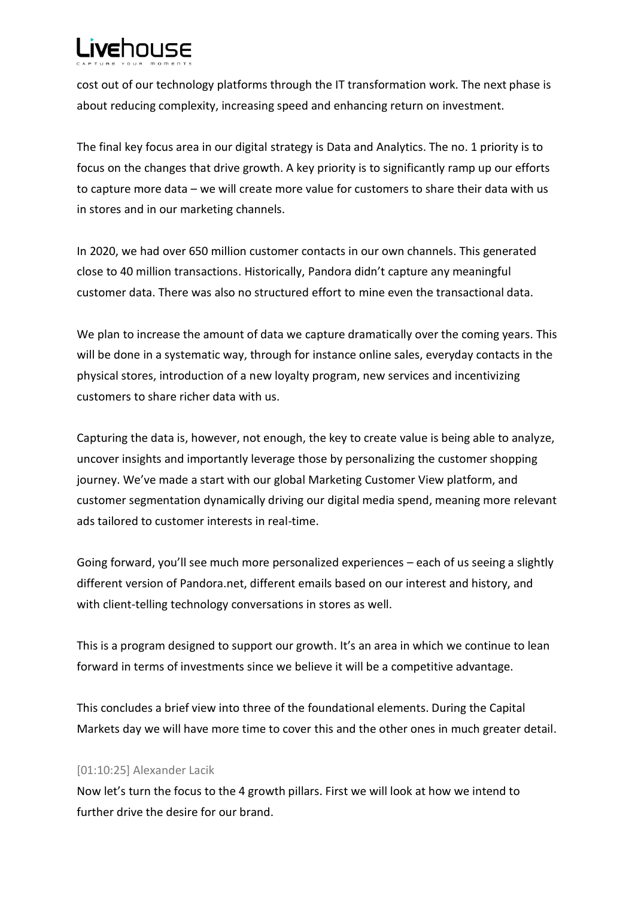cost out of our technology platforms through the IT transformation work. The next phase is about reducing complexity, increasing speed and enhancing return on investment.

The final key focus area in our digital strategy is Data and Analytics. The no. 1 priority is to focus on the changes that drive growth. A key priority is to significantly ramp up our efforts to capture more data – we will create more value for customers to share their data with us in stores and in our marketing channels.

In 2020, we had over 650 million customer contacts in our own channels. This generated close to 40 million transactions. Historically, Pandora didn't capture any meaningful customer data. There was also no structured effort to mine even the transactional data.

We plan to increase the amount of data we capture dramatically over the coming years. This will be done in a systematic way, through for instance online sales, everyday contacts in the physical stores, introduction of a new loyalty program, new services and incentivizing customers to share richer data with us.

Capturing the data is, however, not enough, the key to create value is being able to analyze, uncover insights and importantly leverage those by personalizing the customer shopping journey. We've made a start with our global Marketing Customer View platform, and customer segmentation dynamically driving our digital media spend, meaning more relevant ads tailored to customer interests in real-time.

Going forward, you'll see much more personalized experiences – each of us seeing a slightly different version of Pandora.net, different emails based on our interest and history, and with client-telling technology conversations in stores as well.

This is a program designed to support our growth. It's an area in which we continue to lean forward in terms of investments since we believe it will be a competitive advantage.

This concludes a brief view into three of the foundational elements. During the Capital Markets day we will have more time to cover this and the other ones in much greater detail.

[01:10:25] Alexander Lacik

Now let's turn the focus to the 4 growth pillars. First we will look at how we intend to further drive the desire for our brand.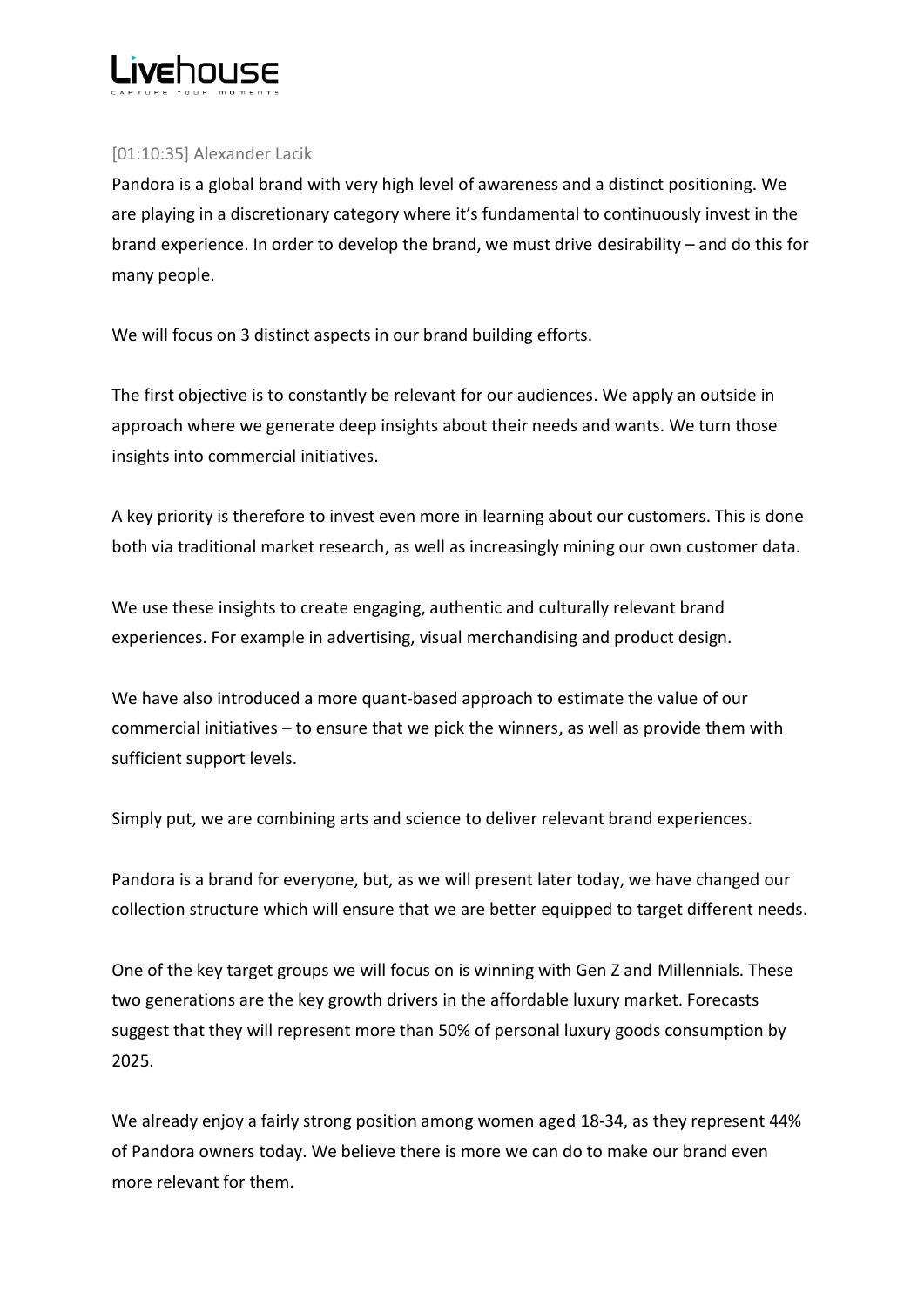[01:10:35] Alexander Lacik

Pandora is a global brand with very high level of awareness and a distinct positioning. We are playing in a discretionary category where it's fundamental to continuously invest in the brand experience. In order to develop the brand, we must drive desirability – and do this for many people.

We will focus on 3 distinct aspects in our brand building efforts.

The first objective is to constantly be relevant for our audiences. We apply an outside in approach where we generate deep insights about their needs and wants. We turn those insights into commercial initiatives.

A key priority is therefore to invest even more in learning about our customers. This is done both via traditional market research, as well as increasingly mining our own customer data.

We use these insights to create engaging, authentic and culturally relevant brand experiences. For example in advertising, visual merchandising and product design.

We have also introduced a more quant-based approach to estimate the value of our commercial initiatives – to ensure that we pick the winners, as well as provide them with sufficient support levels.

Simply put, we are combining arts and science to deliver relevant brand experiences.

Pandora is a brand for everyone, but, as we will present later today, we have changed our collection structure which will ensure that we are better equipped to target different needs.

One of the key target groups we will focus on is winning with Gen Z and Millennials. These two generations are the key growth drivers in the affordable luxury market. Forecasts suggest that they will represent more than 50% of personal luxury goods consumption by 2025.

We already enjoy a fairly strong position among women aged 18-34, as they represent 44% of Pandora owners today. We believe there is more we can do to make our brand even more relevant for them.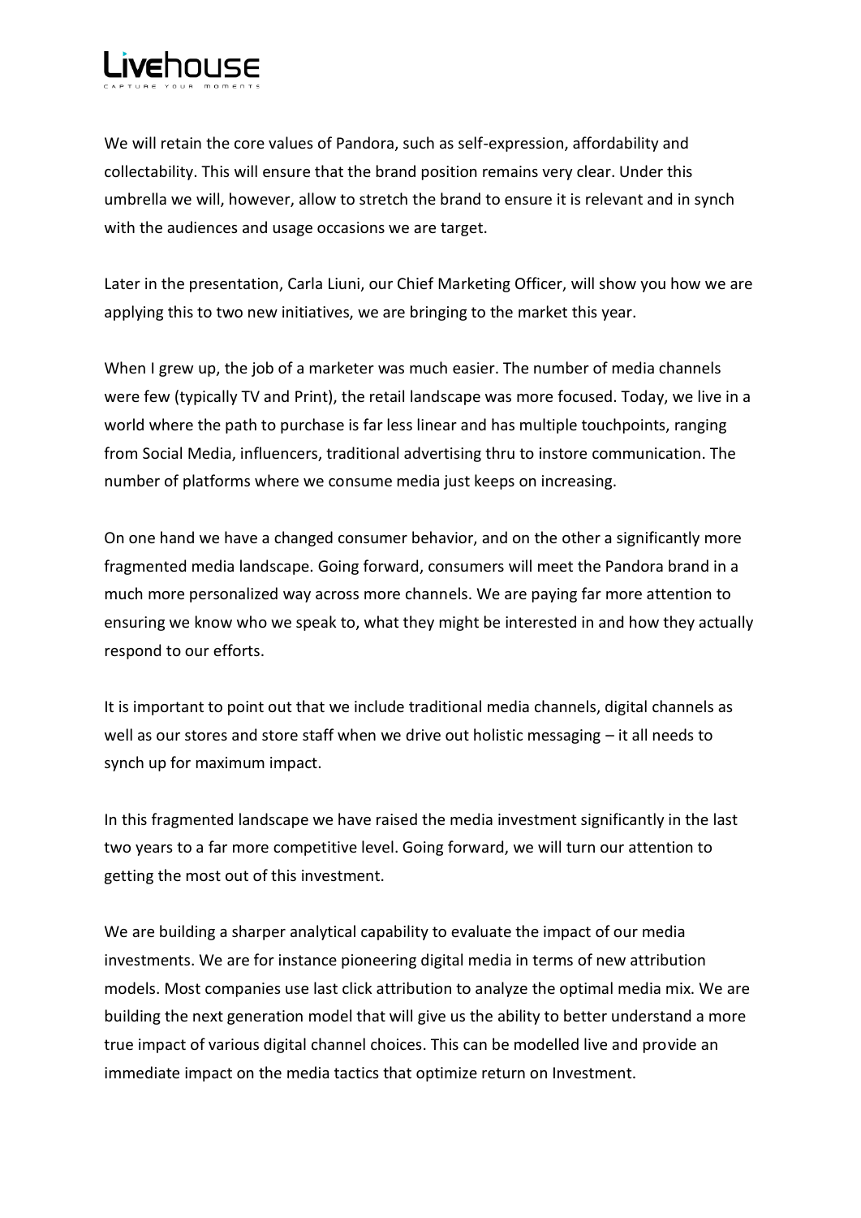We will retain the core values of Pandora, such as self-expression, affordability and collectability. This will ensure that the brand position remains very clear. Under this umbrella we will, however, allow to stretch the brand to ensure it is relevant and in synch with the audiences and usage occasions we are target.

Later in the presentation, Carla Liuni, our Chief Marketing Officer, will show you how we are applying this to two new initiatives, we are bringing to the market this year.

When I grew up, the job of a marketer was much easier. The number of media channels were few (typically TV and Print), the retail landscape was more focused. Today, we live in a world where the path to purchase is far less linear and has multiple touchpoints, ranging from Social Media, influencers, traditional advertising thru to instore communication. The number of platforms where we consume media just keeps on increasing.

On one hand we have a changed consumer behavior, and on the other a significantly more fragmented media landscape. Going forward, consumers will meet the Pandora brand in a much more personalized way across more channels. We are paying far more attention to ensuring we know who we speak to, what they might be interested in and how they actually respond to our efforts.

It is important to point out that we include traditional media channels, digital channels as well as our stores and store staff when we drive out holistic messaging – it all needs to synch up for maximum impact.

In this fragmented landscape we have raised the media investment significantly in the last two years to a far more competitive level. Going forward, we will turn our attention to getting the most out of this investment.

We are building a sharper analytical capability to evaluate the impact of our media investments. We are for instance pioneering digital media in terms of new attribution models. Most companies use last click attribution to analyze the optimal media mix. We are building the next generation model that will give us the ability to better understand a more true impact of various digital channel choices. This can be modelled live and provide an immediate impact on the media tactics that optimize return on Investment.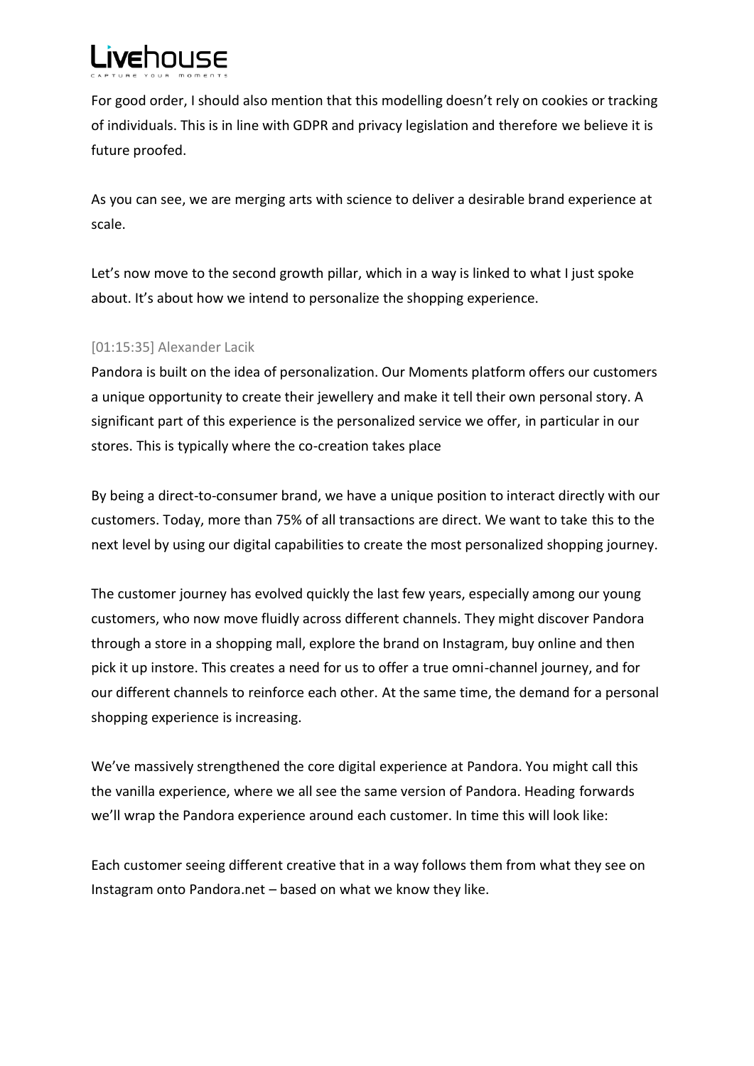For good order, I should also mention that this modelling doesn't rely on cookies or tracking of individuals. This is in line with GDPR and privacy legislation and therefore we believe it is future proofed.

As you can see, we are merging arts with science to deliver a desirable brand experience at scale.

Let's now move to the second growth pillar, which in a way is linked to what I just spoke about. It's about how we intend to personalize the shopping experience.

[01:15:35] Alexander Lacik

Pandora is built on the idea of personalization. Our Moments platform offers our customers a unique opportunity to create their jewellery and make it tell their own personal story. A significant part of this experience is the personalized service we offer, in particular in our stores. This is typically where the co-creation takes place

By being a direct-to-consumer brand, we have a unique position to interact directly with our customers. Today, more than 75% of all transactions are direct. We want to take this to the next level by using our digital capabilities to create the most personalized shopping journey.

The customer journey has evolved quickly the last few years, especially among our young customers, who now move fluidly across different channels. They might discover Pandora through a store in a shopping mall, explore the brand on Instagram, buy online and then pick it up instore. This creates a need for us to offer a true omni-channel journey, and for our different channels to reinforce each other. At the same time, the demand for a personal shopping experience is increasing.

We've massively strengthened the core digital experience at Pandora. You might call this the vanilla experience, where we all see the same version of Pandora. Heading forwards we'll wrap the Pandora experience around each customer. In time this will look like:

Each customer seeing different creative that in a way follows them from what they see on Instagram onto Pandora.net – based on what we know they like.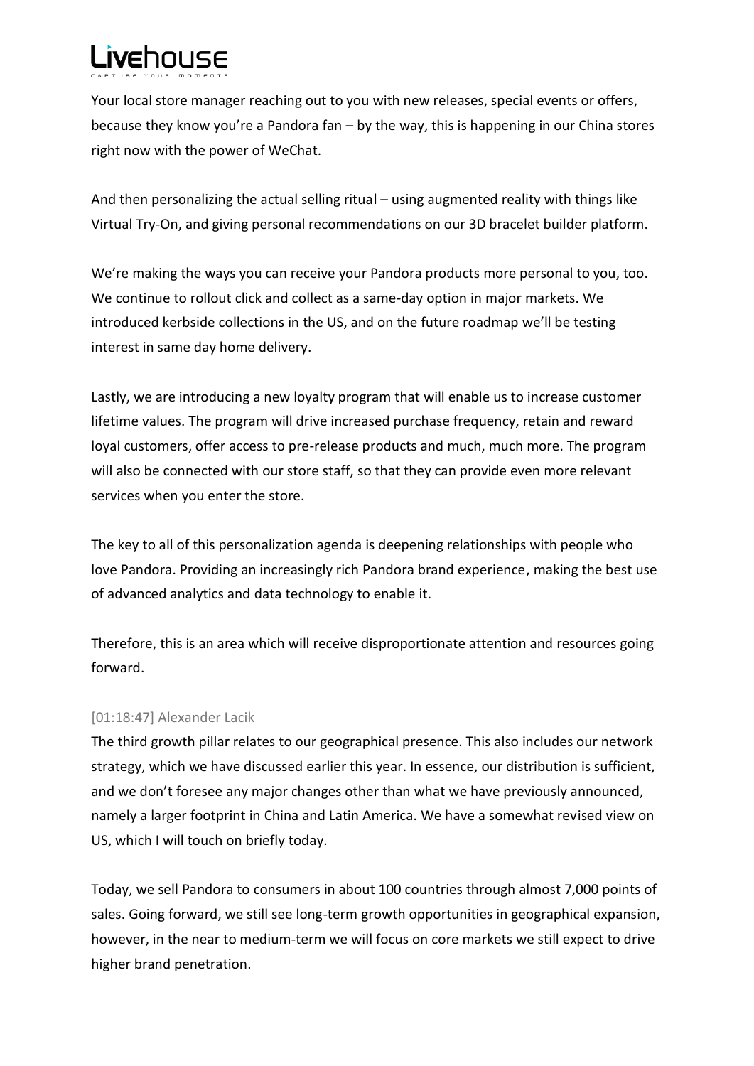Your local store manager reaching out to you with new releases, special events or offers, because they know you're a Pandora fan – by the way, this is happening in our China stores right now with the power of WeChat.

And then personalizing the actual selling ritual – using augmented reality with things like Virtual Try-On, and giving personal recommendations on our 3D bracelet builder platform.

We're making the ways you can receive your Pandora products more personal to you, too. We continue to rollout click and collect as a same-day option in major markets. We introduced kerbside collections in the US, and on the future roadmap we'll be testing interest in same day home delivery.

Lastly, we are introducing a new loyalty program that will enable us to increase customer lifetime values. The program will drive increased purchase frequency, retain and reward loyal customers, offer access to pre-release products and much, much more. The program will also be connected with our store staff, so that they can provide even more relevant services when you enter the store.

The key to all of this personalization agenda is deepening relationships with people who love Pandora. Providing an increasingly rich Pandora brand experience, making the best use of advanced analytics and data technology to enable it.

Therefore, this is an area which will receive disproportionate attention and resources going forward.

[01:18:47] Alexander Lacik

The third growth pillar relates to our geographical presence. This also includes our network strategy, which we have discussed earlier this year. In essence, our distribution is sufficient, and we don't foresee any major changes other than what we have previously announced, namely a larger footprint in China and Latin America. We have a somewhat revised view on US, which I will touch on briefly today.

Today, we sell Pandora to consumers in about 100 countries through almost 7,000 points of sales. Going forward, we still see long-term growth opportunities in geographical expansion, however, in the near to medium-term we will focus on core markets we still expect to drive higher brand penetration.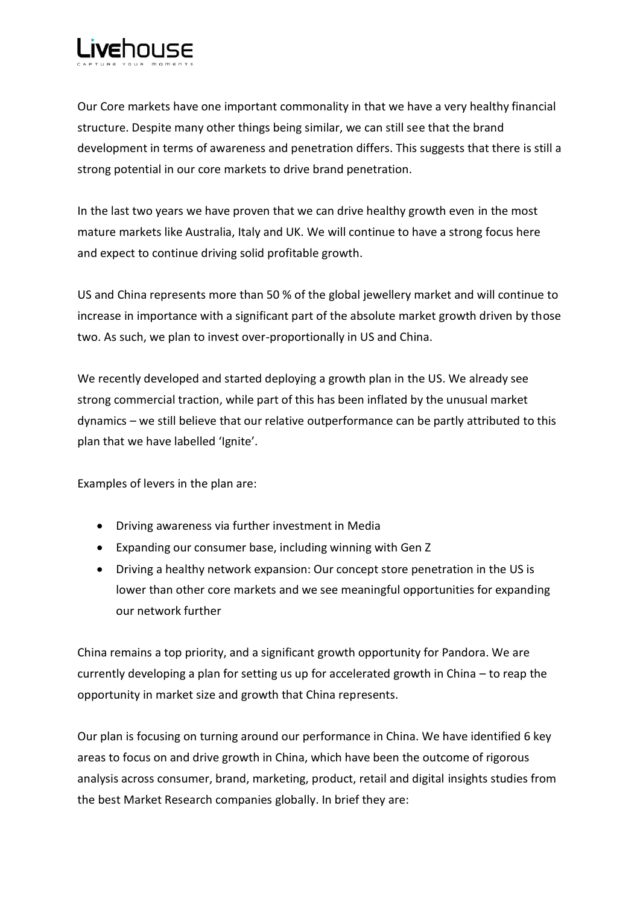Our Core markets have one important commonality in that we have a very healthy financial structure. Despite many other things being similar, we can still see that the brand development in terms of awareness and penetration differs. This suggests that there is still a strong potential in our core markets to drive brand penetration.

In the last two years we have proven that we can drive healthy growth even in the most mature markets like Australia, Italy and UK. We will continue to have a strong focus here and expect to continue driving solid profitable growth.

US and China represents more than 50 % of the global jewellery market and will continue to increase in importance with a significant part of the absolute market growth driven by those two. As such, we plan to invest over-proportionally in US and China.

We recently developed and started deploying a growth plan in the US. We already see strong commercial traction, while part of this has been inflated by the unusual market dynamics – we still believe that our relative outperformance can be partly attributed to this plan that we have labelled 'Ignite'.

Examples of levers in the plan are:

- Driving awareness via further investment in Media
- Expanding our consumer base, including winning with Gen Z
- Driving a healthy network expansion: Our concept store penetration in the US is lower than other core markets and we see meaningful opportunities for expanding our network further

China remains a top priority, and a significant growth opportunity for Pandora. We are currently developing a plan for setting us up for accelerated growth in China – to reap the opportunity in market size and growth that China represents.

Our plan is focusing on turning around our performance in China. We have identified 6 key areas to focus on and drive growth in China, which have been the outcome of rigorous analysis across consumer, brand, marketing, product, retail and digital insights studies from the best Market Research companies globally. In brief they are: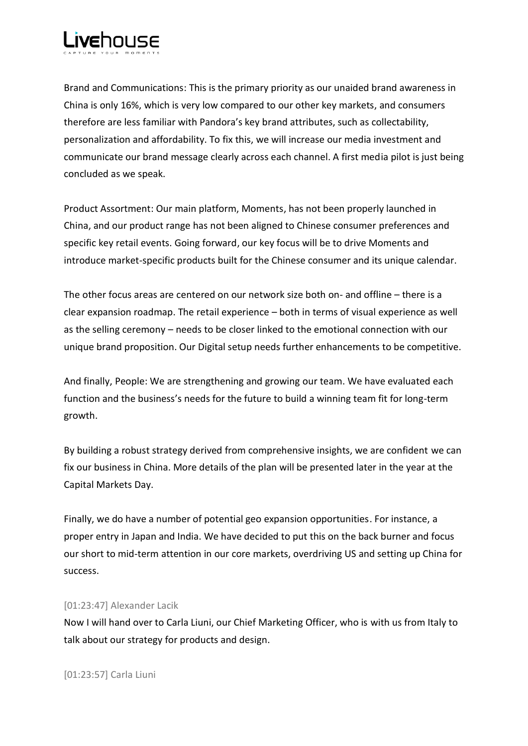Brand and Communications: This is the primary priority as our unaided brand awareness in China is only 16%, which is very low compared to our other key markets, and consumers therefore are less familiar with Pandora's key brand attributes, such as collectability, personalization and affordability. To fix this, we will increase our media investment and communicate our brand message clearly across each channel. A first media pilot is just being concluded as we speak.

Product Assortment: Our main platform, Moments, has not been properly launched in China, and our product range has not been aligned to Chinese consumer preferences and specific key retail events. Going forward, our key focus will be to drive Moments and introduce market-specific products built for the Chinese consumer and its unique calendar.

The other focus areas are centered on our network size both on- and offline – there is a clear expansion roadmap. The retail experience – both in terms of visual experience as well as the selling ceremony – needs to be closer linked to the emotional connection with our unique brand proposition. Our Digital setup needs further enhancements to be competitive.

And finally, People: We are strengthening and growing our team. We have evaluated each function and the business's needs for the future to build a winning team fit for long-term growth.

By building a robust strategy derived from comprehensive insights, we are confident we can fix our business in China. More details of the plan will be presented later in the year at the Capital Markets Day.

Finally, we do have a number of potential geo expansion opportunities. For instance, a proper entry in Japan and India. We have decided to put this on the back burner and focus our short to mid-term attention in our core markets, overdriving US and setting up China for success.

[01:23:47] Alexander Lacik

Now I will hand over to Carla Liuni, our Chief Marketing Officer, who is with us from Italy to talk about our strategy for products and design.

[01:23:57] Carla Liuni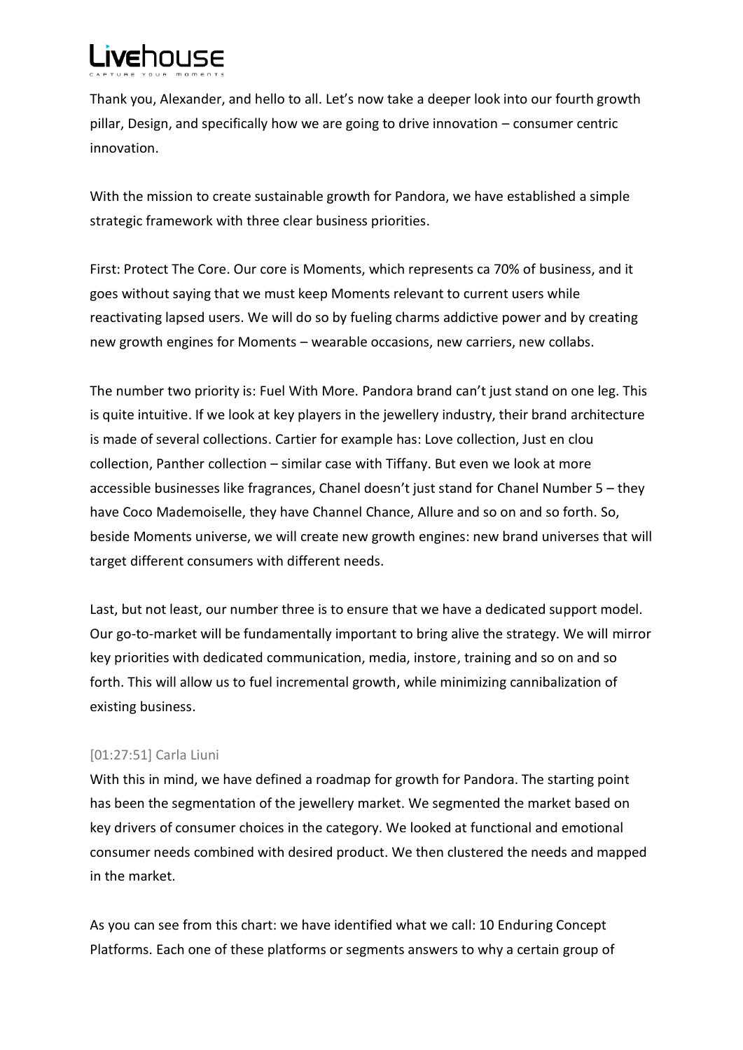Thank you, Alexander, and hello to all. Let's now take a deeper look into our fourth growth pillar, Design, and specifically how we are going to drive innovation – consumer centric innovation.

With the mission to create sustainable growth for Pandora, we have established a simple strategic framework with three clear business priorities.

First: Protect The Core. Our core is Moments, which represents ca 70% of business, and it goes without saying that we must keep Moments relevant to current users while reactivating lapsed users. We will do so by fueling charms addictive power and by creating new growth engines for Moments – wearable occasions, new carriers, new collabs.

The number two priority is: Fuel With More. Pandora brand can't just stand on one leg. This is quite intuitive. If we look at key players in the jewellery industry, their brand architecture is made of several collections. Cartier for example has: Love collection, Just en clou collection, Panther collection – similar case with Tiffany. But even we look at more accessible businesses like fragrances, Chanel doesn't just stand for Chanel Number 5 – they have Coco Mademoiselle, they have Channel Chance, Allure and so on and so forth. So, beside Moments universe, we will create new growth engines: new brand universes that will target different consumers with different needs.

Last, but not least, our number three is to ensure that we have a dedicated support model. Our go-to-market will be fundamentally important to bring alive the strategy. We will mirror key priorities with dedicated communication, media, instore, training and so on and so forth. This will allow us to fuel incremental growth, while minimizing cannibalization of existing business.

[01:27:51] Carla Liuni

With this in mind, we have defined a roadmap for growth for Pandora. The starting point has been the segmentation of the jewellery market. We segmented the market based on key drivers of consumer choices in the category. We looked at functional and emotional consumer needs combined with desired product. We then clustered the needs and mapped in the market.

As you can see from this chart: we have identified what we call: 10 Enduring Concept Platforms. Each one of these platforms or segments answers to why a certain group of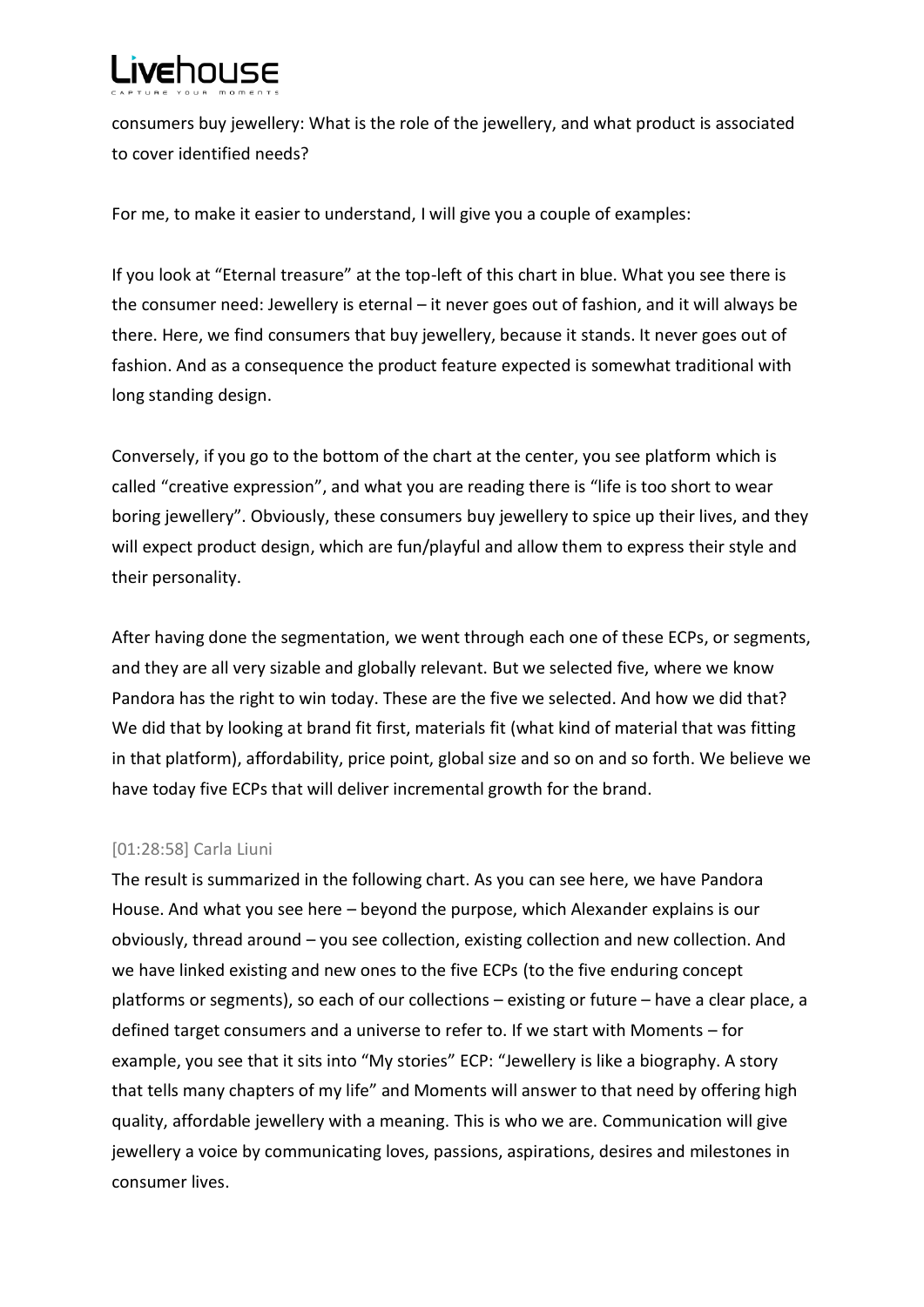consumers buy jewellery: What is the role of the jewellery, and what product is associated to cover identified needs?

For me, to make it easier to understand, I will give you a couple of examples:

If you look at "Eternal treasure" at the top-left of this chart in blue. What you see there is the consumer need: Jewellery is eternal – it never goes out of fashion, and it will always be there. Here, we find consumers that buy jewellery, because it stands. It never goes out of fashion. And as a consequence the product feature expected is somewhat traditional with long standing design.

Conversely, if you go to the bottom of the chart at the center, you see platform which is called "creative expression", and what you are reading there is "life is too short to wear boring jewellery". Obviously, these consumers buy jewellery to spice up their lives, and they will expect product design, which are fun/playful and allow them to express their style and their personality.

After having done the segmentation, we went through each one of these ECPs, or segments, and they are all very sizable and globally relevant. But we selected five, where we know Pandora has the right to win today. These are the five we selected. And how we did that? We did that by looking at brand fit first, materials fit (what kind of material that was fitting in that platform), affordability, price point, global size and so on and so forth. We believe we have today five ECPs that will deliver incremental growth for the brand.

[01:28:58] Carla Liuni

The result is summarized in the following chart. As you can see here, we have Pandora House. And what you see here – beyond the purpose, which Alexander explains is our obviously, thread around – you see collection, existing collection and new collection. And we have linked existing and new ones to the five ECPs (to the five enduring concept platforms or segments), so each of our collections – existing or future – have a clear place, a defined target consumers and a universe to refer to. If we start with Moments – for example, you see that it sits into "My stories" ECP: "Jewellery is like a biography. A story that tells many chapters of my life" and Moments will answer to that need by offering high quality, affordable jewellery with a meaning. This is who we are. Communication will give jewellery a voice by communicating loves, passions, aspirations, desires and milestones in consumer lives.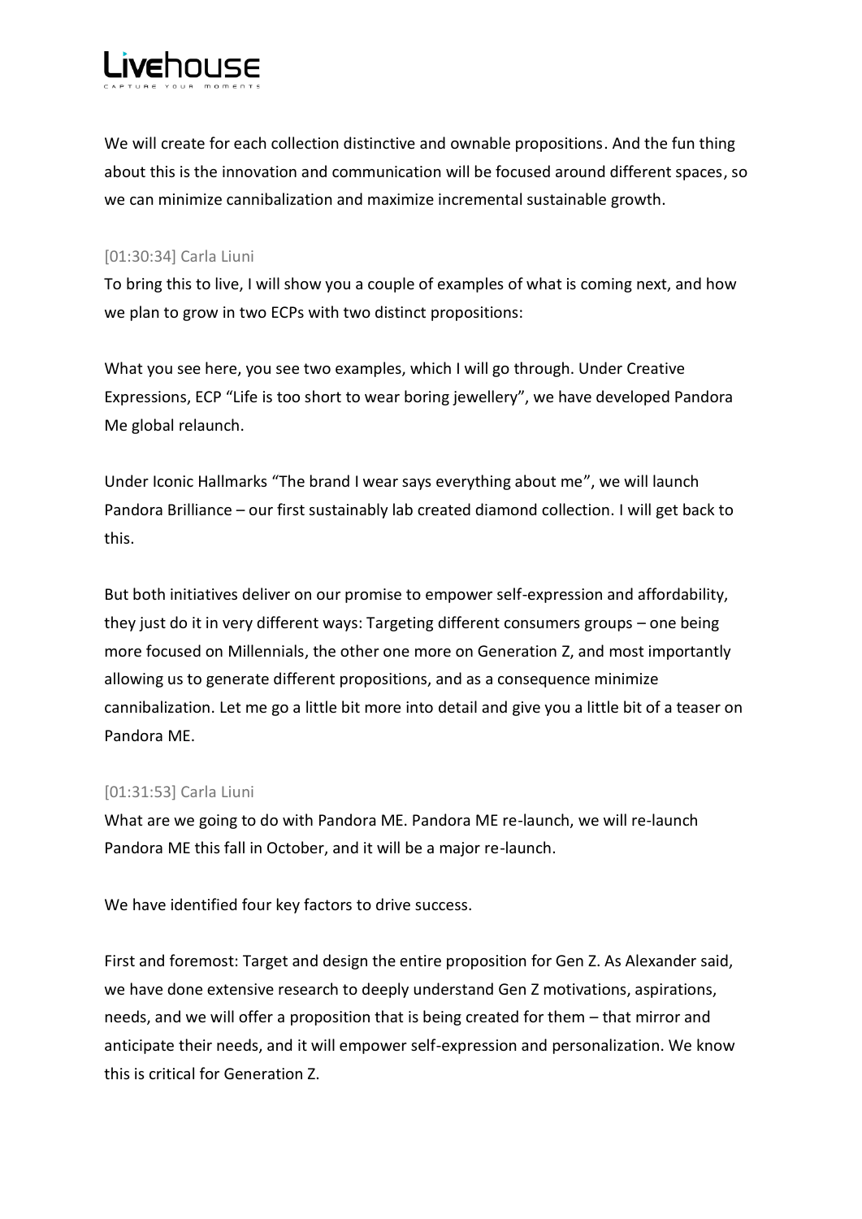We will create for each collection distinctive and ownable propositions. And the fun thing about this is the innovation and communication will be focused around different spaces, so we can minimize cannibalization and maximize incremental sustainable growth.

[01:30:34] Carla Liuni

To bring this to live, I will show you a couple of examples of what is coming next, and how we plan to grow in two ECPs with two distinct propositions:

What you see here, you see two examples, which I will go through. Under Creative Expressions, ECP "Life is too short to wear boring jewellery", we have developed Pandora Me global relaunch.

Under Iconic Hallmarks "The brand I wear says everything about me", we will launch Pandora Brilliance – our first sustainably lab created diamond collection. I will get back to this.

But both initiatives deliver on our promise to empower self-expression and affordability, they just do it in very different ways: Targeting different consumers groups – one being more focused on Millennials, the other one more on Generation Z, and most importantly allowing us to generate different propositions, and as a consequence minimize cannibalization. Let me go a little bit more into detail and give you a little bit of a teaser on Pandora ME.

[01:31:53] Carla Liuni

What are we going to do with Pandora ME. Pandora ME re-launch, we will re-launch Pandora ME this fall in October, and it will be a major re-launch.

We have identified four key factors to drive success.

First and foremost: Target and design the entire proposition for Gen Z. As Alexander said, we have done extensive research to deeply understand Gen Z motivations, aspirations, needs, and we will offer a proposition that is being created for them – that mirror and anticipate their needs, and it will empower self-expression and personalization. We know this is critical for Generation Z.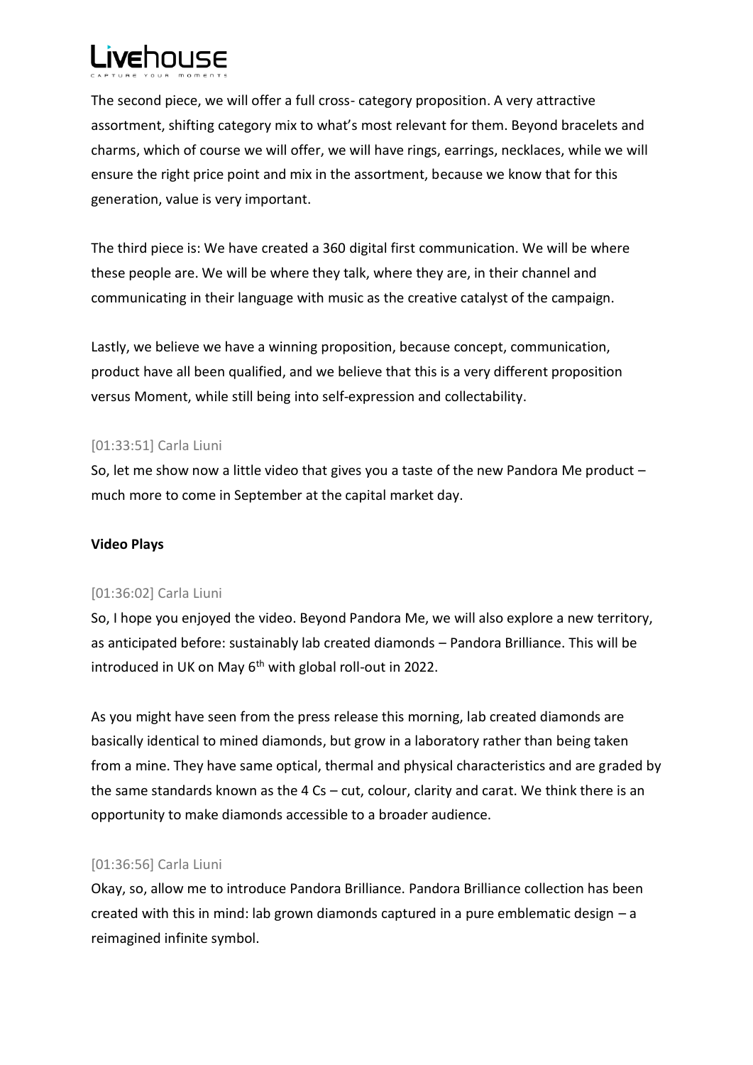The second piece, we will offer a full cross- category proposition. A very attractive assortment, shifting category mix to what's most relevant for them. Beyond bracelets and charms, which of course we will offer, we will have rings, earrings, necklaces, while we will ensure the right price point and mix in the assortment, because we know that for this generation, value is very important.

The third piece is: We have created a 360 digital first communication. We will be where these people are. We will be where they talk, where they are, in their channel and communicating in their language with music as the creative catalyst of the campaign.

Lastly, we believe we have a winning proposition, because concept, communication, product have all been qualified, and we believe that this is a very different proposition versus Moment, while still being into self-expression and collectability.

[01:33:51] Carla Liuni

So, let me show now a little video that gives you a taste of the new Pandora Me product – much more to come in September at the capital market day.

**Video Plays**

[01:36:02] Carla Liuni

So, I hope you enjoyed the video. Beyond Pandora Me, we will also explore a new territory, as anticipated before: sustainably lab created diamonds – Pandora Brilliance. This will be introduced in UK on May 6th with global roll-out in 2022.

As you might have seen from the press release this morning, lab created diamonds are basically identical to mined diamonds, but grow in a laboratory rather than being taken from a mine. They have same optical, thermal and physical characteristics and are graded by the same standards known as the 4 Cs – cut, colour, clarity and carat. We think there is an opportunity to make diamonds accessible to a broader audience.

[01:36:56] Carla Liuni

Okay, so, allow me to introduce Pandora Brilliance. Pandora Brilliance collection has been created with this in mind: lab grown diamonds captured in a pure emblematic design – a reimagined infinite symbol.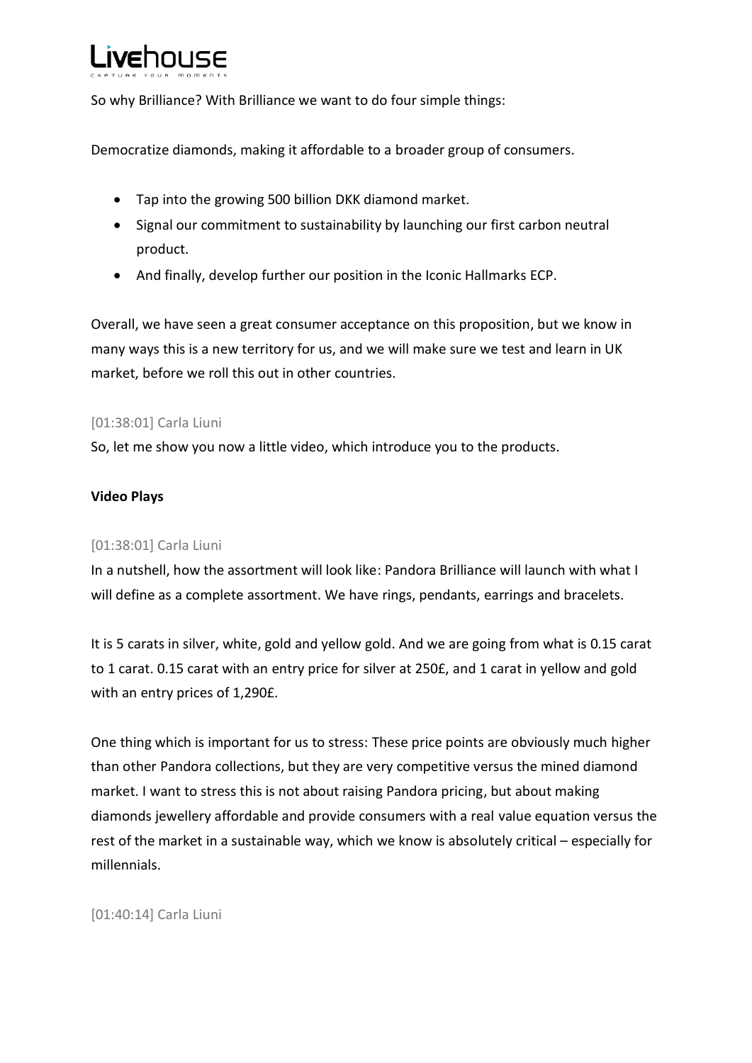So why Brilliance? With Brilliance we want to do four simple things:

Democratize diamonds, making it affordable to a broader group of consumers.

- Tap into the growing 500 billion DKK diamond market.
- Signal our commitment to sustainability by launching our first carbon neutral product.
- And finally, develop further our position in the Iconic Hallmarks ECP.

Overall, we have seen a great consumer acceptance on this proposition, but we know in many ways this is a new territory for us, and we will make sure we test and learn in UK market, before we roll this out in other countries.

[01:38:01] Carla Liuni

So, let me show you now a little video, which introduce you to the products.

**Video Plays**

[01:38:01] Carla Liuni

In a nutshell, how the assortment will look like: Pandora Brilliance will launch with what I will define as a complete assortment. We have rings, pendants, earrings and bracelets.

It is 5 carats in silver, white, gold and yellow gold. And we are going from what is 0.15 carat to 1 carat. 0.15 carat with an entry price for silver at 250£, and 1 carat in yellow and gold with an entry prices of 1,290£.

One thing which is important for us to stress: These price points are obviously much higher than other Pandora collections, but they are very competitive versus the mined diamond market. I want to stress this is not about raising Pandora pricing, but about making diamonds jewellery affordable and provide consumers with a real value equation versus the rest of the market in a sustainable way, which we know is absolutely critical – especially for millennials.

[01:40:14] Carla Liuni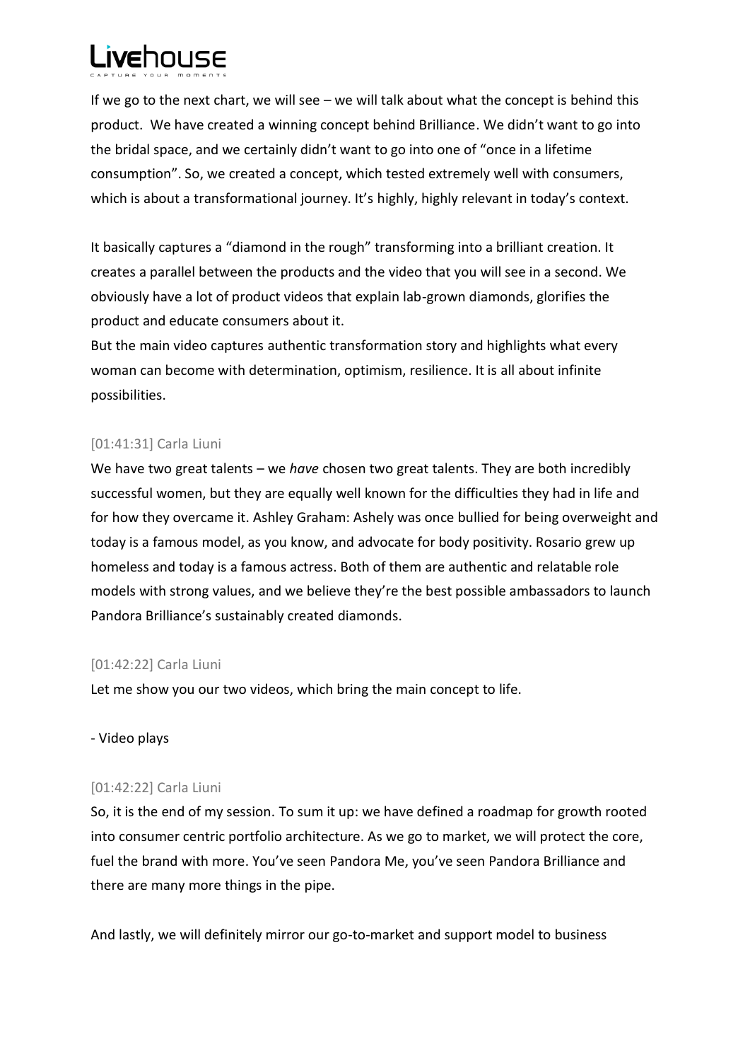If we go to the next chart, we will see – we will talk about what the concept is behind this product. We have created a winning concept behind Brilliance. We didn't want to go into the bridal space, and we certainly didn't want to go into one of "once in a lifetime consumption". So, we created a concept, which tested extremely well with consumers, which is about a transformational journey. It's highly, highly relevant in today's context.

It basically captures a "diamond in the rough" transforming into a brilliant creation. It creates a parallel between the products and the video that you will see in a second. We obviously have a lot of product videos that explain lab-grown diamonds, glorifies the product and educate consumers about it.
But the main video captures authentic transformation story and highlights what every woman can become with determination, optimism, resilience. It is all about infinite possibilities.

[01:41:31] Carla Liuni

We have two great talents – we *have* chosen two great talents. They are both incredibly successful women, but they are equally well known for the difficulties they had in life and for how they overcame it. Ashley Graham: Ashely was once bullied for being overweight and today is a famous model, as you know, and advocate for body positivity. Rosario grew up homeless and today is a famous actress. Both of them are authentic and relatable role models with strong values, and we believe they're the best possible ambassadors to launch Pandora Brilliance's sustainably created diamonds.

[01:42:22] Carla Liuni

Let me show you our two videos, which bring the main concept to life.

- Video plays

[01:42:22] Carla Liuni

So, it is the end of my session. To sum it up: we have defined a roadmap for growth rooted into consumer centric portfolio architecture. As we go to market, we will protect the core, fuel the brand with more. You've seen Pandora Me, you've seen Pandora Brilliance and there are many more things in the pipe.

And lastly, we will definitely mirror our go-to-market and support model to business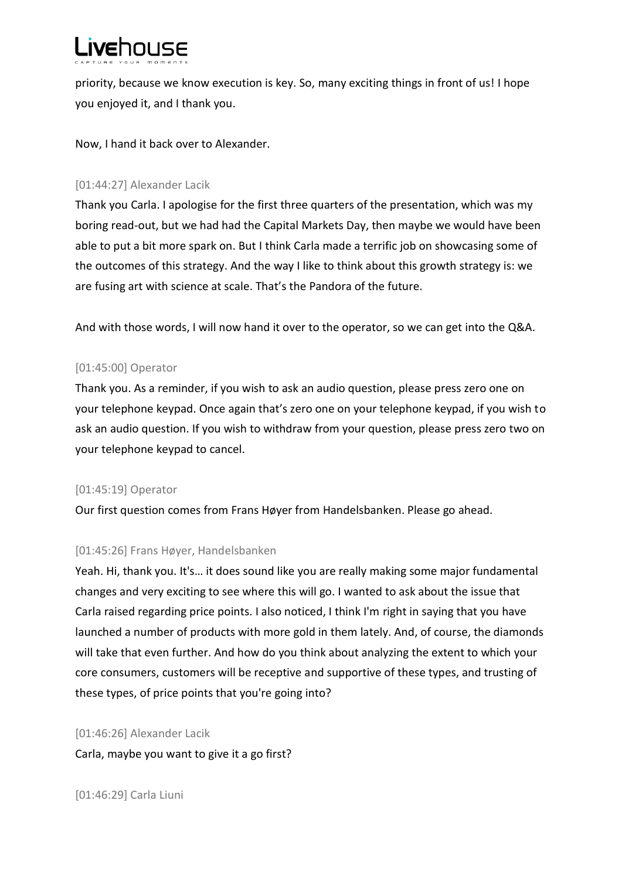priority, because we know execution is key. So, many exciting things in front of us! I hope you enjoyed it, and I thank you.

Now, I hand it back over to Alexander.

[01:44:27] Alexander Lacik

Thank you Carla. I apologise for the first three quarters of the presentation, which was my boring read-out, but we had had the Capital Markets Day, then maybe we would have been able to put a bit more spark on. But I think Carla made a terrific job on showcasing some of the outcomes of this strategy. And the way I like to think about this growth strategy is: we are fusing art with science at scale. That's the Pandora of the future.

And with those words, I will now hand it over to the operator, so we can get into the Q&A.

[01:45:00] Operator

Thank you. As a reminder, if you wish to ask an audio question, please press zero one on your telephone keypad. Once again that's zero one on your telephone keypad, if you wish to ask an audio question. If you wish to withdraw from your question, please press zero two on your telephone keypad to cancel.

[01:45:19] Operator

Our first question comes from Frans Høyer from Handelsbanken. Please go ahead.

[01:45:26] Frans Høyer, Handelsbanken

Yeah. Hi, thank you. It's… it does sound like you are really making some major fundamental changes and very exciting to see where this will go. I wanted to ask about the issue that Carla raised regarding price points. I also noticed, I think I'm right in saying that you have launched a number of products with more gold in them lately. And, of course, the diamonds will take that even further. And how do you think about analyzing the extent to which your core consumers, customers will be receptive and supportive of these types, and trusting of these types, of price points that you're going into?

[01:46:26] Alexander Lacik

Carla, maybe you want to give it a go first?

[01:46:29] Carla Liuni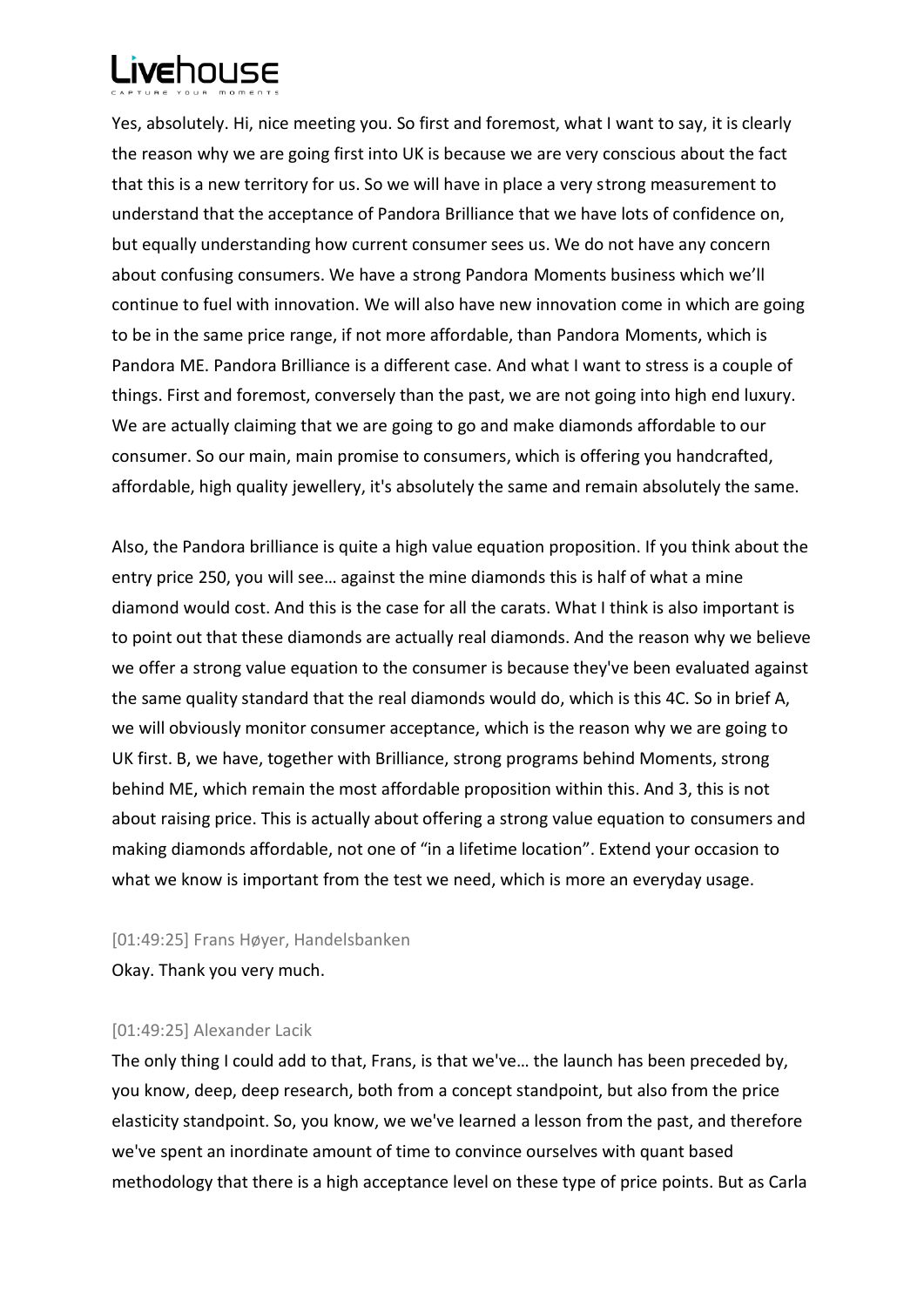Yes, absolutely. Hi, nice meeting you. So first and foremost, what I want to say, it is clearly the reason why we are going first into UK is because we are very conscious about the fact that this is a new territory for us. So we will have in place a very strong measurement to understand that the acceptance of Pandora Brilliance that we have lots of confidence on, but equally understanding how current consumer sees us. We do not have any concern about confusing consumers. We have a strong Pandora Moments business which we'll continue to fuel with innovation. We will also have new innovation come in which are going to be in the same price range, if not more affordable, than Pandora Moments, which is Pandora ME. Pandora Brilliance is a different case. And what I want to stress is a couple of things. First and foremost, conversely than the past, we are not going into high end luxury. We are actually claiming that we are going to go and make diamonds affordable to our consumer. So our main, main promise to consumers, which is offering you handcrafted, affordable, high quality jewellery, it's absolutely the same and remain absolutely the same.

Also, the Pandora brilliance is quite a high value equation proposition. If you think about the entry price 250, you will see… against the mine diamonds this is half of what a mine diamond would cost. And this is the case for all the carats. What I think is also important is to point out that these diamonds are actually real diamonds. And the reason why we believe we offer a strong value equation to the consumer is because they've been evaluated against the same quality standard that the real diamonds would do, which is this 4C. So in brief A, we will obviously monitor consumer acceptance, which is the reason why we are going to UK first. B, we have, together with Brilliance, strong programs behind Moments, strong behind ME, which remain the most affordable proposition within this. And 3, this is not about raising price. This is actually about offering a strong value equation to consumers and making diamonds affordable, not one of "in a lifetime location". Extend your occasion to what we know is important from the test we need, which is more an everyday usage.

[01:49:25] Frans Høyer, Handelsbanken

Okay. Thank you very much.

[01:49:25] Alexander Lacik

The only thing I could add to that, Frans, is that we've… the launch has been preceded by, you know, deep, deep research, both from a concept standpoint, but also from the price elasticity standpoint. So, you know, we we've learned a lesson from the past, and therefore we've spent an inordinate amount of time to convince ourselves with quant based methodology that there is a high acceptance level on these type of price points. But as Carla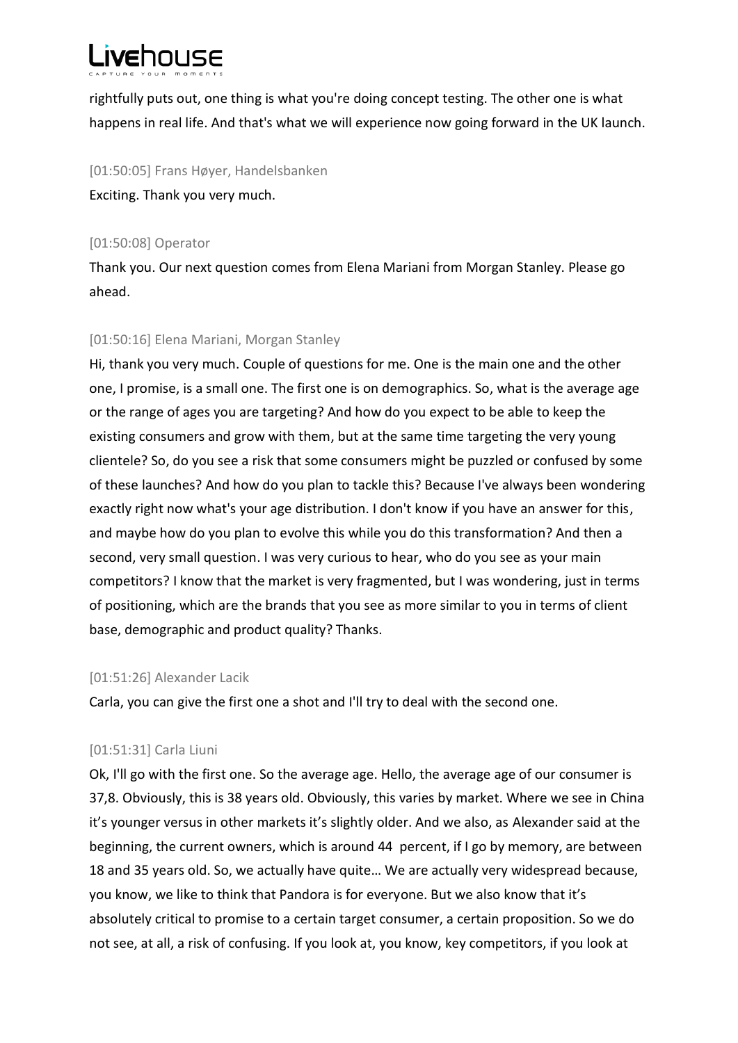rightfully puts out, one thing is what you're doing concept testing. The other one is what happens in real life. And that's what we will experience now going forward in the UK launch.

[01:50:05] Frans Høyer, Handelsbanken

Exciting. Thank you very much.

[01:50:08] Operator

Thank you. Our next question comes from Elena Mariani from Morgan Stanley. Please go ahead.

[01:50:16] Elena Mariani, Morgan Stanley

Hi, thank you very much. Couple of questions for me. One is the main one and the other one, I promise, is a small one. The first one is on demographics. So, what is the average age or the range of ages you are targeting? And how do you expect to be able to keep the existing consumers and grow with them, but at the same time targeting the very young clientele? So, do you see a risk that some consumers might be puzzled or confused by some of these launches? And how do you plan to tackle this? Because I've always been wondering exactly right now what's your age distribution. I don't know if you have an answer for this, and maybe how do you plan to evolve this while you do this transformation? And then a second, very small question. I was very curious to hear, who do you see as your main competitors? I know that the market is very fragmented, but I was wondering, just in terms of positioning, which are the brands that you see as more similar to you in terms of client base, demographic and product quality? Thanks.

[01:51:26] Alexander Lacik

Carla, you can give the first one a shot and I'll try to deal with the second one.

[01:51:31] Carla Liuni

Ok, I'll go with the first one. So the average age. Hello, the average age of our consumer is 37,8. Obviously, this is 38 years old. Obviously, this varies by market. Where we see in China it's younger versus in other markets it's slightly older. And we also, as Alexander said at the beginning, the current owners, which is around 44 percent, if I go by memory, are between 18 and 35 years old. So, we actually have quite… We are actually very widespread because, you know, we like to think that Pandora is for everyone. But we also know that it's absolutely critical to promise to a certain target consumer, a certain proposition. So we do not see, at all, a risk of confusing. If you look at, you know, key competitors, if you look at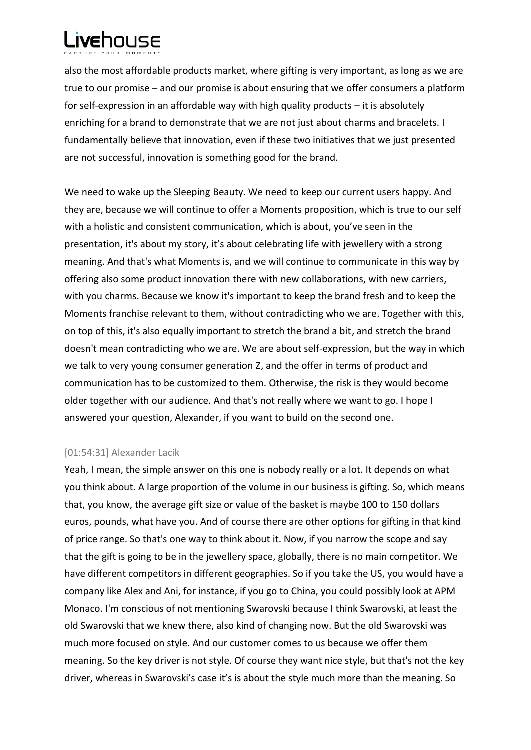also the most affordable products market, where gifting is very important, as long as we are true to our promise – and our promise is about ensuring that we offer consumers a platform for self-expression in an affordable way with high quality products – it is absolutely enriching for a brand to demonstrate that we are not just about charms and bracelets. I fundamentally believe that innovation, even if these two initiatives that we just presented are not successful, innovation is something good for the brand.

We need to wake up the Sleeping Beauty. We need to keep our current users happy. And they are, because we will continue to offer a Moments proposition, which is true to our self with a holistic and consistent communication, which is about, you've seen in the presentation, it's about my story, it's about celebrating life with jewellery with a strong meaning. And that's what Moments is, and we will continue to communicate in this way by offering also some product innovation there with new collaborations, with new carriers, with you charms. Because we know it's important to keep the brand fresh and to keep the Moments franchise relevant to them, without contradicting who we are. Together with this, on top of this, it's also equally important to stretch the brand a bit, and stretch the brand doesn't mean contradicting who we are. We are about self-expression, but the way in which we talk to very young consumer generation Z, and the offer in terms of product and communication has to be customized to them. Otherwise, the risk is they would become older together with our audience. And that's not really where we want to go. I hope I answered your question, Alexander, if you want to build on the second one.

[01:54:31] Alexander Lacik

Yeah, I mean, the simple answer on this one is nobody really or a lot. It depends on what you think about. A large proportion of the volume in our business is gifting. So, which means that, you know, the average gift size or value of the basket is maybe 100 to 150 dollars euros, pounds, what have you. And of course there are other options for gifting in that kind of price range. So that's one way to think about it. Now, if you narrow the scope and say that the gift is going to be in the jewellery space, globally, there is no main competitor. We have different competitors in different geographies. So if you take the US, you would have a company like Alex and Ani, for instance, if you go to China, you could possibly look at APM Monaco. I'm conscious of not mentioning Swarovski because I think Swarovski, at least the old Swarovski that we knew there, also kind of changing now. But the old Swarovski was much more focused on style. And our customer comes to us because we offer them meaning. So the key driver is not style. Of course they want nice style, but that's not the key driver, whereas in Swarovski's case it's is about the style much more than the meaning. So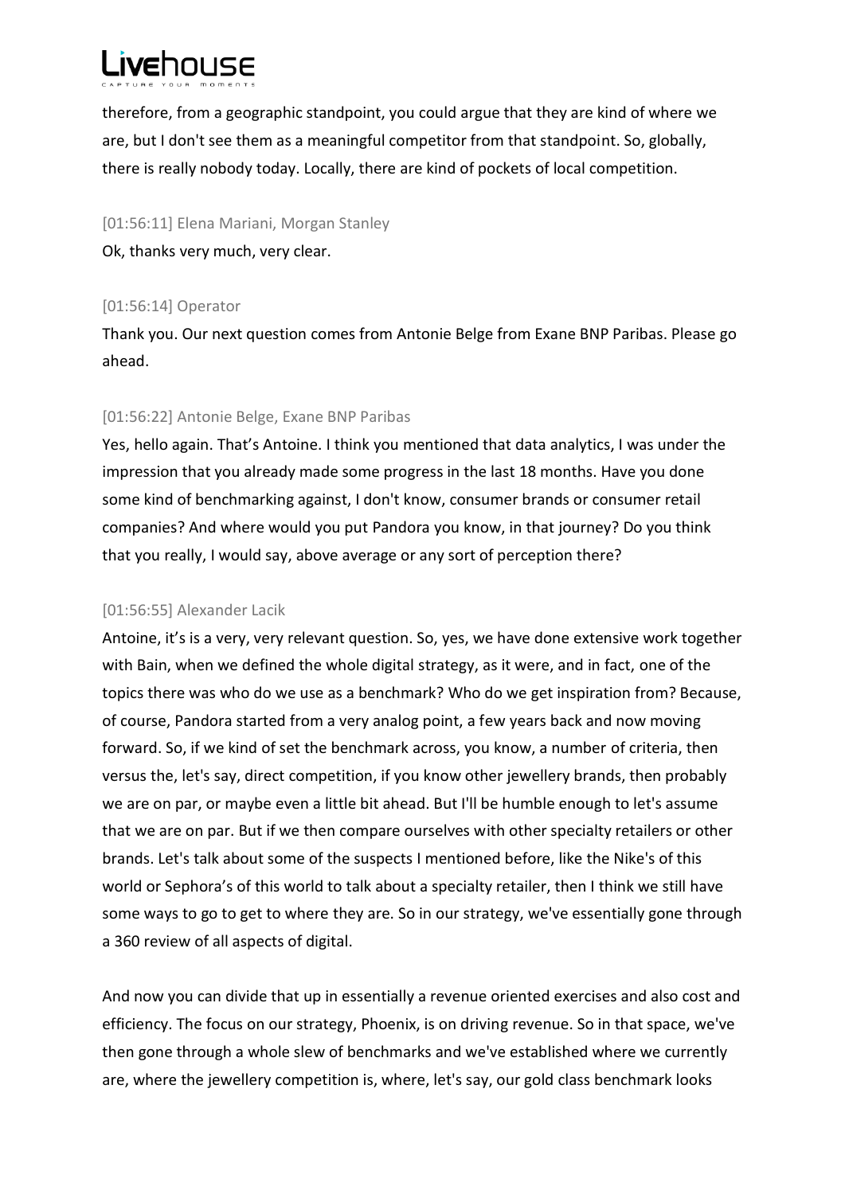therefore, from a geographic standpoint, you could argue that they are kind of where we are, but I don't see them as a meaningful competitor from that standpoint. So, globally, there is really nobody today. Locally, there are kind of pockets of local competition.

[01:56:11] Elena Mariani, Morgan Stanley

Ok, thanks very much, very clear.

[01:56:14] Operator

Thank you. Our next question comes from Antonie Belge from Exane BNP Paribas. Please go ahead.

[01:56:22] Antonie Belge, Exane BNP Paribas

Yes, hello again. That's Antoine. I think you mentioned that data analytics, I was under the impression that you already made some progress in the last 18 months. Have you done some kind of benchmarking against, I don't know, consumer brands or consumer retail companies? And where would you put Pandora you know, in that journey? Do you think that you really, I would say, above average or any sort of perception there?

[01:56:55] Alexander Lacik

Antoine, it's is a very, very relevant question. So, yes, we have done extensive work together with Bain, when we defined the whole digital strategy, as it were, and in fact, one of the topics there was who do we use as a benchmark? Who do we get inspiration from? Because, of course, Pandora started from a very analog point, a few years back and now moving forward. So, if we kind of set the benchmark across, you know, a number of criteria, then versus the, let's say, direct competition, if you know other jewellery brands, then probably we are on par, or maybe even a little bit ahead. But I'll be humble enough to let's assume that we are on par. But if we then compare ourselves with other specialty retailers or other brands. Let's talk about some of the suspects I mentioned before, like the Nike's of this world or Sephora's of this world to talk about a specialty retailer, then I think we still have some ways to go to get to where they are. So in our strategy, we've essentially gone through a 360 review of all aspects of digital.

And now you can divide that up in essentially a revenue oriented exercises and also cost and efficiency. The focus on our strategy, Phoenix, is on driving revenue. So in that space, we've then gone through a whole slew of benchmarks and we've established where we currently are, where the jewellery competition is, where, let's say, our gold class benchmark looks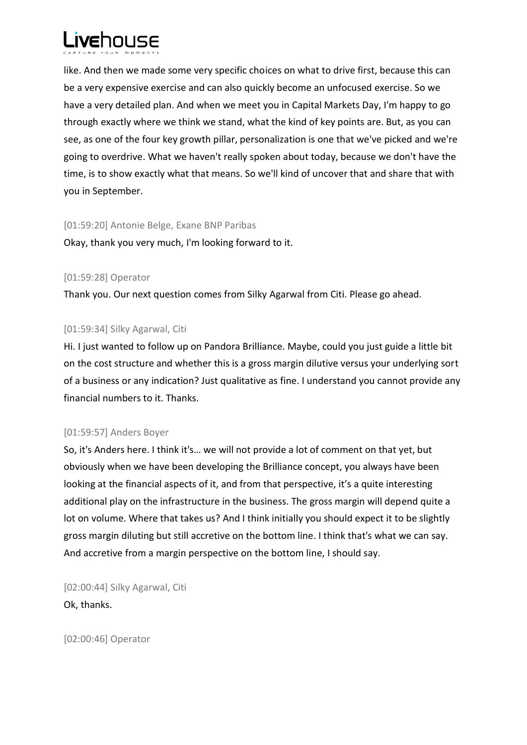like. And then we made some very specific choices on what to drive first, because this can be a very expensive exercise and can also quickly become an unfocused exercise. So we have a very detailed plan. And when we meet you in Capital Markets Day, I'm happy to go through exactly where we think we stand, what the kind of key points are. But, as you can see, as one of the four key growth pillar, personalization is one that we've picked and we're going to overdrive. What we haven't really spoken about today, because we don't have the time, is to show exactly what that means. So we'll kind of uncover that and share that with you in September.

[01:59:20] Antonie Belge, Exane BNP Paribas

Okay, thank you very much, I'm looking forward to it.

[01:59:28] Operator

Thank you. Our next question comes from Silky Agarwal from Citi. Please go ahead.

[01:59:34] Silky Agarwal, Citi

Hi. I just wanted to follow up on Pandora Brilliance. Maybe, could you just guide a little bit on the cost structure and whether this is a gross margin dilutive versus your underlying sort of a business or any indication? Just qualitative as fine. I understand you cannot provide any financial numbers to it. Thanks.

[01:59:57] Anders Boyer

So, it's Anders here. I think it's… we will not provide a lot of comment on that yet, but obviously when we have been developing the Brilliance concept, you always have been looking at the financial aspects of it, and from that perspective, it's a quite interesting additional play on the infrastructure in the business. The gross margin will depend quite a lot on volume. Where that takes us? And I think initially you should expect it to be slightly gross margin diluting but still accretive on the bottom line. I think that's what we can say. And accretive from a margin perspective on the bottom line, I should say.

[02:00:44] Silky Agarwal, Citi

Ok, thanks.

[02:00:46] Operator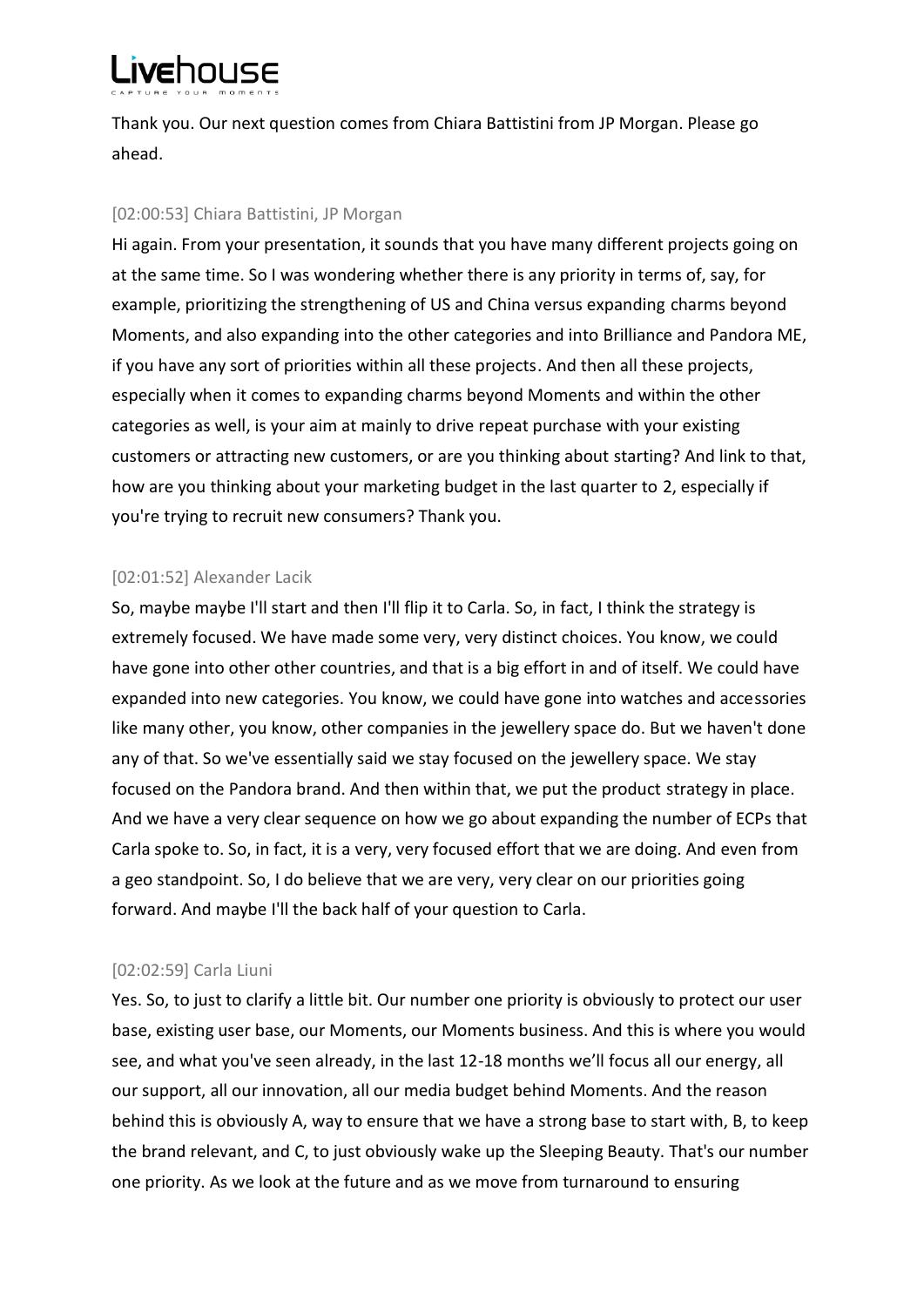Thank you. Our next question comes from Chiara Battistini from JP Morgan. Please go ahead.

[02:00:53] Chiara Battistini, JP Morgan

Hi again. From your presentation, it sounds that you have many different projects going on at the same time. So I was wondering whether there is any priority in terms of, say, for example, prioritizing the strengthening of US and China versus expanding charms beyond Moments, and also expanding into the other categories and into Brilliance and Pandora ME, if you have any sort of priorities within all these projects. And then all these projects, especially when it comes to expanding charms beyond Moments and within the other categories as well, is your aim at mainly to drive repeat purchase with your existing customers or attracting new customers, or are you thinking about starting? And link to that, how are you thinking about your marketing budget in the last quarter to 2, especially if you're trying to recruit new consumers? Thank you.

[02:01:52] Alexander Lacik

So, maybe maybe I'll start and then I'll flip it to Carla. So, in fact, I think the strategy is extremely focused. We have made some very, very distinct choices. You know, we could have gone into other other countries, and that is a big effort in and of itself. We could have expanded into new categories. You know, we could have gone into watches and accessories like many other, you know, other companies in the jewellery space do. But we haven't done any of that. So we've essentially said we stay focused on the jewellery space. We stay focused on the Pandora brand. And then within that, we put the product strategy in place. And we have a very clear sequence on how we go about expanding the number of ECPs that Carla spoke to. So, in fact, it is a very, very focused effort that we are doing. And even from a geo standpoint. So, I do believe that we are very, very clear on our priorities going forward. And maybe I'll the back half of your question to Carla.

[02:02:59] Carla Liuni

Yes. So, to just to clarify a little bit. Our number one priority is obviously to protect our user base, existing user base, our Moments, our Moments business. And this is where you would see, and what you've seen already, in the last 12-18 months we'll focus all our energy, all our support, all our innovation, all our media budget behind Moments. And the reason behind this is obviously A, way to ensure that we have a strong base to start with, B, to keep the brand relevant, and C, to just obviously wake up the Sleeping Beauty. That's our number one priority. As we look at the future and as we move from turnaround to ensuring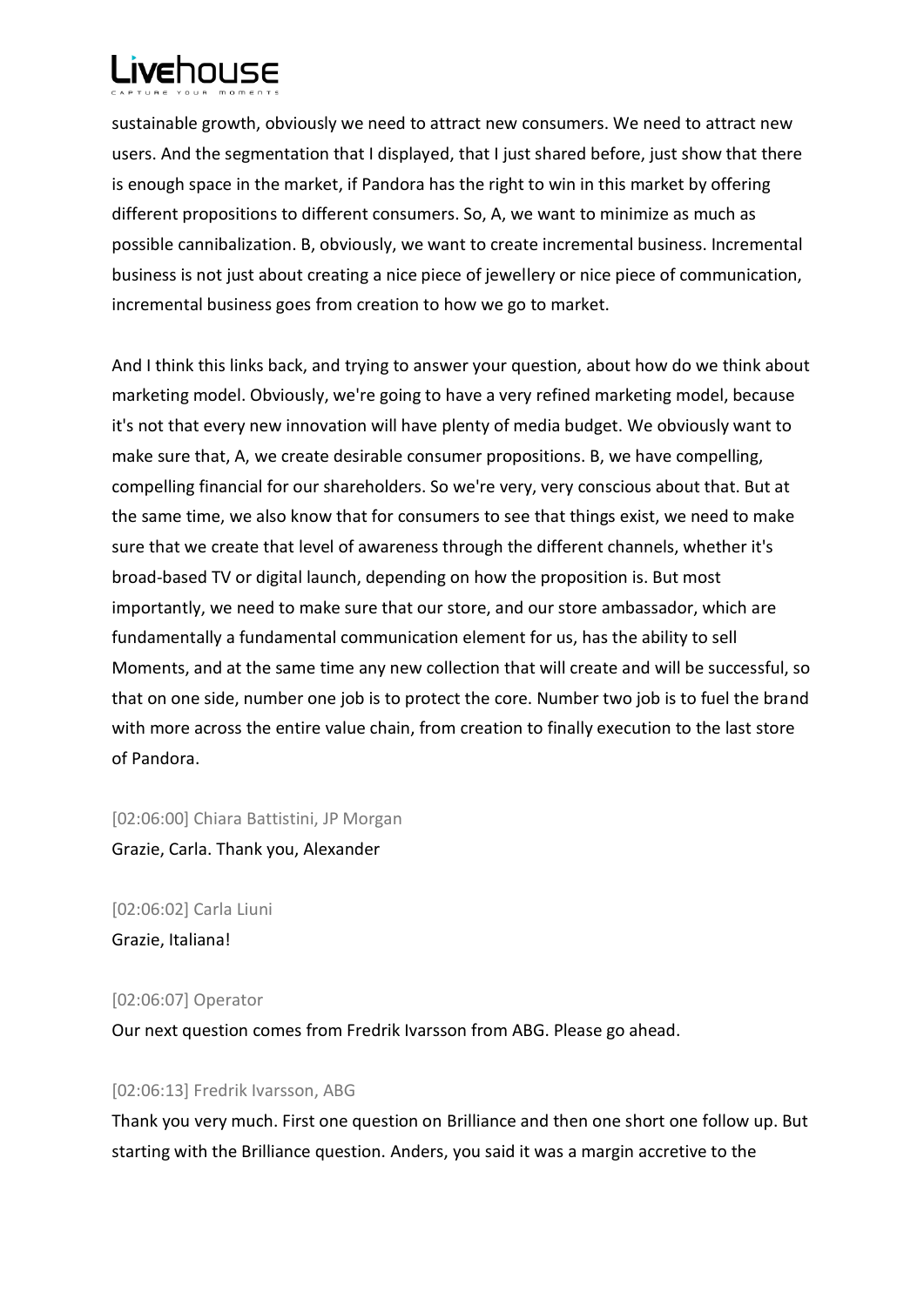sustainable growth, obviously we need to attract new consumers. We need to attract new users. And the segmentation that I displayed, that I just shared before, just show that there is enough space in the market, if Pandora has the right to win in this market by offering different propositions to different consumers. So, A, we want to minimize as much as possible cannibalization. B, obviously, we want to create incremental business. Incremental business is not just about creating a nice piece of jewellery or nice piece of communication, incremental business goes from creation to how we go to market.

And I think this links back, and trying to answer your question, about how do we think about marketing model. Obviously, we're going to have a very refined marketing model, because it's not that every new innovation will have plenty of media budget. We obviously want to make sure that, A, we create desirable consumer propositions. B, we have compelling, compelling financial for our shareholders. So we're very, very conscious about that. But at the same time, we also know that for consumers to see that things exist, we need to make sure that we create that level of awareness through the different channels, whether it's broad-based TV or digital launch, depending on how the proposition is. But most importantly, we need to make sure that our store, and our store ambassador, which are fundamentally a fundamental communication element for us, has the ability to sell Moments, and at the same time any new collection that will create and will be successful, so that on one side, number one job is to protect the core. Number two job is to fuel the brand with more across the entire value chain, from creation to finally execution to the last store of Pandora.

[02:06:00] Chiara Battistini, JP Morgan

Grazie, Carla. Thank you, Alexander

[02:06:02] Carla Liuni

Grazie, Italiana!

[02:06:07] Operator

Our next question comes from Fredrik Ivarsson from ABG. Please go ahead.

[02:06:13] Fredrik Ivarsson, ABG

Thank you very much. First one question on Brilliance and then one short one follow up. But starting with the Brilliance question. Anders, you said it was a margin accretive to the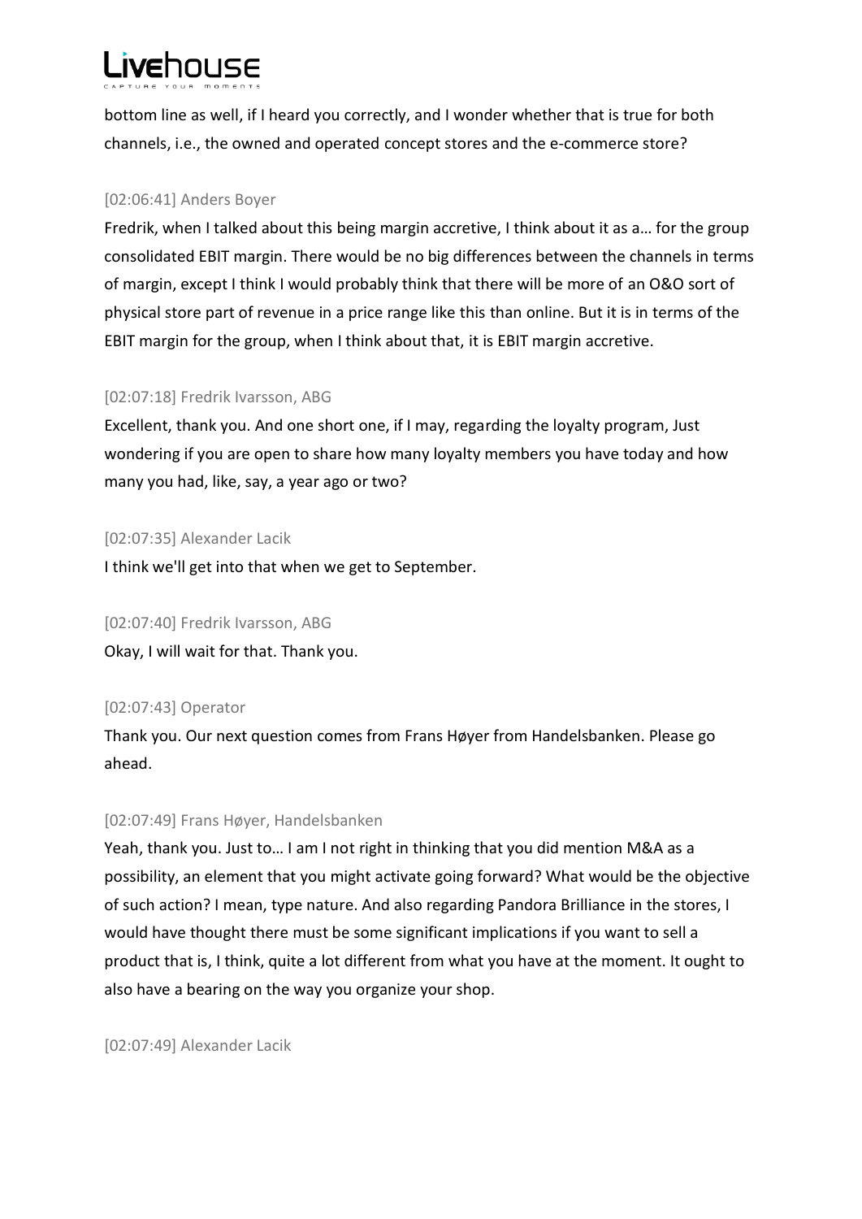bottom line as well, if I heard you correctly, and I wonder whether that is true for both channels, i.e., the owned and operated concept stores and the e-commerce store?

[02:06:41] Anders Boyer

Fredrik, when I talked about this being margin accretive, I think about it as a… for the group consolidated EBIT margin. There would be no big differences between the channels in terms of margin, except I think I would probably think that there will be more of an O&O sort of physical store part of revenue in a price range like this than online. But it is in terms of the EBIT margin for the group, when I think about that, it is EBIT margin accretive.

[02:07:18] Fredrik Ivarsson, ABG

Excellent, thank you. And one short one, if I may, regarding the loyalty program, Just wondering if you are open to share how many loyalty members you have today and how many you had, like, say, a year ago or two?

[02:07:35] Alexander Lacik

I think we'll get into that when we get to September.

[02:07:40] Fredrik Ivarsson, ABG

Okay, I will wait for that. Thank you.

[02:07:43] Operator

Thank you. Our next question comes from Frans Høyer from Handelsbanken. Please go ahead.

[02:07:49] Frans Høyer, Handelsbanken

Yeah, thank you. Just to… I am I not right in thinking that you did mention M&A as a possibility, an element that you might activate going forward? What would be the objective of such action? I mean, type nature. And also regarding Pandora Brilliance in the stores, I would have thought there must be some significant implications if you want to sell a product that is, I think, quite a lot different from what you have at the moment. It ought to also have a bearing on the way you organize your shop.

[02:07:49] Alexander Lacik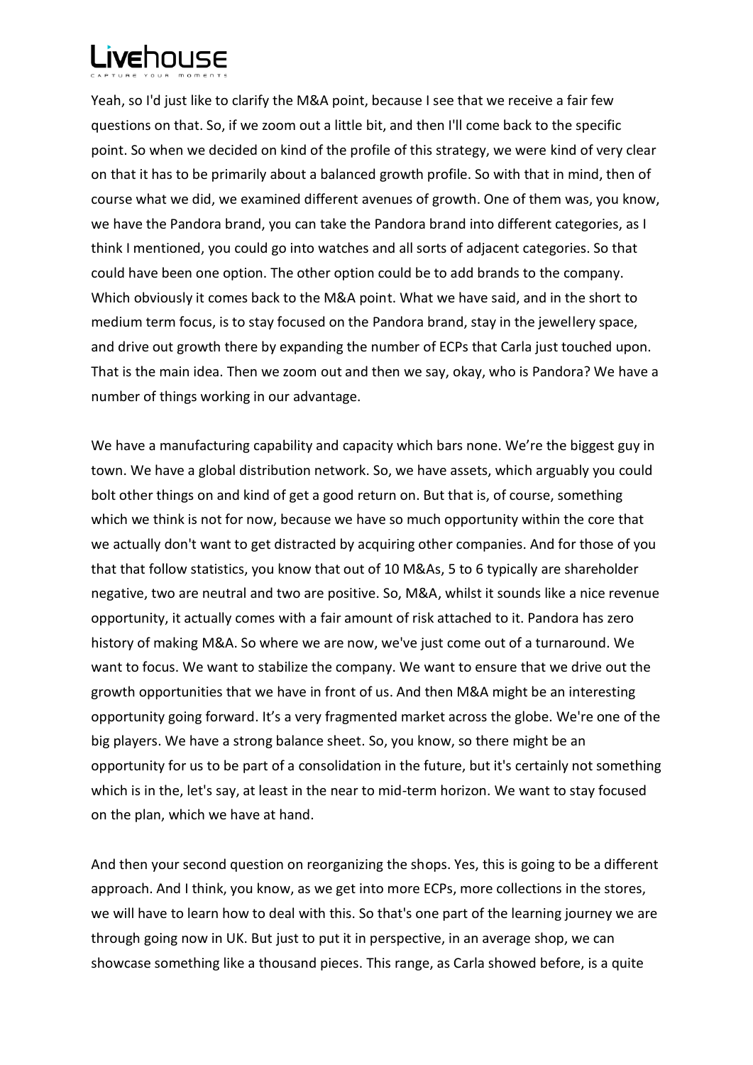Yeah, so I'd just like to clarify the M&A point, because I see that we receive a fair few questions on that. So, if we zoom out a little bit, and then I'll come back to the specific point. So when we decided on kind of the profile of this strategy, we were kind of very clear on that it has to be primarily about a balanced growth profile. So with that in mind, then of course what we did, we examined different avenues of growth. One of them was, you know, we have the Pandora brand, you can take the Pandora brand into different categories, as I think I mentioned, you could go into watches and all sorts of adjacent categories. So that could have been one option. The other option could be to add brands to the company. Which obviously it comes back to the M&A point. What we have said, and in the short to medium term focus, is to stay focused on the Pandora brand, stay in the jewellery space, and drive out growth there by expanding the number of ECPs that Carla just touched upon. That is the main idea. Then we zoom out and then we say, okay, who is Pandora? We have a number of things working in our advantage.

We have a manufacturing capability and capacity which bars none. We're the biggest guy in town. We have a global distribution network. So, we have assets, which arguably you could bolt other things on and kind of get a good return on. But that is, of course, something which we think is not for now, because we have so much opportunity within the core that we actually don't want to get distracted by acquiring other companies. And for those of you that that follow statistics, you know that out of 10 M&As, 5 to 6 typically are shareholder negative, two are neutral and two are positive. So, M&A, whilst it sounds like a nice revenue opportunity, it actually comes with a fair amount of risk attached to it. Pandora has zero history of making M&A. So where we are now, we've just come out of a turnaround. We want to focus. We want to stabilize the company. We want to ensure that we drive out the growth opportunities that we have in front of us. And then M&A might be an interesting opportunity going forward. It's a very fragmented market across the globe. We're one of the big players. We have a strong balance sheet. So, you know, so there might be an opportunity for us to be part of a consolidation in the future, but it's certainly not something which is in the, let's say, at least in the near to mid-term horizon. We want to stay focused on the plan, which we have at hand.

And then your second question on reorganizing the shops. Yes, this is going to be a different approach. And I think, you know, as we get into more ECPs, more collections in the stores, we will have to learn how to deal with this. So that's one part of the learning journey we are through going now in UK. But just to put it in perspective, in an average shop, we can showcase something like a thousand pieces. This range, as Carla showed before, is a quite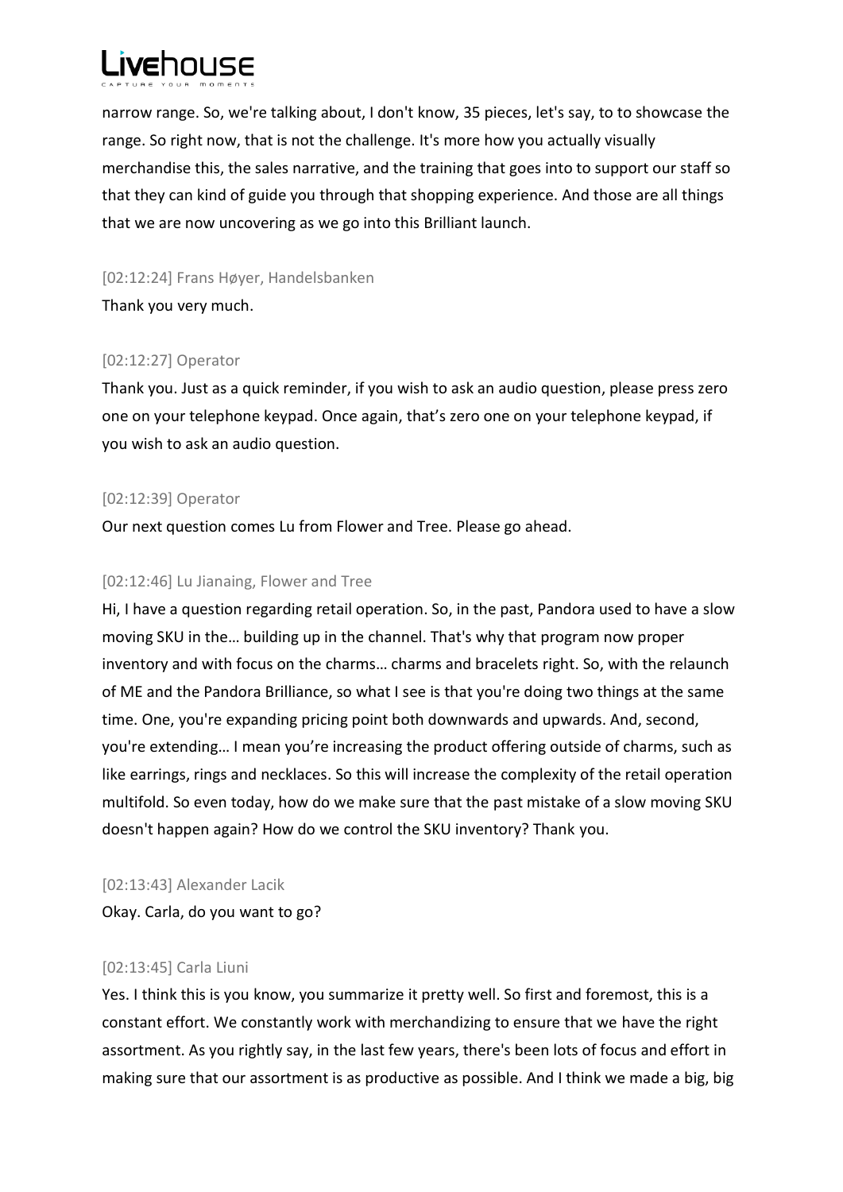narrow range. So, we're talking about, I don't know, 35 pieces, let's say, to to showcase the range. So right now, that is not the challenge. It's more how you actually visually merchandise this, the sales narrative, and the training that goes into to support our staff so that they can kind of guide you through that shopping experience. And those are all things that we are now uncovering as we go into this Brilliant launch.

[02:12:24] Frans Høyer, Handelsbanken

Thank you very much.

[02:12:27] Operator

Thank you. Just as a quick reminder, if you wish to ask an audio question, please press zero one on your telephone keypad. Once again, that's zero one on your telephone keypad, if you wish to ask an audio question.

[02:12:39] Operator

Our next question comes Lu from Flower and Tree. Please go ahead.

[02:12:46] Lu Jianaing, Flower and Tree

Hi, I have a question regarding retail operation. So, in the past, Pandora used to have a slow moving SKU in the… building up in the channel. That's why that program now proper inventory and with focus on the charms… charms and bracelets right. So, with the relaunch of ME and the Pandora Brilliance, so what I see is that you're doing two things at the same time. One, you're expanding pricing point both downwards and upwards. And, second, you're extending… I mean you're increasing the product offering outside of charms, such as like earrings, rings and necklaces. So this will increase the complexity of the retail operation multifold. So even today, how do we make sure that the past mistake of a slow moving SKU doesn't happen again? How do we control the SKU inventory? Thank you.

[02:13:43] Alexander Lacik

Okay. Carla, do you want to go?

[02:13:45] Carla Liuni

Yes. I think this is you know, you summarize it pretty well. So first and foremost, this is a constant effort. We constantly work with merchandizing to ensure that we have the right assortment. As you rightly say, in the last few years, there's been lots of focus and effort in making sure that our assortment is as productive as possible. And I think we made a big, big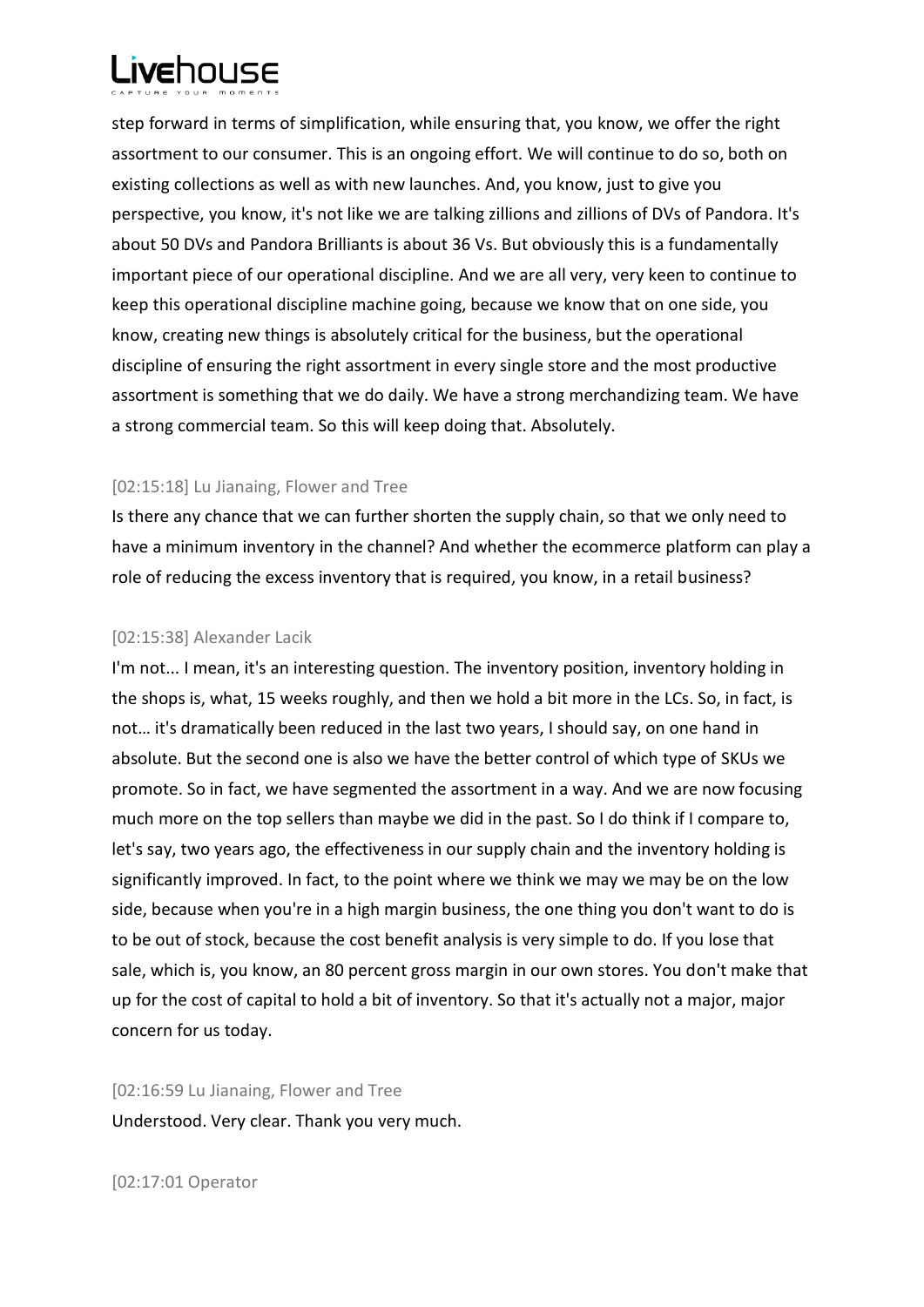step forward in terms of simplification, while ensuring that, you know, we offer the right assortment to our consumer. This is an ongoing effort. We will continue to do so, both on existing collections as well as with new launches. And, you know, just to give you perspective, you know, it's not like we are talking zillions and zillions of DVs of Pandora. It's about 50 DVs and Pandora Brilliants is about 36 Vs. But obviously this is a fundamentally important piece of our operational discipline. And we are all very, very keen to continue to keep this operational discipline machine going, because we know that on one side, you know, creating new things is absolutely critical for the business, but the operational discipline of ensuring the right assortment in every single store and the most productive assortment is something that we do daily. We have a strong merchandizing team. We have a strong commercial team. So this will keep doing that. Absolutely.

[02:15:18] Lu Jianaing, Flower and Tree

Is there any chance that we can further shorten the supply chain, so that we only need to have a minimum inventory in the channel? And whether the ecommerce platform can play a role of reducing the excess inventory that is required, you know, in a retail business?

[02:15:38] Alexander Lacik

I'm not... I mean, it's an interesting question. The inventory position, inventory holding in the shops is, what, 15 weeks roughly, and then we hold a bit more in the LCs. So, in fact, is not… it's dramatically been reduced in the last two years, I should say, on one hand in absolute. But the second one is also we have the better control of which type of SKUs we promote. So in fact, we have segmented the assortment in a way. And we are now focusing much more on the top sellers than maybe we did in the past. So I do think if I compare to, let's say, two years ago, the effectiveness in our supply chain and the inventory holding is significantly improved. In fact, to the point where we think we may we may be on the low side, because when you're in a high margin business, the one thing you don't want to do is to be out of stock, because the cost benefit analysis is very simple to do. If you lose that sale, which is, you know, an 80 percent gross margin in our own stores. You don't make that up for the cost of capital to hold a bit of inventory. So that it's actually not a major, major concern for us today.

[02:16:59 Lu Jianaing, Flower and Tree

Understood. Very clear. Thank you very much.

[02:17:01 Operator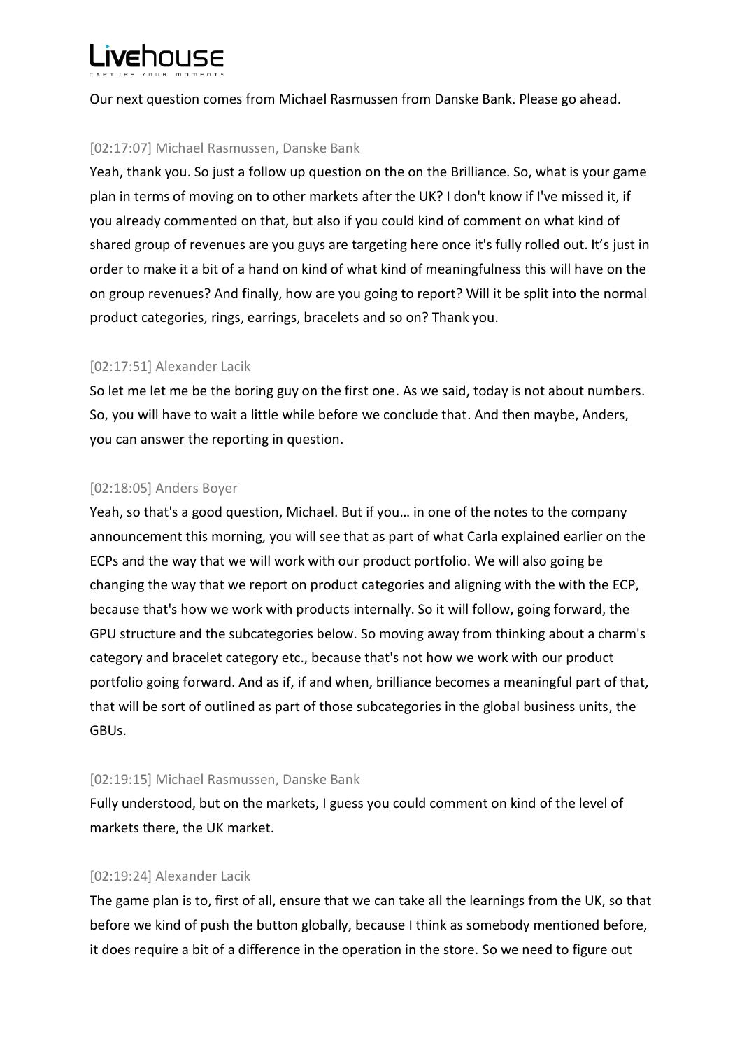Our next question comes from Michael Rasmussen from Danske Bank. Please go ahead.

[02:17:07] Michael Rasmussen, Danske Bank

Yeah, thank you. So just a follow up question on the on the Brilliance. So, what is your game plan in terms of moving on to other markets after the UK? I don't know if I've missed it, if you already commented on that, but also if you could kind of comment on what kind of shared group of revenues are you guys are targeting here once it's fully rolled out. It's just in order to make it a bit of a hand on kind of what kind of meaningfulness this will have on the on group revenues? And finally, how are you going to report? Will it be split into the normal product categories, rings, earrings, bracelets and so on? Thank you.

[02:17:51] Alexander Lacik

So let me let me be the boring guy on the first one. As we said, today is not about numbers. So, you will have to wait a little while before we conclude that. And then maybe, Anders, you can answer the reporting in question.

[02:18:05] Anders Boyer

Yeah, so that's a good question, Michael. But if you… in one of the notes to the company announcement this morning, you will see that as part of what Carla explained earlier on the ECPs and the way that we will work with our product portfolio. We will also going be changing the way that we report on product categories and aligning with the with the ECP, because that's how we work with products internally. So it will follow, going forward, the GPU structure and the subcategories below. So moving away from thinking about a charm's category and bracelet category etc., because that's not how we work with our product portfolio going forward. And as if, if and when, brilliance becomes a meaningful part of that, that will be sort of outlined as part of those subcategories in the global business units, the GBUs.

[02:19:15] Michael Rasmussen, Danske Bank

Fully understood, but on the markets, I guess you could comment on kind of the level of markets there, the UK market.

[02:19:24] Alexander Lacik

The game plan is to, first of all, ensure that we can take all the learnings from the UK, so that before we kind of push the button globally, because I think as somebody mentioned before, it does require a bit of a difference in the operation in the store. So we need to figure out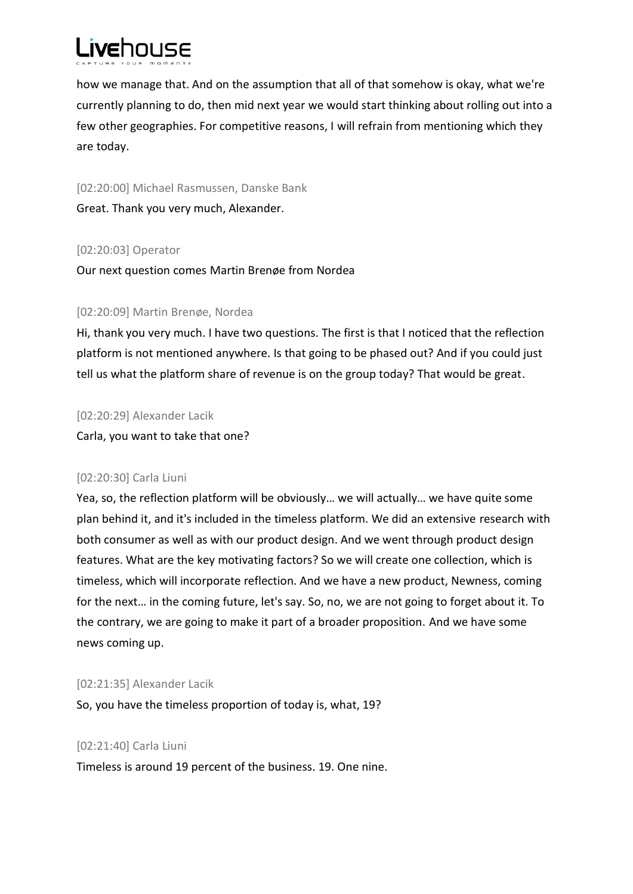how we manage that. And on the assumption that all of that somehow is okay, what we're currently planning to do, then mid next year we would start thinking about rolling out into a few other geographies. For competitive reasons, I will refrain from mentioning which they are today.

[02:20:00] Michael Rasmussen, Danske Bank

Great. Thank you very much, Alexander.

[02:20:03] Operator

Our next question comes Martin Brenøe from Nordea

[02:20:09] Martin Brenøe, Nordea

Hi, thank you very much. I have two questions. The first is that I noticed that the reflection platform is not mentioned anywhere. Is that going to be phased out? And if you could just tell us what the platform share of revenue is on the group today? That would be great.

[02:20:29] Alexander Lacik

Carla, you want to take that one?

[02:20:30] Carla Liuni

Yea, so, the reflection platform will be obviously… we will actually… we have quite some plan behind it, and it's included in the timeless platform. We did an extensive research with both consumer as well as with our product design. And we went through product design features. What are the key motivating factors? So we will create one collection, which is timeless, which will incorporate reflection. And we have a new product, Newness, coming for the next… in the coming future, let's say. So, no, we are not going to forget about it. To the contrary, we are going to make it part of a broader proposition. And we have some news coming up.

[02:21:35] Alexander Lacik

So, you have the timeless proportion of today is, what, 19?

[02:21:40] Carla Liuni

Timeless is around 19 percent of the business. 19. One nine.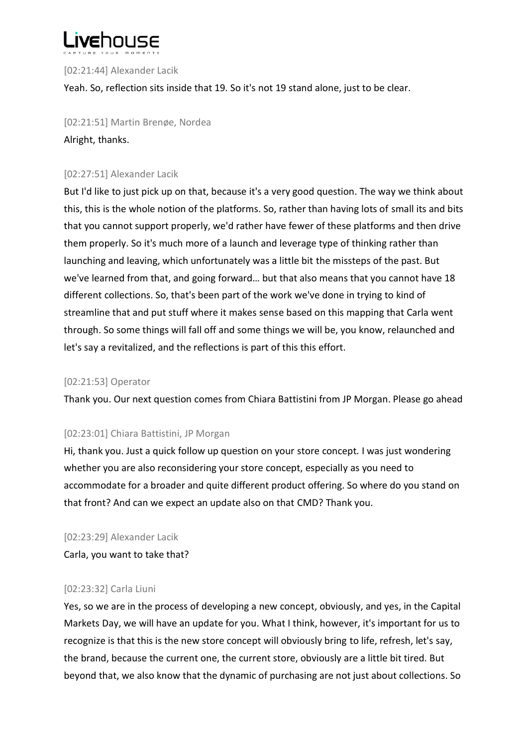[02:21:44] Alexander Lacik

Yeah. So, reflection sits inside that 19. So it's not 19 stand alone, just to be clear.

[02:21:51] Martin Brenøe, Nordea

Alright, thanks.

[02:27:51] Alexander Lacik

But I'd like to just pick up on that, because it's a very good question. The way we think about this, this is the whole notion of the platforms. So, rather than having lots of small its and bits that you cannot support properly, we'd rather have fewer of these platforms and then drive them properly. So it's much more of a launch and leverage type of thinking rather than launching and leaving, which unfortunately was a little bit the missteps of the past. But we've learned from that, and going forward… but that also means that you cannot have 18 different collections. So, that's been part of the work we've done in trying to kind of streamline that and put stuff where it makes sense based on this mapping that Carla went through. So some things will fall off and some things we will be, you know, relaunched and let's say a revitalized, and the reflections is part of this this effort.

[02:21:53] Operator

Thank you. Our next question comes from Chiara Battistini from JP Morgan. Please go ahead

[02:23:01] Chiara Battistini, JP Morgan

Hi, thank you. Just a quick follow up question on your store concept. I was just wondering whether you are also reconsidering your store concept, especially as you need to accommodate for a broader and quite different product offering. So where do you stand on that front? And can we expect an update also on that CMD? Thank you.

[02:23:29] Alexander Lacik

Carla, you want to take that?

[02:23:32] Carla Liuni

Yes, so we are in the process of developing a new concept, obviously, and yes, in the Capital Markets Day, we will have an update for you. What I think, however, it's important for us to recognize is that this is the new store concept will obviously bring to life, refresh, let's say, the brand, because the current one, the current store, obviously are a little bit tired. But beyond that, we also know that the dynamic of purchasing are not just about collections. So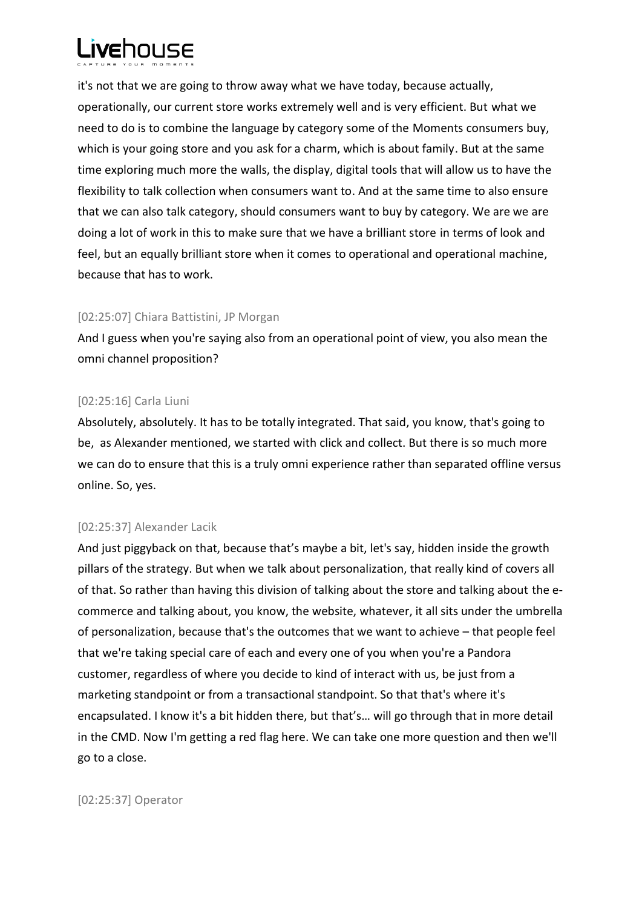it's not that we are going to throw away what we have today, because actually, operationally, our current store works extremely well and is very efficient. But what we need to do is to combine the language by category some of the Moments consumers buy, which is your going store and you ask for a charm, which is about family. But at the same time exploring much more the walls, the display, digital tools that will allow us to have the flexibility to talk collection when consumers want to. And at the same time to also ensure that we can also talk category, should consumers want to buy by category. We are we are doing a lot of work in this to make sure that we have a brilliant store in terms of look and feel, but an equally brilliant store when it comes to operational and operational machine, because that has to work.

[02:25:07] Chiara Battistini, JP Morgan

And I guess when you're saying also from an operational point of view, you also mean the omni channel proposition?

[02:25:16] Carla Liuni

Absolutely, absolutely. It has to be totally integrated. That said, you know, that's going to be, as Alexander mentioned, we started with click and collect. But there is so much more we can do to ensure that this is a truly omni experience rather than separated offline versus online. So, yes.

[02:25:37] Alexander Lacik

And just piggyback on that, because that's maybe a bit, let's say, hidden inside the growth pillars of the strategy. But when we talk about personalization, that really kind of covers all of that. So rather than having this division of talking about the store and talking about the e-commerce and talking about, you know, the website, whatever, it all sits under the umbrella of personalization, because that's the outcomes that we want to achieve – that people feel that we're taking special care of each and every one of you when you're a Pandora customer, regardless of where you decide to kind of interact with us, be just from a marketing standpoint or from a transactional standpoint. So that that's where it's encapsulated. I know it's a bit hidden there, but that's… will go through that in more detail in the CMD. Now I'm getting a red flag here. We can take one more question and then we'll go to a close.

[02:25:37] Operator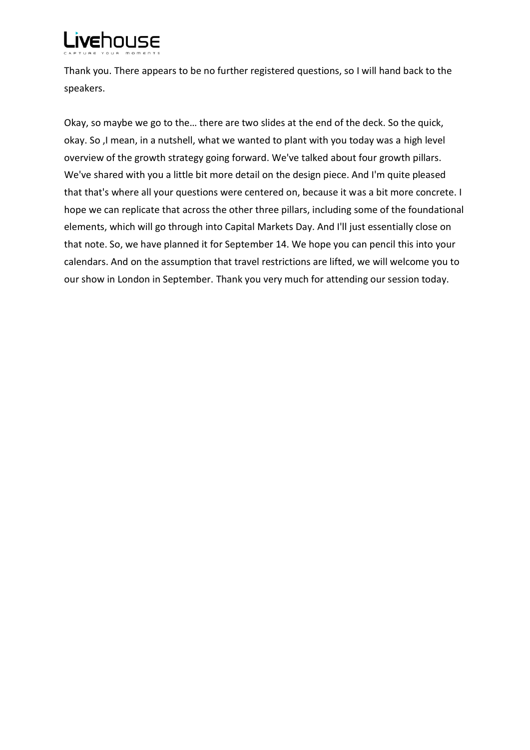Thank you. There appears to be no further registered questions, so I will hand back to the speakers.

Okay, so maybe we go to the… there are two slides at the end of the deck. So the quick, okay. So ,I mean, in a nutshell, what we wanted to plant with you today was a high level overview of the growth strategy going forward. We've talked about four growth pillars. We've shared with you a little bit more detail on the design piece. And I'm quite pleased that that's where all your questions were centered on, because it was a bit more concrete. I hope we can replicate that across the other three pillars, including some of the foundational elements, which will go through into Capital Markets Day. And I'll just essentially close on that note. So, we have planned it for September 14. We hope you can pencil this into your calendars. And on the assumption that travel restrictions are lifted, we will welcome you to our show in London in September. Thank you very much for attending our session today.